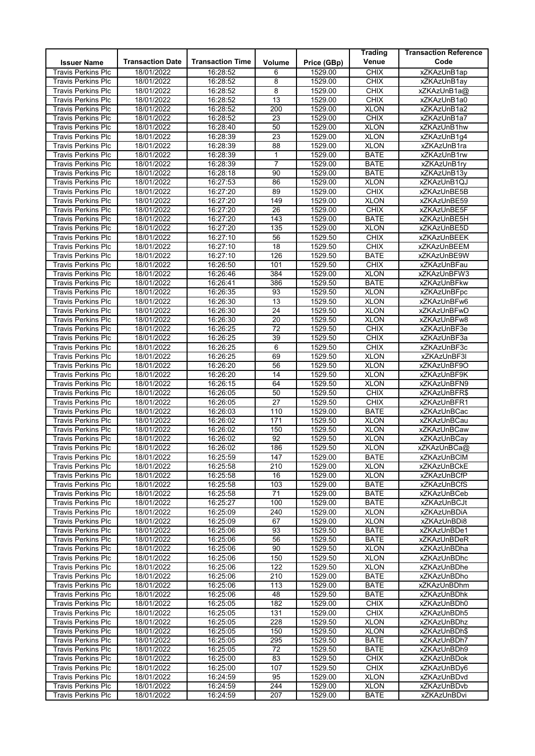| Issuer Name | Transaction Date | Transaction Time | Volume | Price (GBp) | Trading Venue | Transaction Reference Code |
|---|---|---|---|---|---|---|
| Travis Perkins Plc | 18/01/2022 | 16:28:52 | 6 | 1529.00 | CHIX | xZKAzUnB1ap |
| Travis Perkins Plc | 18/01/2022 | 16:28:52 | 8 | 1529.00 | CHIX | xZKAzUnB1ay |
| Travis Perkins Plc | 18/01/2022 | 16:28:52 | 8 | 1529.00 | CHIX | xZKAzUnB1a@ |
| Travis Perkins Plc | 18/01/2022 | 16:28:52 | 13 | 1529.00 | CHIX | xZKAzUnB1a0 |
| Travis Perkins Plc | 18/01/2022 | 16:28:52 | 200 | 1529.00 | XLON | xZKAzUnB1a2 |
| Travis Perkins Plc | 18/01/2022 | 16:28:52 | 23 | 1529.00 | CHIX | xZKAzUnB1a7 |
| Travis Perkins Plc | 18/01/2022 | 16:28:40 | 50 | 1529.00 | XLON | xZKAzUnB1hw |
| Travis Perkins Plc | 18/01/2022 | 16:28:39 | 23 | 1529.00 | XLON | xZKAzUnB1g4 |
| Travis Perkins Plc | 18/01/2022 | 16:28:39 | 88 | 1529.00 | XLON | xZKAzUnB1ra |
| Travis Perkins Plc | 18/01/2022 | 16:28:39 | 1 | 1529.00 | BATE | xZKAzUnB1rw |
| Travis Perkins Plc | 18/01/2022 | 16:28:39 | 7 | 1529.00 | BATE | xZKAzUnB1ry |
| Travis Perkins Plc | 18/01/2022 | 16:28:18 | 90 | 1529.00 | BATE | xZKAzUnB13y |
| Travis Perkins Plc | 18/01/2022 | 16:27:53 | 86 | 1529.00 | XLON | xZKAzUnB1QJ |
| Travis Perkins Plc | 18/01/2022 | 16:27:20 | 89 | 1529.00 | CHIX | xZKAzUnBE5B |
| Travis Perkins Plc | 18/01/2022 | 16:27:20 | 149 | 1529.00 | XLON | xZKAzUnBE59 |
| Travis Perkins Plc | 18/01/2022 | 16:27:20 | 26 | 1529.00 | CHIX | xZKAzUnBE5F |
| Travis Perkins Plc | 18/01/2022 | 16:27:20 | 143 | 1529.00 | BATE | xZKAzUnBE5H |
| Travis Perkins Plc | 18/01/2022 | 16:27:20 | 135 | 1529.00 | XLON | xZKAzUnBE5D |
| Travis Perkins Plc | 18/01/2022 | 16:27:10 | 56 | 1529.50 | CHIX | xZKAzUnBEEK |
| Travis Perkins Plc | 18/01/2022 | 16:27:10 | 18 | 1529.50 | CHIX | xZKAzUnBEEM |
| Travis Perkins Plc | 18/01/2022 | 16:27:10 | 126 | 1529.50 | BATE | xZKAzUnBE9W |
| Travis Perkins Plc | 18/01/2022 | 16:26:50 | 101 | 1529.50 | CHIX | xZKAzUnBFau |
| Travis Perkins Plc | 18/01/2022 | 16:26:46 | 384 | 1529.00 | XLON | xZKAzUnBFW3 |
| Travis Perkins Plc | 18/01/2022 | 16:26:41 | 386 | 1529.50 | BATE | xZKAzUnBFkw |
| Travis Perkins Plc | 18/01/2022 | 16:26:35 | 93 | 1529.50 | XLON | xZKAzUnBFpc |
| Travis Perkins Plc | 18/01/2022 | 16:26:30 | 13 | 1529.50 | XLON | xZKAzUnBFw6 |
| Travis Perkins Plc | 18/01/2022 | 16:26:30 | 24 | 1529.50 | XLON | xZKAzUnBFwD |
| Travis Perkins Plc | 18/01/2022 | 16:26:30 | 20 | 1529.50 | XLON | xZKAzUnBFw8 |
| Travis Perkins Plc | 18/01/2022 | 16:26:25 | 72 | 1529.50 | CHIX | xZKAzUnBF3e |
| Travis Perkins Plc | 18/01/2022 | 16:26:25 | 39 | 1529.50 | CHIX | xZKAzUnBF3a |
| Travis Perkins Plc | 18/01/2022 | 16:26:25 | 6 | 1529.50 | CHIX | xZKAzUnBF3c |
| Travis Perkins Plc | 18/01/2022 | 16:26:25 | 69 | 1529.50 | XLON | xZKAzUnBF3l |
| Travis Perkins Plc | 18/01/2022 | 16:26:20 | 56 | 1529.50 | XLON | xZKAzUnBF9O |
| Travis Perkins Plc | 18/01/2022 | 16:26:20 | 14 | 1529.50 | XLON | xZKAzUnBF9K |
| Travis Perkins Plc | 18/01/2022 | 16:26:15 | 64 | 1529.50 | XLON | xZKAzUnBFN9 |
| Travis Perkins Plc | 18/01/2022 | 16:26:05 | 50 | 1529.50 | CHIX | xZKAzUnBFR$ |
| Travis Perkins Plc | 18/01/2022 | 16:26:05 | 27 | 1529.50 | CHIX | xZKAzUnBFR1 |
| Travis Perkins Plc | 18/01/2022 | 16:26:03 | 110 | 1529.00 | BATE | xZKAzUnBCac |
| Travis Perkins Plc | 18/01/2022 | 16:26:02 | 171 | 1529.50 | XLON | xZKAzUnBCau |
| Travis Perkins Plc | 18/01/2022 | 16:26:02 | 150 | 1529.50 | XLON | xZKAzUnBCaw |
| Travis Perkins Plc | 18/01/2022 | 16:26:02 | 92 | 1529.50 | XLON | xZKAzUnBCay |
| Travis Perkins Plc | 18/01/2022 | 16:26:02 | 186 | 1529.50 | XLON | xZKAzUnBCa@ |
| Travis Perkins Plc | 18/01/2022 | 16:25:59 | 147 | 1529.00 | BATE | xZKAzUnBCIM |
| Travis Perkins Plc | 18/01/2022 | 16:25:58 | 210 | 1529.00 | XLON | xZKAzUnBCkE |
| Travis Perkins Plc | 18/01/2022 | 16:25:58 | 16 | 1529.00 | XLON | xZKAzUnBCfP |
| Travis Perkins Plc | 18/01/2022 | 16:25:58 | 103 | 1529.00 | BATE | xZKAzUnBCfS |
| Travis Perkins Plc | 18/01/2022 | 16:25:58 | 71 | 1529.00 | BATE | xZKAzUnBCeb |
| Travis Perkins Plc | 18/01/2022 | 16:25:27 | 100 | 1529.00 | BATE | xZKAzUnBCJt |
| Travis Perkins Plc | 18/01/2022 | 16:25:09 | 240 | 1529.00 | XLON | xZKAzUnBDiA |
| Travis Perkins Plc | 18/01/2022 | 16:25:09 | 67 | 1529.00 | XLON | xZKAzUnBDi8 |
| Travis Perkins Plc | 18/01/2022 | 16:25:06 | 93 | 1529.50 | BATE | xZKAzUnBDe1 |
| Travis Perkins Plc | 18/01/2022 | 16:25:06 | 56 | 1529.50 | BATE | xZKAzUnBDeR |
| Travis Perkins Plc | 18/01/2022 | 16:25:06 | 90 | 1529.50 | XLON | xZKAzUnBDha |
| Travis Perkins Plc | 18/01/2022 | 16:25:06 | 150 | 1529.50 | XLON | xZKAzUnBDhc |
| Travis Perkins Plc | 18/01/2022 | 16:25:06 | 122 | 1529.50 | XLON | xZKAzUnBDhe |
| Travis Perkins Plc | 18/01/2022 | 16:25:06 | 210 | 1529.00 | BATE | xZKAzUnBDho |
| Travis Perkins Plc | 18/01/2022 | 16:25:06 | 113 | 1529.00 | BATE | xZKAzUnBDhm |
| Travis Perkins Plc | 18/01/2022 | 16:25:06 | 48 | 1529.50 | BATE | xZKAzUnBDhk |
| Travis Perkins Plc | 18/01/2022 | 16:25:05 | 182 | 1529.00 | CHIX | xZKAzUnBDh0 |
| Travis Perkins Plc | 18/01/2022 | 16:25:05 | 131 | 1529.00 | CHIX | xZKAzUnBDh5 |
| Travis Perkins Plc | 18/01/2022 | 16:25:05 | 228 | 1529.50 | XLON | xZKAzUnBDhz |
| Travis Perkins Plc | 18/01/2022 | 16:25:05 | 150 | 1529.50 | XLON | xZKAzUnBDh$ |
| Travis Perkins Plc | 18/01/2022 | 16:25:05 | 295 | 1529.50 | BATE | xZKAzUnBDh7 |
| Travis Perkins Plc | 18/01/2022 | 16:25:05 | 72 | 1529.50 | BATE | xZKAzUnBDh9 |
| Travis Perkins Plc | 18/01/2022 | 16:25:00 | 83 | 1529.50 | CHIX | xZKAzUnBDok |
| Travis Perkins Plc | 18/01/2022 | 16:25:00 | 107 | 1529.50 | CHIX | xZKAzUnBDy6 |
| Travis Perkins Plc | 18/01/2022 | 16:24:59 | 95 | 1529.00 | XLON | xZKAzUnBDvd |
| Travis Perkins Plc | 18/01/2022 | 16:24:59 | 244 | 1529.00 | XLON | xZKAzUnBDvb |
| Travis Perkins Plc | 18/01/2022 | 16:24:59 | 207 | 1529.00 | BATE | xZKAzUnBDvi |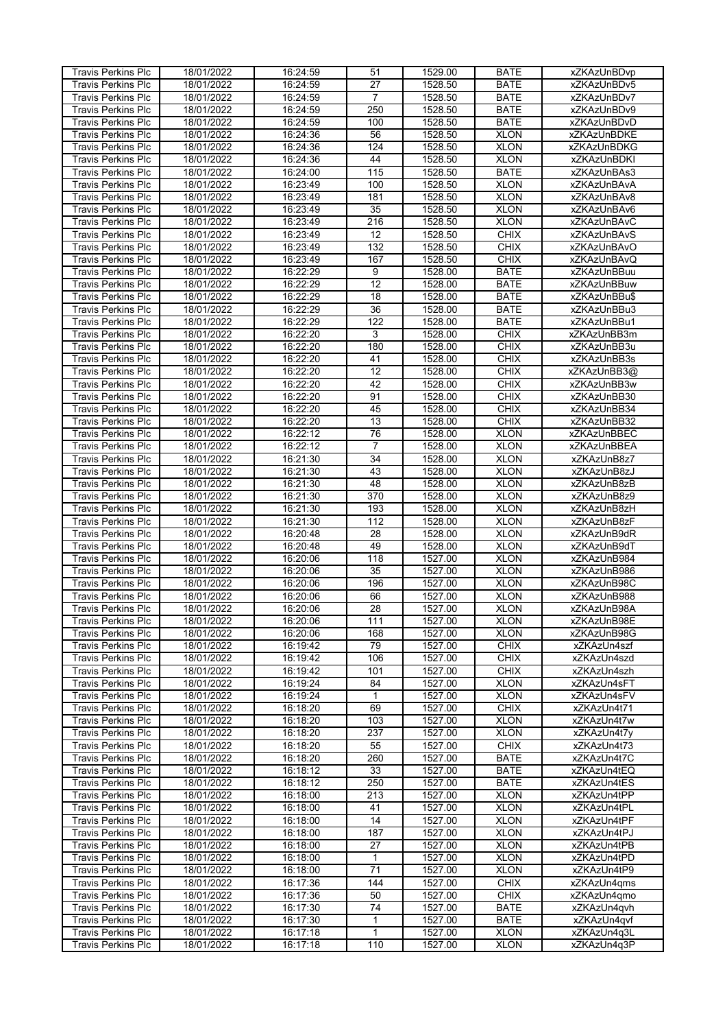| | | | | | | |
|---|---|---|---|---|---|---|
| Travis Perkins Plc | 18/01/2022 | 16:24:59 | 51 | 1529.00 | BATE | xZKAzUnBDvp |
| Travis Perkins Plc | 18/01/2022 | 16:24:59 | 27 | 1528.50 | BATE | xZKAzUnBDv5 |
| Travis Perkins Plc | 18/01/2022 | 16:24:59 | 7 | 1528.50 | BATE | xZKAzUnBDv7 |
| Travis Perkins Plc | 18/01/2022 | 16:24:59 | 250 | 1528.50 | BATE | xZKAzUnBDv9 |
| Travis Perkins Plc | 18/01/2022 | 16:24:59 | 100 | 1528.50 | BATE | xZKAzUnBDvD |
| Travis Perkins Plc | 18/01/2022 | 16:24:36 | 56 | 1528.50 | XLON | xZKAzUnBDKE |
| Travis Perkins Plc | 18/01/2022 | 16:24:36 | 124 | 1528.50 | XLON | xZKAzUnBDKG |
| Travis Perkins Plc | 18/01/2022 | 16:24:36 | 44 | 1528.50 | XLON | xZKAzUnBDKI |
| Travis Perkins Plc | 18/01/2022 | 16:24:00 | 115 | 1528.50 | BATE | xZKAzUnBAs3 |
| Travis Perkins Plc | 18/01/2022 | 16:23:49 | 100 | 1528.50 | XLON | xZKAzUnBAvA |
| Travis Perkins Plc | 18/01/2022 | 16:23:49 | 181 | 1528.50 | XLON | xZKAzUnBAv8 |
| Travis Perkins Plc | 18/01/2022 | 16:23:49 | 35 | 1528.50 | XLON | xZKAzUnBAv6 |
| Travis Perkins Plc | 18/01/2022 | 16:23:49 | 216 | 1528.50 | XLON | xZKAzUnBAvC |
| Travis Perkins Plc | 18/01/2022 | 16:23:49 | 12 | 1528.50 | CHIX | xZKAzUnBAvS |
| Travis Perkins Plc | 18/01/2022 | 16:23:49 | 132 | 1528.50 | CHIX | xZKAzUnBAvO |
| Travis Perkins Plc | 18/01/2022 | 16:23:49 | 167 | 1528.50 | CHIX | xZKAzUnBAvQ |
| Travis Perkins Plc | 18/01/2022 | 16:22:29 | 9 | 1528.00 | BATE | xZKAzUnBBuu |
| Travis Perkins Plc | 18/01/2022 | 16:22:29 | 12 | 1528.00 | BATE | xZKAzUnBBuw |
| Travis Perkins Plc | 18/01/2022 | 16:22:29 | 18 | 1528.00 | BATE | xZKAzUnBBu$ |
| Travis Perkins Plc | 18/01/2022 | 16:22:29 | 36 | 1528.00 | BATE | xZKAzUnBBu3 |
| Travis Perkins Plc | 18/01/2022 | 16:22:29 | 122 | 1528.00 | BATE | xZKAzUnBBu1 |
| Travis Perkins Plc | 18/01/2022 | 16:22:20 | 3 | 1528.00 | CHIX | xZKAzUnBB3m |
| Travis Perkins Plc | 18/01/2022 | 16:22:20 | 180 | 1528.00 | CHIX | xZKAzUnBB3u |
| Travis Perkins Plc | 18/01/2022 | 16:22:20 | 41 | 1528.00 | CHIX | xZKAzUnBB3s |
| Travis Perkins Plc | 18/01/2022 | 16:22:20 | 12 | 1528.00 | CHIX | xZKAzUnBB3@ |
| Travis Perkins Plc | 18/01/2022 | 16:22:20 | 42 | 1528.00 | CHIX | xZKAzUnBB3w |
| Travis Perkins Plc | 18/01/2022 | 16:22:20 | 91 | 1528.00 | CHIX | xZKAzUnBB30 |
| Travis Perkins Plc | 18/01/2022 | 16:22:20 | 45 | 1528.00 | CHIX | xZKAzUnBB34 |
| Travis Perkins Plc | 18/01/2022 | 16:22:20 | 13 | 1528.00 | CHIX | xZKAzUnBB32 |
| Travis Perkins Plc | 18/01/2022 | 16:22:12 | 76 | 1528.00 | XLON | xZKAzUnBBEC |
| Travis Perkins Plc | 18/01/2022 | 16:22:12 | 7 | 1528.00 | XLON | xZKAzUnBBEA |
| Travis Perkins Plc | 18/01/2022 | 16:21:30 | 34 | 1528.00 | XLON | xZKAzUnB8z7 |
| Travis Perkins Plc | 18/01/2022 | 16:21:30 | 43 | 1528.00 | XLON | xZKAzUnB8zJ |
| Travis Perkins Plc | 18/01/2022 | 16:21:30 | 48 | 1528.00 | XLON | xZKAzUnB8zB |
| Travis Perkins Plc | 18/01/2022 | 16:21:30 | 370 | 1528.00 | XLON | xZKAzUnB8z9 |
| Travis Perkins Plc | 18/01/2022 | 16:21:30 | 193 | 1528.00 | XLON | xZKAzUnB8zH |
| Travis Perkins Plc | 18/01/2022 | 16:21:30 | 112 | 1528.00 | XLON | xZKAzUnB8zF |
| Travis Perkins Plc | 18/01/2022 | 16:20:48 | 28 | 1528.00 | XLON | xZKAzUnB9dR |
| Travis Perkins Plc | 18/01/2022 | 16:20:48 | 49 | 1528.00 | XLON | xZKAzUnB9dT |
| Travis Perkins Plc | 18/01/2022 | 16:20:06 | 118 | 1527.00 | XLON | xZKAzUnB984 |
| Travis Perkins Plc | 18/01/2022 | 16:20:06 | 35 | 1527.00 | XLON | xZKAzUnB986 |
| Travis Perkins Plc | 18/01/2022 | 16:20:06 | 196 | 1527.00 | XLON | xZKAzUnB98C |
| Travis Perkins Plc | 18/01/2022 | 16:20:06 | 66 | 1527.00 | XLON | xZKAzUnB988 |
| Travis Perkins Plc | 18/01/2022 | 16:20:06 | 28 | 1527.00 | XLON | xZKAzUnB98A |
| Travis Perkins Plc | 18/01/2022 | 16:20:06 | 111 | 1527.00 | XLON | xZKAzUnB98E |
| Travis Perkins Plc | 18/01/2022 | 16:20:06 | 168 | 1527.00 | XLON | xZKAzUnB98G |
| Travis Perkins Plc | 18/01/2022 | 16:19:42 | 79 | 1527.00 | CHIX | xZKAzUn4szf |
| Travis Perkins Plc | 18/01/2022 | 16:19:42 | 106 | 1527.00 | CHIX | xZKAzUn4szd |
| Travis Perkins Plc | 18/01/2022 | 16:19:42 | 101 | 1527.00 | CHIX | xZKAzUn4szh |
| Travis Perkins Plc | 18/01/2022 | 16:19:24 | 84 | 1527.00 | XLON | xZKAzUn4sFT |
| Travis Perkins Plc | 18/01/2022 | 16:19:24 | 1 | 1527.00 | XLON | xZKAzUn4sFV |
| Travis Perkins Plc | 18/01/2022 | 16:18:20 | 69 | 1527.00 | CHIX | xZKAzUn4t71 |
| Travis Perkins Plc | 18/01/2022 | 16:18:20 | 103 | 1527.00 | XLON | xZKAzUn4t7w |
| Travis Perkins Plc | 18/01/2022 | 16:18:20 | 237 | 1527.00 | XLON | xZKAzUn4t7y |
| Travis Perkins Plc | 18/01/2022 | 16:18:20 | 55 | 1527.00 | CHIX | xZKAzUn4t73 |
| Travis Perkins Plc | 18/01/2022 | 16:18:20 | 260 | 1527.00 | BATE | xZKAzUn4t7C |
| Travis Perkins Plc | 18/01/2022 | 16:18:12 | 33 | 1527.00 | BATE | xZKAzUn4tEQ |
| Travis Perkins Plc | 18/01/2022 | 16:18:12 | 250 | 1527.00 | BATE | xZKAzUn4tES |
| Travis Perkins Plc | 18/01/2022 | 16:18:00 | 213 | 1527.00 | XLON | xZKAzUn4tPP |
| Travis Perkins Plc | 18/01/2022 | 16:18:00 | 41 | 1527.00 | XLON | xZKAzUn4tPL |
| Travis Perkins Plc | 18/01/2022 | 16:18:00 | 14 | 1527.00 | XLON | xZKAzUn4tPF |
| Travis Perkins Plc | 18/01/2022 | 16:18:00 | 187 | 1527.00 | XLON | xZKAzUn4tPJ |
| Travis Perkins Plc | 18/01/2022 | 16:18:00 | 27 | 1527.00 | XLON | xZKAzUn4tPB |
| Travis Perkins Plc | 18/01/2022 | 16:18:00 | 1 | 1527.00 | XLON | xZKAzUn4tPD |
| Travis Perkins Plc | 18/01/2022 | 16:18:00 | 71 | 1527.00 | XLON | xZKAzUn4tP9 |
| Travis Perkins Plc | 18/01/2022 | 16:17:36 | 144 | 1527.00 | CHIX | xZKAzUn4qms |
| Travis Perkins Plc | 18/01/2022 | 16:17:36 | 50 | 1527.00 | CHIX | xZKAzUn4qmo |
| Travis Perkins Plc | 18/01/2022 | 16:17:30 | 74 | 1527.00 | BATE | xZKAzUn4qvh |
| Travis Perkins Plc | 18/01/2022 | 16:17:30 | 1 | 1527.00 | BATE | xZKAzUn4qvf |
| Travis Perkins Plc | 18/01/2022 | 16:17:18 | 1 | 1527.00 | XLON | xZKAzUn4q3L |
| Travis Perkins Plc | 18/01/2022 | 16:17:18 | 110 | 1527.00 | XLON | xZKAzUn4q3P |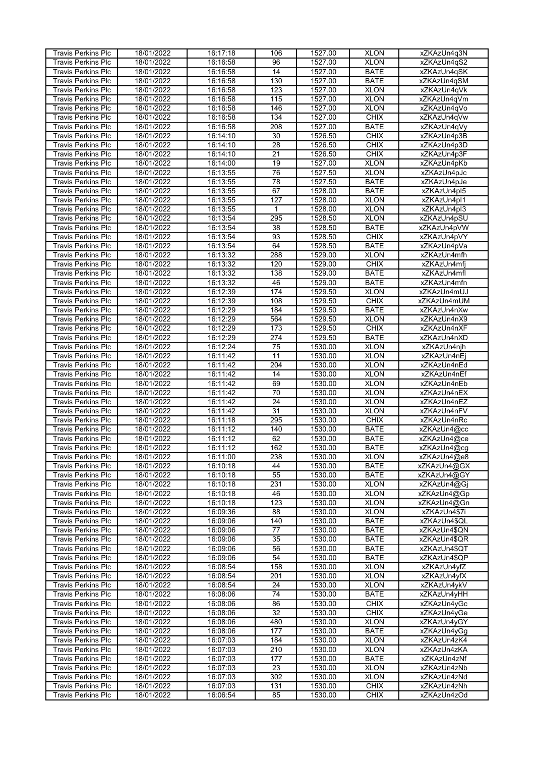| | | | | | | |
|---|---|---|---|---|---|---|
| Travis Perkins Plc | 18/01/2022 | 16:17:18 | 106 | 1527.00 | XLON | xZKAzUn4q3N |
| Travis Perkins Plc | 18/01/2022 | 16:16:58 | 96 | 1527.00 | XLON | xZKAzUn4qS2 |
| Travis Perkins Plc | 18/01/2022 | 16:16:58 | 14 | 1527.00 | BATE | xZKAzUn4qSK |
| Travis Perkins Plc | 18/01/2022 | 16:16:58 | 130 | 1527.00 | BATE | xZKAzUn4qSM |
| Travis Perkins Plc | 18/01/2022 | 16:16:58 | 123 | 1527.00 | XLON | xZKAzUn4qVk |
| Travis Perkins Plc | 18/01/2022 | 16:16:58 | 115 | 1527.00 | XLON | xZKAzUn4qVm |
| Travis Perkins Plc | 18/01/2022 | 16:16:58 | 146 | 1527.00 | XLON | xZKAzUn4qVo |
| Travis Perkins Plc | 18/01/2022 | 16:16:58 | 134 | 1527.00 | CHIX | xZKAzUn4qVw |
| Travis Perkins Plc | 18/01/2022 | 16:16:58 | 208 | 1527.00 | BATE | xZKAzUn4qVy |
| Travis Perkins Plc | 18/01/2022 | 16:14:10 | 30 | 1526.50 | CHIX | xZKAzUn4p3B |
| Travis Perkins Plc | 18/01/2022 | 16:14:10 | 28 | 1526.50 | CHIX | xZKAzUn4p3D |
| Travis Perkins Plc | 18/01/2022 | 16:14:10 | 21 | 1526.50 | CHIX | xZKAzUn4p3F |
| Travis Perkins Plc | 18/01/2022 | 16:14:00 | 19 | 1527.00 | XLON | xZKAzUn4pKb |
| Travis Perkins Plc | 18/01/2022 | 16:13:55 | 76 | 1527.50 | XLON | xZKAzUn4pJc |
| Travis Perkins Plc | 18/01/2022 | 16:13:55 | 78 | 1527.50 | BATE | xZKAzUn4pJe |
| Travis Perkins Plc | 18/01/2022 | 16:13:55 | 67 | 1528.00 | BATE | xZKAzUn4pI5 |
| Travis Perkins Plc | 18/01/2022 | 16:13:55 | 127 | 1528.00 | XLON | xZKAzUn4pI1 |
| Travis Perkins Plc | 18/01/2022 | 16:13:55 | 1 | 1528.00 | XLON | xZKAzUn4pI3 |
| Travis Perkins Plc | 18/01/2022 | 16:13:54 | 295 | 1528.50 | XLON | xZKAzUn4pSU |
| Travis Perkins Plc | 18/01/2022 | 16:13:54 | 38 | 1528.50 | BATE | xZKAzUn4pVW |
| Travis Perkins Plc | 18/01/2022 | 16:13:54 | 93 | 1528.50 | CHIX | xZKAzUn4pVY |
| Travis Perkins Plc | 18/01/2022 | 16:13:54 | 64 | 1528.50 | BATE | xZKAzUn4pVa |
| Travis Perkins Plc | 18/01/2022 | 16:13:32 | 288 | 1529.00 | XLON | xZKAzUn4mfh |
| Travis Perkins Plc | 18/01/2022 | 16:13:32 | 120 | 1529.00 | CHIX | xZKAzUn4mfj |
| Travis Perkins Plc | 18/01/2022 | 16:13:32 | 138 | 1529.00 | BATE | xZKAzUn4mfl |
| Travis Perkins Plc | 18/01/2022 | 16:13:32 | 46 | 1529.00 | BATE | xZKAzUn4mfn |
| Travis Perkins Plc | 18/01/2022 | 16:12:39 | 174 | 1529.50 | XLON | xZKAzUn4mUJ |
| Travis Perkins Plc | 18/01/2022 | 16:12:39 | 108 | 1529.50 | CHIX | xZKAzUn4mUM |
| Travis Perkins Plc | 18/01/2022 | 16:12:29 | 184 | 1529.50 | BATE | xZKAzUn4nXw |
| Travis Perkins Plc | 18/01/2022 | 16:12:29 | 564 | 1529.50 | XLON | xZKAzUn4nX9 |
| Travis Perkins Plc | 18/01/2022 | 16:12:29 | 173 | 1529.50 | CHIX | xZKAzUn4nXF |
| Travis Perkins Plc | 18/01/2022 | 16:12:29 | 274 | 1529.50 | BATE | xZKAzUn4nXD |
| Travis Perkins Plc | 18/01/2022 | 16:12:24 | 75 | 1530.00 | XLON | xZKAzUn4njh |
| Travis Perkins Plc | 18/01/2022 | 16:11:42 | 11 | 1530.00 | XLON | xZKAzUn4nEj |
| Travis Perkins Plc | 18/01/2022 | 16:11:42 | 204 | 1530.00 | XLON | xZKAzUn4nEd |
| Travis Perkins Plc | 18/01/2022 | 16:11:42 | 14 | 1530.00 | XLON | xZKAzUn4nEf |
| Travis Perkins Plc | 18/01/2022 | 16:11:42 | 69 | 1530.00 | XLON | xZKAzUn4nEb |
| Travis Perkins Plc | 18/01/2022 | 16:11:42 | 70 | 1530.00 | XLON | xZKAzUn4nEX |
| Travis Perkins Plc | 18/01/2022 | 16:11:42 | 24 | 1530.00 | XLON | xZKAzUn4nEZ |
| Travis Perkins Plc | 18/01/2022 | 16:11:42 | 31 | 1530.00 | XLON | xZKAzUn4nFV |
| Travis Perkins Plc | 18/01/2022 | 16:11:18 | 295 | 1530.00 | CHIX | xZKAzUn4nRc |
| Travis Perkins Plc | 18/01/2022 | 16:11:12 | 140 | 1530.00 | BATE | xZKAzUn4@cc |
| Travis Perkins Plc | 18/01/2022 | 16:11:12 | 62 | 1530.00 | BATE | xZKAzUn4@ce |
| Travis Perkins Plc | 18/01/2022 | 16:11:12 | 162 | 1530.00 | BATE | xZKAzUn4@cg |
| Travis Perkins Plc | 18/01/2022 | 16:11:00 | 238 | 1530.00 | XLON | xZKAzUn4@e8 |
| Travis Perkins Plc | 18/01/2022 | 16:10:18 | 44 | 1530.00 | BATE | xZKAzUn4@GX |
| Travis Perkins Plc | 18/01/2022 | 16:10:18 | 55 | 1530.00 | BATE | xZKAzUn4@GY |
| Travis Perkins Plc | 18/01/2022 | 16:10:18 | 231 | 1530.00 | XLON | xZKAzUn4@Gj |
| Travis Perkins Plc | 18/01/2022 | 16:10:18 | 46 | 1530.00 | XLON | xZKAzUn4@Gp |
| Travis Perkins Plc | 18/01/2022 | 16:10:18 | 123 | 1530.00 | XLON | xZKAzUn4@Gn |
| Travis Perkins Plc | 18/01/2022 | 16:09:36 | 88 | 1530.00 | XLON | xZKAzUn4$7i |
| Travis Perkins Plc | 18/01/2022 | 16:09:06 | 140 | 1530.00 | BATE | xZKAzUn4$QL |
| Travis Perkins Plc | 18/01/2022 | 16:09:06 | 77 | 1530.00 | BATE | xZKAzUn4$QN |
| Travis Perkins Plc | 18/01/2022 | 16:09:06 | 35 | 1530.00 | BATE | xZKAzUn4$QR |
| Travis Perkins Plc | 18/01/2022 | 16:09:06 | 56 | 1530.00 | BATE | xZKAzUn4$QT |
| Travis Perkins Plc | 18/01/2022 | 16:09:06 | 54 | 1530.00 | BATE | xZKAzUn4$QP |
| Travis Perkins Plc | 18/01/2022 | 16:08:54 | 158 | 1530.00 | XLON | xZKAzUn4yfZ |
| Travis Perkins Plc | 18/01/2022 | 16:08:54 | 201 | 1530.00 | XLON | xZKAzUn4yfX |
| Travis Perkins Plc | 18/01/2022 | 16:08:54 | 24 | 1530.00 | XLON | xZKAzUn4ykV |
| Travis Perkins Plc | 18/01/2022 | 16:08:06 | 74 | 1530.00 | BATE | xZKAzUn4yHH |
| Travis Perkins Plc | 18/01/2022 | 16:08:06 | 86 | 1530.00 | CHIX | xZKAzUn4yGc |
| Travis Perkins Plc | 18/01/2022 | 16:08:06 | 32 | 1530.00 | CHIX | xZKAzUn4yGe |
| Travis Perkins Plc | 18/01/2022 | 16:08:06 | 480 | 1530.00 | XLON | xZKAzUn4yGY |
| Travis Perkins Plc | 18/01/2022 | 16:08:06 | 177 | 1530.00 | BATE | xZKAzUn4yGg |
| Travis Perkins Plc | 18/01/2022 | 16:07:03 | 184 | 1530.00 | XLON | xZKAzUn4zK4 |
| Travis Perkins Plc | 18/01/2022 | 16:07:03 | 210 | 1530.00 | XLON | xZKAzUn4zKA |
| Travis Perkins Plc | 18/01/2022 | 16:07:03 | 177 | 1530.00 | BATE | xZKAzUn4zNf |
| Travis Perkins Plc | 18/01/2022 | 16:07:03 | 23 | 1530.00 | XLON | xZKAzUn4zNb |
| Travis Perkins Plc | 18/01/2022 | 16:07:03 | 302 | 1530.00 | XLON | xZKAzUn4zNd |
| Travis Perkins Plc | 18/01/2022 | 16:07:03 | 131 | 1530.00 | CHIX | xZKAzUn4zNh |
| Travis Perkins Plc | 18/01/2022 | 16:06:54 | 85 | 1530.00 | CHIX | xZKAzUn4zOd |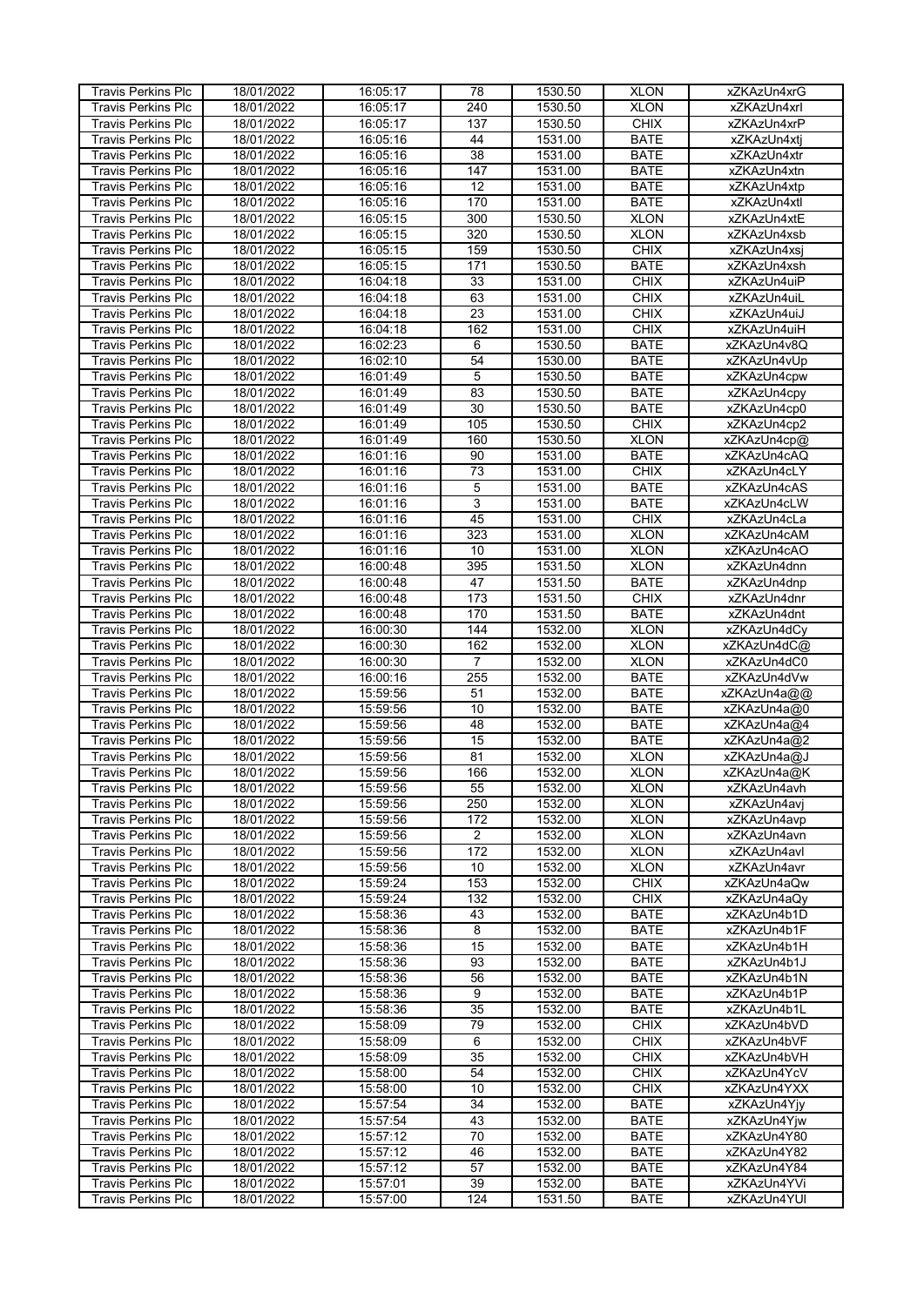| | | | | | | |
|---|---|---|---|---|---|---|
| Travis Perkins Plc | 18/01/2022 | 16:05:17 | 78 | 1530.50 | XLON | xZKAzUn4xrG |
| Travis Perkins Plc | 18/01/2022 | 16:05:17 | 240 | 1530.50 | XLON | xZKAzUn4xrI |
| Travis Perkins Plc | 18/01/2022 | 16:05:17 | 137 | 1530.50 | CHIX | xZKAzUn4xrP |
| Travis Perkins Plc | 18/01/2022 | 16:05:16 | 44 | 1531.00 | BATE | xZKAzUn4xtj |
| Travis Perkins Plc | 18/01/2022 | 16:05:16 | 38 | 1531.00 | BATE | xZKAzUn4xtr |
| Travis Perkins Plc | 18/01/2022 | 16:05:16 | 147 | 1531.00 | BATE | xZKAzUn4xtn |
| Travis Perkins Plc | 18/01/2022 | 16:05:16 | 12 | 1531.00 | BATE | xZKAzUn4xtp |
| Travis Perkins Plc | 18/01/2022 | 16:05:16 | 170 | 1531.00 | BATE | xZKAzUn4xtl |
| Travis Perkins Plc | 18/01/2022 | 16:05:15 | 300 | 1530.50 | XLON | xZKAzUn4xtE |
| Travis Perkins Plc | 18/01/2022 | 16:05:15 | 320 | 1530.50 | XLON | xZKAzUn4xsb |
| Travis Perkins Plc | 18/01/2022 | 16:05:15 | 159 | 1530.50 | CHIX | xZKAzUn4xsj |
| Travis Perkins Plc | 18/01/2022 | 16:05:15 | 171 | 1530.50 | BATE | xZKAzUn4xsh |
| Travis Perkins Plc | 18/01/2022 | 16:04:18 | 33 | 1531.00 | CHIX | xZKAzUn4uiP |
| Travis Perkins Plc | 18/01/2022 | 16:04:18 | 63 | 1531.00 | CHIX | xZKAzUn4uiL |
| Travis Perkins Plc | 18/01/2022 | 16:04:18 | 23 | 1531.00 | CHIX | xZKAzUn4uiJ |
| Travis Perkins Plc | 18/01/2022 | 16:04:18 | 162 | 1531.00 | CHIX | xZKAzUn4uiH |
| Travis Perkins Plc | 18/01/2022 | 16:02:23 | 6 | 1530.50 | BATE | xZKAzUn4v8Q |
| Travis Perkins Plc | 18/01/2022 | 16:02:10 | 54 | 1530.00 | BATE | xZKAzUn4vUp |
| Travis Perkins Plc | 18/01/2022 | 16:01:49 | 5 | 1530.50 | BATE | xZKAzUn4cpw |
| Travis Perkins Plc | 18/01/2022 | 16:01:49 | 83 | 1530.50 | BATE | xZKAzUn4cpy |
| Travis Perkins Plc | 18/01/2022 | 16:01:49 | 30 | 1530.50 | BATE | xZKAzUn4cp0 |
| Travis Perkins Plc | 18/01/2022 | 16:01:49 | 105 | 1530.50 | CHIX | xZKAzUn4cp2 |
| Travis Perkins Plc | 18/01/2022 | 16:01:49 | 160 | 1530.50 | XLON | xZKAzUn4cp@ |
| Travis Perkins Plc | 18/01/2022 | 16:01:16 | 90 | 1531.00 | BATE | xZKAzUn4cAQ |
| Travis Perkins Plc | 18/01/2022 | 16:01:16 | 73 | 1531.00 | CHIX | xZKAzUn4cLY |
| Travis Perkins Plc | 18/01/2022 | 16:01:16 | 5 | 1531.00 | BATE | xZKAzUn4cAS |
| Travis Perkins Plc | 18/01/2022 | 16:01:16 | 3 | 1531.00 | BATE | xZKAzUn4cLW |
| Travis Perkins Plc | 18/01/2022 | 16:01:16 | 45 | 1531.00 | CHIX | xZKAzUn4cLa |
| Travis Perkins Plc | 18/01/2022 | 16:01:16 | 323 | 1531.00 | XLON | xZKAzUn4cAM |
| Travis Perkins Plc | 18/01/2022 | 16:01:16 | 10 | 1531.00 | XLON | xZKAzUn4cAO |
| Travis Perkins Plc | 18/01/2022 | 16:00:48 | 395 | 1531.50 | XLON | xZKAzUn4dnn |
| Travis Perkins Plc | 18/01/2022 | 16:00:48 | 47 | 1531.50 | BATE | xZKAzUn4dnp |
| Travis Perkins Plc | 18/01/2022 | 16:00:48 | 173 | 1531.50 | CHIX | xZKAzUn4dnr |
| Travis Perkins Plc | 18/01/2022 | 16:00:48 | 170 | 1531.50 | BATE | xZKAzUn4dnt |
| Travis Perkins Plc | 18/01/2022 | 16:00:30 | 144 | 1532.00 | XLON | xZKAzUn4dCy |
| Travis Perkins Plc | 18/01/2022 | 16:00:30 | 162 | 1532.00 | XLON | xZKAzUn4dC@ |
| Travis Perkins Plc | 18/01/2022 | 16:00:30 | 7 | 1532.00 | XLON | xZKAzUn4dC0 |
| Travis Perkins Plc | 18/01/2022 | 16:00:16 | 255 | 1532.00 | BATE | xZKAzUn4dVw |
| Travis Perkins Plc | 18/01/2022 | 15:59:56 | 51 | 1532.00 | BATE | xZKAzUn4a@@ |
| Travis Perkins Plc | 18/01/2022 | 15:59:56 | 10 | 1532.00 | BATE | xZKAzUn4a@0 |
| Travis Perkins Plc | 18/01/2022 | 15:59:56 | 48 | 1532.00 | BATE | xZKAzUn4a@4 |
| Travis Perkins Plc | 18/01/2022 | 15:59:56 | 15 | 1532.00 | BATE | xZKAzUn4a@2 |
| Travis Perkins Plc | 18/01/2022 | 15:59:56 | 81 | 1532.00 | XLON | xZKAzUn4a@J |
| Travis Perkins Plc | 18/01/2022 | 15:59:56 | 166 | 1532.00 | XLON | xZKAzUn4a@K |
| Travis Perkins Plc | 18/01/2022 | 15:59:56 | 55 | 1532.00 | XLON | xZKAzUn4avh |
| Travis Perkins Plc | 18/01/2022 | 15:59:56 | 250 | 1532.00 | XLON | xZKAzUn4avj |
| Travis Perkins Plc | 18/01/2022 | 15:59:56 | 172 | 1532.00 | XLON | xZKAzUn4avp |
| Travis Perkins Plc | 18/01/2022 | 15:59:56 | 2 | 1532.00 | XLON | xZKAzUn4avn |
| Travis Perkins Plc | 18/01/2022 | 15:59:56 | 172 | 1532.00 | XLON | xZKAzUn4avl |
| Travis Perkins Plc | 18/01/2022 | 15:59:56 | 10 | 1532.00 | XLON | xZKAzUn4avr |
| Travis Perkins Plc | 18/01/2022 | 15:59:24 | 153 | 1532.00 | CHIX | xZKAzUn4aQw |
| Travis Perkins Plc | 18/01/2022 | 15:59:24 | 132 | 1532.00 | CHIX | xZKAzUn4aQy |
| Travis Perkins Plc | 18/01/2022 | 15:58:36 | 43 | 1532.00 | BATE | xZKAzUn4b1D |
| Travis Perkins Plc | 18/01/2022 | 15:58:36 | 8 | 1532.00 | BATE | xZKAzUn4b1F |
| Travis Perkins Plc | 18/01/2022 | 15:58:36 | 15 | 1532.00 | BATE | xZKAzUn4b1H |
| Travis Perkins Plc | 18/01/2022 | 15:58:36 | 93 | 1532.00 | BATE | xZKAzUn4b1J |
| Travis Perkins Plc | 18/01/2022 | 15:58:36 | 56 | 1532.00 | BATE | xZKAzUn4b1N |
| Travis Perkins Plc | 18/01/2022 | 15:58:36 | 9 | 1532.00 | BATE | xZKAzUn4b1P |
| Travis Perkins Plc | 18/01/2022 | 15:58:36 | 35 | 1532.00 | BATE | xZKAzUn4b1L |
| Travis Perkins Plc | 18/01/2022 | 15:58:09 | 79 | 1532.00 | CHIX | xZKAzUn4bVD |
| Travis Perkins Plc | 18/01/2022 | 15:58:09 | 6 | 1532.00 | CHIX | xZKAzUn4bVF |
| Travis Perkins Plc | 18/01/2022 | 15:58:09 | 35 | 1532.00 | CHIX | xZKAzUn4bVH |
| Travis Perkins Plc | 18/01/2022 | 15:58:00 | 54 | 1532.00 | CHIX | xZKAzUn4YcV |
| Travis Perkins Plc | 18/01/2022 | 15:58:00 | 10 | 1532.00 | CHIX | xZKAzUn4YXX |
| Travis Perkins Plc | 18/01/2022 | 15:57:54 | 34 | 1532.00 | BATE | xZKAzUn4Yjy |
| Travis Perkins Plc | 18/01/2022 | 15:57:54 | 43 | 1532.00 | BATE | xZKAzUn4Yjw |
| Travis Perkins Plc | 18/01/2022 | 15:57:12 | 70 | 1532.00 | BATE | xZKAzUn4Y80 |
| Travis Perkins Plc | 18/01/2022 | 15:57:12 | 46 | 1532.00 | BATE | xZKAzUn4Y82 |
| Travis Perkins Plc | 18/01/2022 | 15:57:12 | 57 | 1532.00 | BATE | xZKAzUn4Y84 |
| Travis Perkins Plc | 18/01/2022 | 15:57:01 | 39 | 1532.00 | BATE | xZKAzUn4YVi |
| Travis Perkins Plc | 18/01/2022 | 15:57:00 | 124 | 1531.50 | BATE | xZKAzUn4YUl |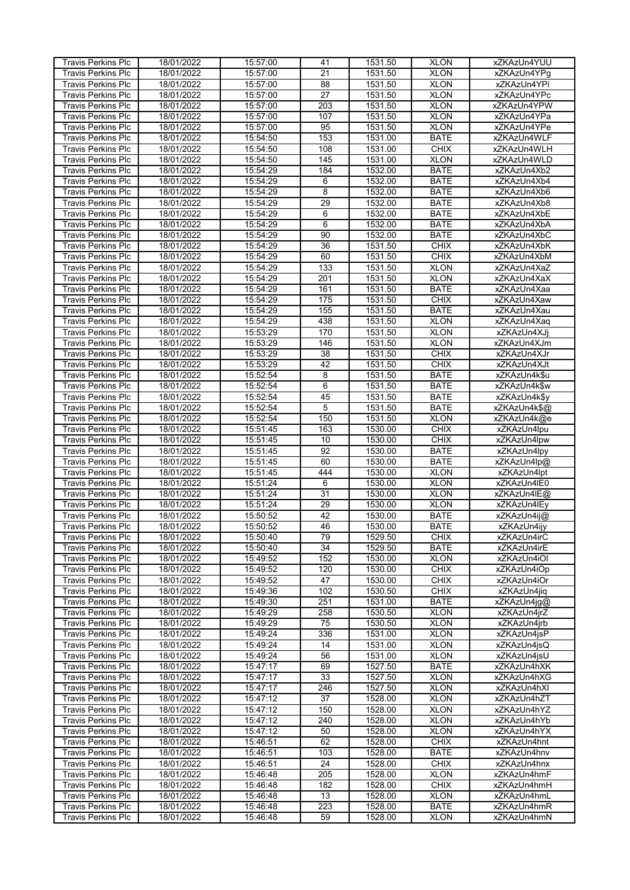| | | | | | | |
|---|---|---|---|---|---|---|
| Travis Perkins Plc | 18/01/2022 | 15:57:00 | 41 | 1531.50 | XLON | xZKAzUn4YUU |
| Travis Perkins Plc | 18/01/2022 | 15:57:00 | 21 | 1531.50 | XLON | xZKAzUn4YPg |
| Travis Perkins Plc | 18/01/2022 | 15:57:00 | 88 | 1531.50 | XLON | xZKAzUn4YPi |
| Travis Perkins Plc | 18/01/2022 | 15:57:00 | 27 | 1531.50 | XLON | xZKAzUn4YPc |
| Travis Perkins Plc | 18/01/2022 | 15:57:00 | 203 | 1531.50 | XLON | xZKAzUn4YPW |
| Travis Perkins Plc | 18/01/2022 | 15:57:00 | 107 | 1531.50 | XLON | xZKAzUn4YPa |
| Travis Perkins Plc | 18/01/2022 | 15:57:00 | 95 | 1531.50 | XLON | xZKAzUn4YPe |
| Travis Perkins Plc | 18/01/2022 | 15:54:50 | 153 | 1531.00 | BATE | xZKAzUn4WLF |
| Travis Perkins Plc | 18/01/2022 | 15:54:50 | 108 | 1531.00 | CHIX | xZKAzUn4WLH |
| Travis Perkins Plc | 18/01/2022 | 15:54:50 | 145 | 1531.00 | XLON | xZKAzUn4WLD |
| Travis Perkins Plc | 18/01/2022 | 15:54:29 | 184 | 1532.00 | BATE | xZKAzUn4Xb2 |
| Travis Perkins Plc | 18/01/2022 | 15:54:29 | 6 | 1532.00 | BATE | xZKAzUn4Xb4 |
| Travis Perkins Plc | 18/01/2022 | 15:54:29 | 8 | 1532.00 | BATE | xZKAzUn4Xb6 |
| Travis Perkins Plc | 18/01/2022 | 15:54:29 | 29 | 1532.00 | BATE | xZKAzUn4Xb8 |
| Travis Perkins Plc | 18/01/2022 | 15:54:29 | 6 | 1532.00 | BATE | xZKAzUn4XbE |
| Travis Perkins Plc | 18/01/2022 | 15:54:29 | 6 | 1532.00 | BATE | xZKAzUn4XbA |
| Travis Perkins Plc | 18/01/2022 | 15:54:29 | 90 | 1532.00 | BATE | xZKAzUn4XbC |
| Travis Perkins Plc | 18/01/2022 | 15:54:29 | 36 | 1531.50 | CHIX | xZKAzUn4XbK |
| Travis Perkins Plc | 18/01/2022 | 15:54:29 | 60 | 1531.50 | CHIX | xZKAzUn4XbM |
| Travis Perkins Plc | 18/01/2022 | 15:54:29 | 133 | 1531.50 | XLON | xZKAzUn4XaZ |
| Travis Perkins Plc | 18/01/2022 | 15:54:29 | 201 | 1531.50 | XLON | xZKAzUn4XaX |
| Travis Perkins Plc | 18/01/2022 | 15:54:29 | 161 | 1531.50 | BATE | xZKAzUn4Xaa |
| Travis Perkins Plc | 18/01/2022 | 15:54:29 | 175 | 1531.50 | CHIX | xZKAzUn4Xaw |
| Travis Perkins Plc | 18/01/2022 | 15:54:29 | 155 | 1531.50 | BATE | xZKAzUn4Xau |
| Travis Perkins Plc | 18/01/2022 | 15:54:29 | 438 | 1531.50 | XLON | xZKAzUn4Xaq |
| Travis Perkins Plc | 18/01/2022 | 15:53:29 | 170 | 1531.50 | XLON | xZKAzUn4XJj |
| Travis Perkins Plc | 18/01/2022 | 15:53:29 | 146 | 1531.50 | XLON | xZKAzUn4XJm |
| Travis Perkins Plc | 18/01/2022 | 15:53:29 | 38 | 1531.50 | CHIX | xZKAzUn4XJr |
| Travis Perkins Plc | 18/01/2022 | 15:53:29 | 42 | 1531.50 | CHIX | xZKAzUn4XJt |
| Travis Perkins Plc | 18/01/2022 | 15:52:54 | 8 | 1531.50 | BATE | xZKAzUn4k$u |
| Travis Perkins Plc | 18/01/2022 | 15:52:54 | 6 | 1531.50 | BATE | xZKAzUn4k$w |
| Travis Perkins Plc | 18/01/2022 | 15:52:54 | 45 | 1531.50 | BATE | xZKAzUn4k$y |
| Travis Perkins Plc | 18/01/2022 | 15:52:54 | 5 | 1531.50 | BATE | xZKAzUn4k$@ |
| Travis Perkins Plc | 18/01/2022 | 15:52:54 | 150 | 1531.50 | XLON | xZKAzUn4k@e |
| Travis Perkins Plc | 18/01/2022 | 15:51:45 | 163 | 1530.00 | CHIX | xZKAzUn4lpu |
| Travis Perkins Plc | 18/01/2022 | 15:51:45 | 10 | 1530.00 | CHIX | xZKAzUn4lpw |
| Travis Perkins Plc | 18/01/2022 | 15:51:45 | 92 | 1530.00 | BATE | xZKAzUn4lpy |
| Travis Perkins Plc | 18/01/2022 | 15:51:45 | 60 | 1530.00 | BATE | xZKAzUn4lp@ |
| Travis Perkins Plc | 18/01/2022 | 15:51:45 | 444 | 1530.00 | XLON | xZKAzUn4lpt |
| Travis Perkins Plc | 18/01/2022 | 15:51:24 | 6 | 1530.00 | XLON | xZKAzUn4lE0 |
| Travis Perkins Plc | 18/01/2022 | 15:51:24 | 31 | 1530.00 | XLON | xZKAzUn4lE@ |
| Travis Perkins Plc | 18/01/2022 | 15:51:24 | 29 | 1530.00 | XLON | xZKAzUn4lEy |
| Travis Perkins Plc | 18/01/2022 | 15:50:52 | 42 | 1530.00 | BATE | xZKAzUn4ij@ |
| Travis Perkins Plc | 18/01/2022 | 15:50:52 | 46 | 1530.00 | BATE | xZKAzUn4ijy |
| Travis Perkins Plc | 18/01/2022 | 15:50:40 | 79 | 1529.50 | CHIX | xZKAzUn4irC |
| Travis Perkins Plc | 18/01/2022 | 15:50:40 | 34 | 1529.50 | BATE | xZKAzUn4irE |
| Travis Perkins Plc | 18/01/2022 | 15:49:52 | 152 | 1530.00 | XLON | xZKAzUn4iOl |
| Travis Perkins Plc | 18/01/2022 | 15:49:52 | 120 | 1530.00 | CHIX | xZKAzUn4iOp |
| Travis Perkins Plc | 18/01/2022 | 15:49:52 | 47 | 1530.00 | CHIX | xZKAzUn4iOr |
| Travis Perkins Plc | 18/01/2022 | 15:49:36 | 102 | 1530.50 | CHIX | xZKAzUn4jiq |
| Travis Perkins Plc | 18/01/2022 | 15:49:30 | 251 | 1531.00 | BATE | xZKAzUn4jg@ |
| Travis Perkins Plc | 18/01/2022 | 15:49:29 | 258 | 1530.50 | XLON | xZKAzUn4jrZ |
| Travis Perkins Plc | 18/01/2022 | 15:49:29 | 75 | 1530.50 | XLON | xZKAzUn4jrb |
| Travis Perkins Plc | 18/01/2022 | 15:49:24 | 336 | 1531.00 | XLON | xZKAzUn4jsP |
| Travis Perkins Plc | 18/01/2022 | 15:49:24 | 14 | 1531.00 | XLON | xZKAzUn4jsQ |
| Travis Perkins Plc | 18/01/2022 | 15:49:24 | 56 | 1531.00 | XLON | xZKAzUn4jsU |
| Travis Perkins Plc | 18/01/2022 | 15:47:17 | 69 | 1527.50 | BATE | xZKAzUn4hXK |
| Travis Perkins Plc | 18/01/2022 | 15:47:17 | 33 | 1527.50 | XLON | xZKAzUn4hXG |
| Travis Perkins Plc | 18/01/2022 | 15:47:17 | 246 | 1527.50 | XLON | xZKAzUn4hXI |
| Travis Perkins Plc | 18/01/2022 | 15:47:12 | 37 | 1528.00 | XLON | xZKAzUn4hZT |
| Travis Perkins Plc | 18/01/2022 | 15:47:12 | 150 | 1528.00 | XLON | xZKAzUn4hYZ |
| Travis Perkins Plc | 18/01/2022 | 15:47:12 | 240 | 1528.00 | XLON | xZKAzUn4hYb |
| Travis Perkins Plc | 18/01/2022 | 15:47:12 | 50 | 1528.00 | XLON | xZKAzUn4hYX |
| Travis Perkins Plc | 18/01/2022 | 15:46:51 | 62 | 1528.00 | CHIX | xZKAzUn4hnt |
| Travis Perkins Plc | 18/01/2022 | 15:46:51 | 103 | 1528.00 | BATE | xZKAzUn4hnv |
| Travis Perkins Plc | 18/01/2022 | 15:46:51 | 24 | 1528.00 | CHIX | xZKAzUn4hnx |
| Travis Perkins Plc | 18/01/2022 | 15:46:48 | 205 | 1528.00 | XLON | xZKAzUn4hmF |
| Travis Perkins Plc | 18/01/2022 | 15:46:48 | 182 | 1528.00 | CHIX | xZKAzUn4hmH |
| Travis Perkins Plc | 18/01/2022 | 15:46:48 | 13 | 1528.00 | XLON | xZKAzUn4hmL |
| Travis Perkins Plc | 18/01/2022 | 15:46:48 | 223 | 1528.00 | BATE | xZKAzUn4hmR |
| Travis Perkins Plc | 18/01/2022 | 15:46:48 | 59 | 1528.00 | XLON | xZKAzUn4hmN |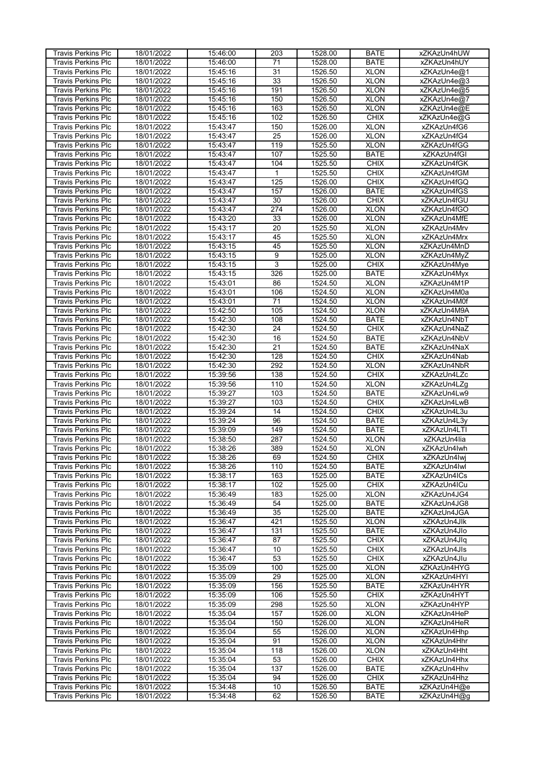| | | | | | | |
|---|---|---|---|---|---|---|
| Travis Perkins Plc | 18/01/2022 | 15:46:00 | 203 | 1528.00 | BATE | xZKAzUn4hUW |
| Travis Perkins Plc | 18/01/2022 | 15:46:00 | 71 | 1528.00 | BATE | xZKAzUn4hUY |
| Travis Perkins Plc | 18/01/2022 | 15:45:16 | 31 | 1526.50 | XLON | xZKAzUn4e@1 |
| Travis Perkins Plc | 18/01/2022 | 15:45:16 | 33 | 1526.50 | XLON | xZKAzUn4e@3 |
| Travis Perkins Plc | 18/01/2022 | 15:45:16 | 191 | 1526.50 | XLON | xZKAzUn4e@5 |
| Travis Perkins Plc | 18/01/2022 | 15:45:16 | 150 | 1526.50 | XLON | xZKAzUn4e@7 |
| Travis Perkins Plc | 18/01/2022 | 15:45:16 | 163 | 1526.50 | XLON | xZKAzUn4e@E |
| Travis Perkins Plc | 18/01/2022 | 15:45:16 | 102 | 1526.50 | CHIX | xZKAzUn4e@G |
| Travis Perkins Plc | 18/01/2022 | 15:43:47 | 150 | 1526.00 | XLON | xZKAzUn4fG6 |
| Travis Perkins Plc | 18/01/2022 | 15:43:47 | 25 | 1526.00 | XLON | xZKAzUn4fG4 |
| Travis Perkins Plc | 18/01/2022 | 15:43:47 | 119 | 1525.50 | XLON | xZKAzUn4fGG |
| Travis Perkins Plc | 18/01/2022 | 15:43:47 | 107 | 1525.50 | BATE | xZKAzUn4fGI |
| Travis Perkins Plc | 18/01/2022 | 15:43:47 | 104 | 1525.50 | CHIX | xZKAzUn4fGK |
| Travis Perkins Plc | 18/01/2022 | 15:43:47 | 1 | 1525.50 | CHIX | xZKAzUn4fGM |
| Travis Perkins Plc | 18/01/2022 | 15:43:47 | 125 | 1526.00 | CHIX | xZKAzUn4fGQ |
| Travis Perkins Plc | 18/01/2022 | 15:43:47 | 157 | 1526.00 | BATE | xZKAzUn4fGS |
| Travis Perkins Plc | 18/01/2022 | 15:43:47 | 30 | 1526.00 | CHIX | xZKAzUn4fGU |
| Travis Perkins Plc | 18/01/2022 | 15:43:47 | 274 | 1526.00 | XLON | xZKAzUn4fGO |
| Travis Perkins Plc | 18/01/2022 | 15:43:20 | 33 | 1526.00 | XLON | xZKAzUn4MfE |
| Travis Perkins Plc | 18/01/2022 | 15:43:17 | 20 | 1525.50 | XLON | xZKAzUn4Mrv |
| Travis Perkins Plc | 18/01/2022 | 15:43:17 | 45 | 1525.50 | XLON | xZKAzUn4Mrx |
| Travis Perkins Plc | 18/01/2022 | 15:43:15 | 45 | 1525.50 | XLON | xZKAzUn4MnD |
| Travis Perkins Plc | 18/01/2022 | 15:43:15 | 9 | 1525.00 | XLON | xZKAzUn4MyZ |
| Travis Perkins Plc | 18/01/2022 | 15:43:15 | 3 | 1525.00 | CHIX | xZKAzUn4Mye |
| Travis Perkins Plc | 18/01/2022 | 15:43:15 | 326 | 1525.00 | BATE | xZKAzUn4Myx |
| Travis Perkins Plc | 18/01/2022 | 15:43:01 | 86 | 1524.50 | XLON | xZKAzUn4M1P |
| Travis Perkins Plc | 18/01/2022 | 15:43:01 | 106 | 1524.50 | XLON | xZKAzUn4M0a |
| Travis Perkins Plc | 18/01/2022 | 15:43:01 | 71 | 1524.50 | XLON | xZKAzUn4M0f |
| Travis Perkins Plc | 18/01/2022 | 15:42:50 | 105 | 1524.50 | XLON | xZKAzUn4M9A |
| Travis Perkins Plc | 18/01/2022 | 15:42:30 | 108 | 1524.50 | BATE | xZKAzUn4NbT |
| Travis Perkins Plc | 18/01/2022 | 15:42:30 | 24 | 1524.50 | CHIX | xZKAzUn4NaZ |
| Travis Perkins Plc | 18/01/2022 | 15:42:30 | 16 | 1524.50 | BATE | xZKAzUn4NbV |
| Travis Perkins Plc | 18/01/2022 | 15:42:30 | 21 | 1524.50 | BATE | xZKAzUn4NaX |
| Travis Perkins Plc | 18/01/2022 | 15:42:30 | 128 | 1524.50 | CHIX | xZKAzUn4Nab |
| Travis Perkins Plc | 18/01/2022 | 15:42:30 | 292 | 1524.50 | XLON | xZKAzUn4NbR |
| Travis Perkins Plc | 18/01/2022 | 15:39:56 | 138 | 1524.50 | CHIX | xZKAzUn4LZc |
| Travis Perkins Plc | 18/01/2022 | 15:39:56 | 110 | 1524.50 | XLON | xZKAzUn4LZg |
| Travis Perkins Plc | 18/01/2022 | 15:39:27 | 103 | 1524.50 | BATE | xZKAzUn4Lw9 |
| Travis Perkins Plc | 18/01/2022 | 15:39:27 | 103 | 1524.50 | CHIX | xZKAzUn4LwB |
| Travis Perkins Plc | 18/01/2022 | 15:39:24 | 14 | 1524.50 | CHIX | xZKAzUn4L3u |
| Travis Perkins Plc | 18/01/2022 | 15:39:24 | 96 | 1524.50 | BATE | xZKAzUn4L3y |
| Travis Perkins Plc | 18/01/2022 | 15:39:09 | 149 | 1524.50 | BATE | xZKAzUn4LTl |
| Travis Perkins Plc | 18/01/2022 | 15:38:50 | 287 | 1524.50 | XLON | xZKAzUn4Iia |
| Travis Perkins Plc | 18/01/2022 | 15:38:26 | 389 | 1524.50 | XLON | xZKAzUn4Iwh |
| Travis Perkins Plc | 18/01/2022 | 15:38:26 | 69 | 1524.50 | CHIX | xZKAzUn4Iwj |
| Travis Perkins Plc | 18/01/2022 | 15:38:26 | 110 | 1524.50 | BATE | xZKAzUn4Iwl |
| Travis Perkins Plc | 18/01/2022 | 15:38:17 | 163 | 1525.00 | BATE | xZKAzUn4ICs |
| Travis Perkins Plc | 18/01/2022 | 15:38:17 | 102 | 1525.00 | CHIX | xZKAzUn4ICu |
| Travis Perkins Plc | 18/01/2022 | 15:36:49 | 183 | 1525.00 | XLON | xZKAzUn4JG4 |
| Travis Perkins Plc | 18/01/2022 | 15:36:49 | 54 | 1525.00 | BATE | xZKAzUn4JG8 |
| Travis Perkins Plc | 18/01/2022 | 15:36:49 | 35 | 1525.00 | BATE | xZKAzUn4JGA |
| Travis Perkins Plc | 18/01/2022 | 15:36:47 | 421 | 1525.50 | XLON | xZKAzUn4JIk |
| Travis Perkins Plc | 18/01/2022 | 15:36:47 | 131 | 1525.50 | BATE | xZKAzUn4JIo |
| Travis Perkins Plc | 18/01/2022 | 15:36:47 | 87 | 1525.50 | CHIX | xZKAzUn4JIq |
| Travis Perkins Plc | 18/01/2022 | 15:36:47 | 10 | 1525.50 | CHIX | xZKAzUn4JIs |
| Travis Perkins Plc | 18/01/2022 | 15:36:47 | 53 | 1525.50 | CHIX | xZKAzUn4JIu |
| Travis Perkins Plc | 18/01/2022 | 15:35:09 | 100 | 1525.00 | XLON | xZKAzUn4HYG |
| Travis Perkins Plc | 18/01/2022 | 15:35:09 | 29 | 1525.00 | XLON | xZKAzUn4HYI |
| Travis Perkins Plc | 18/01/2022 | 15:35:09 | 156 | 1525.50 | BATE | xZKAzUn4HYR |
| Travis Perkins Plc | 18/01/2022 | 15:35:09 | 106 | 1525.50 | CHIX | xZKAzUn4HYT |
| Travis Perkins Plc | 18/01/2022 | 15:35:09 | 298 | 1525.50 | XLON | xZKAzUn4HYP |
| Travis Perkins Plc | 18/01/2022 | 15:35:04 | 157 | 1526.00 | XLON | xZKAzUn4HeP |
| Travis Perkins Plc | 18/01/2022 | 15:35:04 | 150 | 1526.00 | XLON | xZKAzUn4HeR |
| Travis Perkins Plc | 18/01/2022 | 15:35:04 | 55 | 1526.00 | XLON | xZKAzUn4Hhp |
| Travis Perkins Plc | 18/01/2022 | 15:35:04 | 91 | 1526.00 | XLON | xZKAzUn4Hhr |
| Travis Perkins Plc | 18/01/2022 | 15:35:04 | 118 | 1526.00 | XLON | xZKAzUn4Hht |
| Travis Perkins Plc | 18/01/2022 | 15:35:04 | 53 | 1526.00 | CHIX | xZKAzUn4Hhx |
| Travis Perkins Plc | 18/01/2022 | 15:35:04 | 137 | 1526.00 | BATE | xZKAzUn4Hhv |
| Travis Perkins Plc | 18/01/2022 | 15:35:04 | 94 | 1526.00 | CHIX | xZKAzUn4Hhz |
| Travis Perkins Plc | 18/01/2022 | 15:34:48 | 10 | 1526.50 | BATE | xZKAzUn4H@e |
| Travis Perkins Plc | 18/01/2022 | 15:34:48 | 62 | 1526.50 | BATE | xZKAzUn4H@g |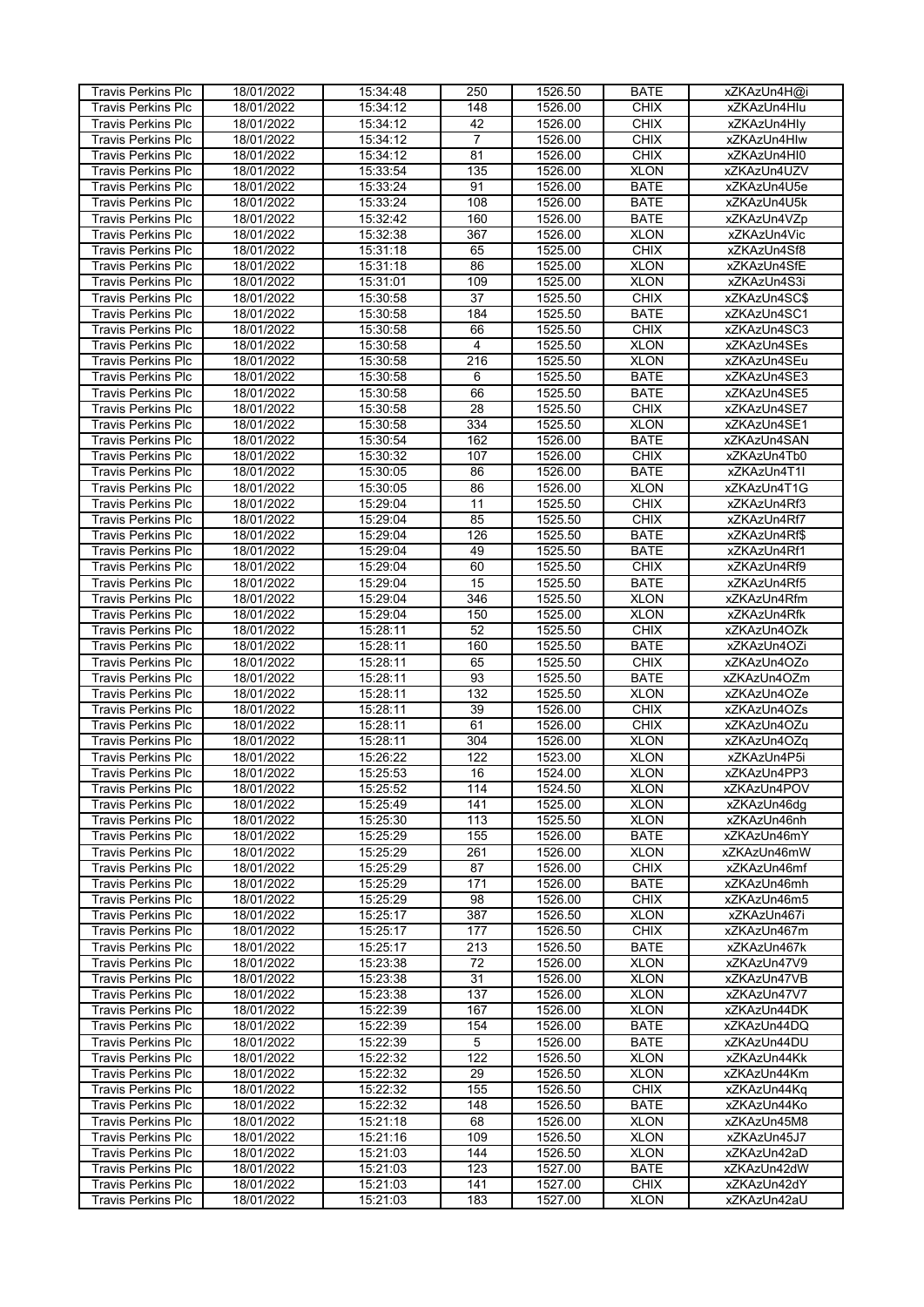| | | | | | | |
|---|---|---|---|---|---|---|
| Travis Perkins Plc | 18/01/2022 | 15:34:48 | 250 | 1526.50 | BATE | xZKAzUn4H@i |
| Travis Perkins Plc | 18/01/2022 | 15:34:12 | 148 | 1526.00 | CHIX | xZKAzUn4Hlu |
| Travis Perkins Plc | 18/01/2022 | 15:34:12 | 42 | 1526.00 | CHIX | xZKAzUn4Hly |
| Travis Perkins Plc | 18/01/2022 | 15:34:12 | 7 | 1526.00 | CHIX | xZKAzUn4Hlw |
| Travis Perkins Plc | 18/01/2022 | 15:34:12 | 81 | 1526.00 | CHIX | xZKAzUn4Hl0 |
| Travis Perkins Plc | 18/01/2022 | 15:33:54 | 135 | 1526.00 | XLON | xZKAzUn4UZV |
| Travis Perkins Plc | 18/01/2022 | 15:33:24 | 91 | 1526.00 | BATE | xZKAzUn4U5e |
| Travis Perkins Plc | 18/01/2022 | 15:33:24 | 108 | 1526.00 | BATE | xZKAzUn4U5k |
| Travis Perkins Plc | 18/01/2022 | 15:32:42 | 160 | 1526.00 | BATE | xZKAzUn4VZp |
| Travis Perkins Plc | 18/01/2022 | 15:32:38 | 367 | 1526.00 | XLON | xZKAzUn4Vic |
| Travis Perkins Plc | 18/01/2022 | 15:31:18 | 65 | 1525.00 | CHIX | xZKAzUn4Sf8 |
| Travis Perkins Plc | 18/01/2022 | 15:31:18 | 86 | 1525.00 | XLON | xZKAzUn4SfE |
| Travis Perkins Plc | 18/01/2022 | 15:31:01 | 109 | 1525.00 | XLON | xZKAzUn4S3i |
| Travis Perkins Plc | 18/01/2022 | 15:30:58 | 37 | 1525.50 | CHIX | xZKAzUn4SC$ |
| Travis Perkins Plc | 18/01/2022 | 15:30:58 | 184 | 1525.50 | BATE | xZKAzUn4SC1 |
| Travis Perkins Plc | 18/01/2022 | 15:30:58 | 66 | 1525.50 | CHIX | xZKAzUn4SC3 |
| Travis Perkins Plc | 18/01/2022 | 15:30:58 | 4 | 1525.50 | XLON | xZKAzUn4SEs |
| Travis Perkins Plc | 18/01/2022 | 15:30:58 | 216 | 1525.50 | XLON | xZKAzUn4SEu |
| Travis Perkins Plc | 18/01/2022 | 15:30:58 | 6 | 1525.50 | BATE | xZKAzUn4SE3 |
| Travis Perkins Plc | 18/01/2022 | 15:30:58 | 66 | 1525.50 | BATE | xZKAzUn4SE5 |
| Travis Perkins Plc | 18/01/2022 | 15:30:58 | 28 | 1525.50 | CHIX | xZKAzUn4SE7 |
| Travis Perkins Plc | 18/01/2022 | 15:30:58 | 334 | 1525.50 | XLON | xZKAzUn4SE1 |
| Travis Perkins Plc | 18/01/2022 | 15:30:54 | 162 | 1526.00 | BATE | xZKAzUn4SAN |
| Travis Perkins Plc | 18/01/2022 | 15:30:32 | 107 | 1526.00 | CHIX | xZKAzUn4Tb0 |
| Travis Perkins Plc | 18/01/2022 | 15:30:05 | 86 | 1526.00 | BATE | xZKAzUn4T1l |
| Travis Perkins Plc | 18/01/2022 | 15:30:05 | 86 | 1526.00 | XLON | xZKAzUn4T1G |
| Travis Perkins Plc | 18/01/2022 | 15:29:04 | 11 | 1525.50 | CHIX | xZKAzUn4Rf3 |
| Travis Perkins Plc | 18/01/2022 | 15:29:04 | 85 | 1525.50 | CHIX | xZKAzUn4Rf7 |
| Travis Perkins Plc | 18/01/2022 | 15:29:04 | 126 | 1525.50 | BATE | xZKAzUn4Rf$ |
| Travis Perkins Plc | 18/01/2022 | 15:29:04 | 49 | 1525.50 | BATE | xZKAzUn4Rf1 |
| Travis Perkins Plc | 18/01/2022 | 15:29:04 | 60 | 1525.50 | CHIX | xZKAzUn4Rf9 |
| Travis Perkins Plc | 18/01/2022 | 15:29:04 | 15 | 1525.50 | BATE | xZKAzUn4Rf5 |
| Travis Perkins Plc | 18/01/2022 | 15:29:04 | 346 | 1525.50 | XLON | xZKAzUn4Rfm |
| Travis Perkins Plc | 18/01/2022 | 15:29:04 | 150 | 1525.00 | XLON | xZKAzUn4Rfk |
| Travis Perkins Plc | 18/01/2022 | 15:28:11 | 52 | 1525.50 | CHIX | xZKAzUn4OZk |
| Travis Perkins Plc | 18/01/2022 | 15:28:11 | 160 | 1525.50 | BATE | xZKAzUn4OZi |
| Travis Perkins Plc | 18/01/2022 | 15:28:11 | 65 | 1525.50 | CHIX | xZKAzUn4OZo |
| Travis Perkins Plc | 18/01/2022 | 15:28:11 | 93 | 1525.50 | BATE | xZKAzUn4OZm |
| Travis Perkins Plc | 18/01/2022 | 15:28:11 | 132 | 1525.50 | XLON | xZKAzUn4OZe |
| Travis Perkins Plc | 18/01/2022 | 15:28:11 | 39 | 1526.00 | CHIX | xZKAzUn4OZs |
| Travis Perkins Plc | 18/01/2022 | 15:28:11 | 61 | 1526.00 | CHIX | xZKAzUn4OZu |
| Travis Perkins Plc | 18/01/2022 | 15:28:11 | 304 | 1526.00 | XLON | xZKAzUn4OZq |
| Travis Perkins Plc | 18/01/2022 | 15:26:22 | 122 | 1523.00 | XLON | xZKAzUn4P5i |
| Travis Perkins Plc | 18/01/2022 | 15:25:53 | 16 | 1524.00 | XLON | xZKAzUn4PP3 |
| Travis Perkins Plc | 18/01/2022 | 15:25:52 | 114 | 1524.50 | XLON | xZKAzUn4POV |
| Travis Perkins Plc | 18/01/2022 | 15:25:49 | 141 | 1525.00 | XLON | xZKAzUn46dg |
| Travis Perkins Plc | 18/01/2022 | 15:25:30 | 113 | 1525.50 | XLON | xZKAzUn46nh |
| Travis Perkins Plc | 18/01/2022 | 15:25:29 | 155 | 1526.00 | BATE | xZKAzUn46mY |
| Travis Perkins Plc | 18/01/2022 | 15:25:29 | 261 | 1526.00 | XLON | xZKAzUn46mW |
| Travis Perkins Plc | 18/01/2022 | 15:25:29 | 87 | 1526.00 | CHIX | xZKAzUn46mf |
| Travis Perkins Plc | 18/01/2022 | 15:25:29 | 171 | 1526.00 | BATE | xZKAzUn46mh |
| Travis Perkins Plc | 18/01/2022 | 15:25:29 | 98 | 1526.00 | CHIX | xZKAzUn46m5 |
| Travis Perkins Plc | 18/01/2022 | 15:25:17 | 387 | 1526.50 | XLON | xZKAzUn467i |
| Travis Perkins Plc | 18/01/2022 | 15:25:17 | 177 | 1526.50 | CHIX | xZKAzUn467m |
| Travis Perkins Plc | 18/01/2022 | 15:25:17 | 213 | 1526.50 | BATE | xZKAzUn467k |
| Travis Perkins Plc | 18/01/2022 | 15:23:38 | 72 | 1526.00 | XLON | xZKAzUn47V9 |
| Travis Perkins Plc | 18/01/2022 | 15:23:38 | 31 | 1526.00 | XLON | xZKAzUn47VB |
| Travis Perkins Plc | 18/01/2022 | 15:23:38 | 137 | 1526.00 | XLON | xZKAzUn47V7 |
| Travis Perkins Plc | 18/01/2022 | 15:22:39 | 167 | 1526.00 | XLON | xZKAzUn44DK |
| Travis Perkins Plc | 18/01/2022 | 15:22:39 | 154 | 1526.00 | BATE | xZKAzUn44DQ |
| Travis Perkins Plc | 18/01/2022 | 15:22:39 | 5 | 1526.00 | BATE | xZKAzUn44DU |
| Travis Perkins Plc | 18/01/2022 | 15:22:32 | 122 | 1526.50 | XLON | xZKAzUn44Kk |
| Travis Perkins Plc | 18/01/2022 | 15:22:32 | 29 | 1526.50 | XLON | xZKAzUn44Km |
| Travis Perkins Plc | 18/01/2022 | 15:22:32 | 155 | 1526.50 | CHIX | xZKAzUn44Kq |
| Travis Perkins Plc | 18/01/2022 | 15:22:32 | 148 | 1526.50 | BATE | xZKAzUn44Ko |
| Travis Perkins Plc | 18/01/2022 | 15:21:18 | 68 | 1526.00 | XLON | xZKAzUn45M8 |
| Travis Perkins Plc | 18/01/2022 | 15:21:16 | 109 | 1526.50 | XLON | xZKAzUn45J7 |
| Travis Perkins Plc | 18/01/2022 | 15:21:03 | 144 | 1526.50 | XLON | xZKAzUn42aD |
| Travis Perkins Plc | 18/01/2022 | 15:21:03 | 123 | 1527.00 | BATE | xZKAzUn42dW |
| Travis Perkins Plc | 18/01/2022 | 15:21:03 | 141 | 1527.00 | CHIX | xZKAzUn42dY |
| Travis Perkins Plc | 18/01/2022 | 15:21:03 | 183 | 1527.00 | XLON | xZKAzUn42aU |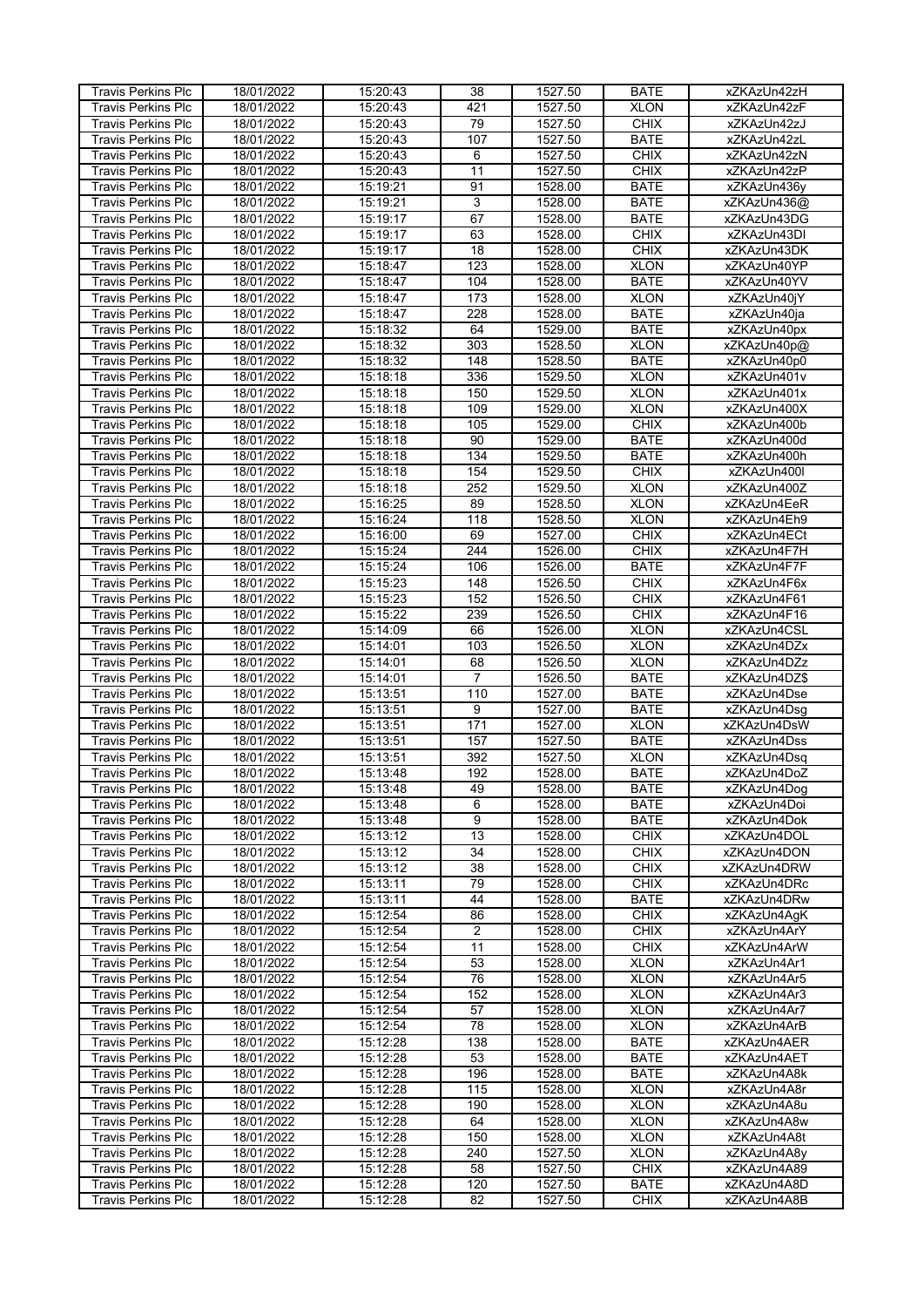| Travis Perkins Plc | 18/01/2022 | 15:20:43 | 38 | 1527.50 | BATE | xZKAzUn42zH |
|---|---|---|---|---|---|---|
| Travis Perkins Plc | 18/01/2022 | 15:20:43 | 421 | 1527.50 | XLON | xZKAzUn42zF |
| Travis Perkins Plc | 18/01/2022 | 15:20:43 | 79 | 1527.50 | CHIX | xZKAzUn42zJ |
| Travis Perkins Plc | 18/01/2022 | 15:20:43 | 107 | 1527.50 | BATE | xZKAzUn42zL |
| Travis Perkins Plc | 18/01/2022 | 15:20:43 | 6 | 1527.50 | CHIX | xZKAzUn42zN |
| Travis Perkins Plc | 18/01/2022 | 15:20:43 | 11 | 1527.50 | CHIX | xZKAzUn42zP |
| Travis Perkins Plc | 18/01/2022 | 15:19:21 | 91 | 1528.00 | BATE | xZKAzUn436y |
| Travis Perkins Plc | 18/01/2022 | 15:19:21 | 3 | 1528.00 | BATE | xZKAzUn436@ |
| Travis Perkins Plc | 18/01/2022 | 15:19:17 | 67 | 1528.00 | BATE | xZKAzUn43DG |
| Travis Perkins Plc | 18/01/2022 | 15:19:17 | 63 | 1528.00 | CHIX | xZKAzUn43DI |
| Travis Perkins Plc | 18/01/2022 | 15:19:17 | 18 | 1528.00 | CHIX | xZKAzUn43DK |
| Travis Perkins Plc | 18/01/2022 | 15:18:47 | 123 | 1528.00 | XLON | xZKAzUn40YP |
| Travis Perkins Plc | 18/01/2022 | 15:18:47 | 104 | 1528.00 | BATE | xZKAzUn40YV |
| Travis Perkins Plc | 18/01/2022 | 15:18:47 | 173 | 1528.00 | XLON | xZKAzUn40jY |
| Travis Perkins Plc | 18/01/2022 | 15:18:47 | 228 | 1528.00 | BATE | xZKAzUn40ja |
| Travis Perkins Plc | 18/01/2022 | 15:18:32 | 64 | 1529.00 | BATE | xZKAzUn40px |
| Travis Perkins Plc | 18/01/2022 | 15:18:32 | 303 | 1528.50 | XLON | xZKAzUn40p@ |
| Travis Perkins Plc | 18/01/2022 | 15:18:32 | 148 | 1528.50 | BATE | xZKAzUn40p0 |
| Travis Perkins Plc | 18/01/2022 | 15:18:18 | 336 | 1529.50 | XLON | xZKAzUn401v |
| Travis Perkins Plc | 18/01/2022 | 15:18:18 | 150 | 1529.50 | XLON | xZKAzUn401x |
| Travis Perkins Plc | 18/01/2022 | 15:18:18 | 109 | 1529.00 | XLON | xZKAzUn400X |
| Travis Perkins Plc | 18/01/2022 | 15:18:18 | 105 | 1529.00 | CHIX | xZKAzUn400b |
| Travis Perkins Plc | 18/01/2022 | 15:18:18 | 90 | 1529.00 | BATE | xZKAzUn400d |
| Travis Perkins Plc | 18/01/2022 | 15:18:18 | 134 | 1529.50 | BATE | xZKAzUn400h |
| Travis Perkins Plc | 18/01/2022 | 15:18:18 | 154 | 1529.50 | CHIX | xZKAzUn400l |
| Travis Perkins Plc | 18/01/2022 | 15:18:18 | 252 | 1529.50 | XLON | xZKAzUn400Z |
| Travis Perkins Plc | 18/01/2022 | 15:16:25 | 89 | 1528.50 | XLON | xZKAzUn4EeR |
| Travis Perkins Plc | 18/01/2022 | 15:16:24 | 118 | 1528.50 | XLON | xZKAzUn4Eh9 |
| Travis Perkins Plc | 18/01/2022 | 15:16:00 | 69 | 1527.00 | CHIX | xZKAzUn4ECt |
| Travis Perkins Plc | 18/01/2022 | 15:15:24 | 244 | 1526.00 | CHIX | xZKAzUn4F7H |
| Travis Perkins Plc | 18/01/2022 | 15:15:24 | 106 | 1526.00 | BATE | xZKAzUn4F7F |
| Travis Perkins Plc | 18/01/2022 | 15:15:23 | 148 | 1526.50 | CHIX | xZKAzUn4F6x |
| Travis Perkins Plc | 18/01/2022 | 15:15:23 | 152 | 1526.50 | CHIX | xZKAzUn4F61 |
| Travis Perkins Plc | 18/01/2022 | 15:15:22 | 239 | 1526.50 | CHIX | xZKAzUn4F16 |
| Travis Perkins Plc | 18/01/2022 | 15:14:09 | 66 | 1526.00 | XLON | xZKAzUn4CSL |
| Travis Perkins Plc | 18/01/2022 | 15:14:01 | 103 | 1526.50 | XLON | xZKAzUn4DZx |
| Travis Perkins Plc | 18/01/2022 | 15:14:01 | 68 | 1526.50 | XLON | xZKAzUn4DZz |
| Travis Perkins Plc | 18/01/2022 | 15:14:01 | 7 | 1526.50 | BATE | xZKAzUn4DZ$ |
| Travis Perkins Plc | 18/01/2022 | 15:13:51 | 110 | 1527.00 | BATE | xZKAzUn4Dse |
| Travis Perkins Plc | 18/01/2022 | 15:13:51 | 9 | 1527.00 | BATE | xZKAzUn4Dsg |
| Travis Perkins Plc | 18/01/2022 | 15:13:51 | 171 | 1527.00 | XLON | xZKAzUn4DsW |
| Travis Perkins Plc | 18/01/2022 | 15:13:51 | 157 | 1527.50 | BATE | xZKAzUn4Dss |
| Travis Perkins Plc | 18/01/2022 | 15:13:51 | 392 | 1527.50 | XLON | xZKAzUn4Dsq |
| Travis Perkins Plc | 18/01/2022 | 15:13:48 | 192 | 1528.00 | BATE | xZKAzUn4DoZ |
| Travis Perkins Plc | 18/01/2022 | 15:13:48 | 49 | 1528.00 | BATE | xZKAzUn4Dog |
| Travis Perkins Plc | 18/01/2022 | 15:13:48 | 6 | 1528.00 | BATE | xZKAzUn4Doi |
| Travis Perkins Plc | 18/01/2022 | 15:13:48 | 9 | 1528.00 | BATE | xZKAzUn4Dok |
| Travis Perkins Plc | 18/01/2022 | 15:13:12 | 13 | 1528.00 | CHIX | xZKAzUn4DOL |
| Travis Perkins Plc | 18/01/2022 | 15:13:12 | 34 | 1528.00 | CHIX | xZKAzUn4DON |
| Travis Perkins Plc | 18/01/2022 | 15:13:12 | 38 | 1528.00 | CHIX | xZKAzUn4DRW |
| Travis Perkins Plc | 18/01/2022 | 15:13:11 | 79 | 1528.00 | CHIX | xZKAzUn4DRc |
| Travis Perkins Plc | 18/01/2022 | 15:13:11 | 44 | 1528.00 | BATE | xZKAzUn4DRw |
| Travis Perkins Plc | 18/01/2022 | 15:12:54 | 86 | 1528.00 | CHIX | xZKAzUn4AgK |
| Travis Perkins Plc | 18/01/2022 | 15:12:54 | 2 | 1528.00 | CHIX | xZKAzUn4ArY |
| Travis Perkins Plc | 18/01/2022 | 15:12:54 | 11 | 1528.00 | CHIX | xZKAzUn4ArW |
| Travis Perkins Plc | 18/01/2022 | 15:12:54 | 53 | 1528.00 | XLON | xZKAzUn4Ar1 |
| Travis Perkins Plc | 18/01/2022 | 15:12:54 | 76 | 1528.00 | XLON | xZKAzUn4Ar5 |
| Travis Perkins Plc | 18/01/2022 | 15:12:54 | 152 | 1528.00 | XLON | xZKAzUn4Ar3 |
| Travis Perkins Plc | 18/01/2022 | 15:12:54 | 57 | 1528.00 | XLON | xZKAzUn4Ar7 |
| Travis Perkins Plc | 18/01/2022 | 15:12:54 | 78 | 1528.00 | XLON | xZKAzUn4ArB |
| Travis Perkins Plc | 18/01/2022 | 15:12:28 | 138 | 1528.00 | BATE | xZKAzUn4AER |
| Travis Perkins Plc | 18/01/2022 | 15:12:28 | 53 | 1528.00 | BATE | xZKAzUn4AET |
| Travis Perkins Plc | 18/01/2022 | 15:12:28 | 196 | 1528.00 | BATE | xZKAzUn4A8k |
| Travis Perkins Plc | 18/01/2022 | 15:12:28 | 115 | 1528.00 | XLON | xZKAzUn4A8r |
| Travis Perkins Plc | 18/01/2022 | 15:12:28 | 190 | 1528.00 | XLON | xZKAzUn4A8u |
| Travis Perkins Plc | 18/01/2022 | 15:12:28 | 64 | 1528.00 | XLON | xZKAzUn4A8w |
| Travis Perkins Plc | 18/01/2022 | 15:12:28 | 150 | 1528.00 | XLON | xZKAzUn4A8t |
| Travis Perkins Plc | 18/01/2022 | 15:12:28 | 240 | 1527.50 | XLON | xZKAzUn4A8y |
| Travis Perkins Plc | 18/01/2022 | 15:12:28 | 58 | 1527.50 | CHIX | xZKAzUn4A89 |
| Travis Perkins Plc | 18/01/2022 | 15:12:28 | 120 | 1527.50 | BATE | xZKAzUn4A8D |
| Travis Perkins Plc | 18/01/2022 | 15:12:28 | 82 | 1527.50 | CHIX | xZKAzUn4A8B |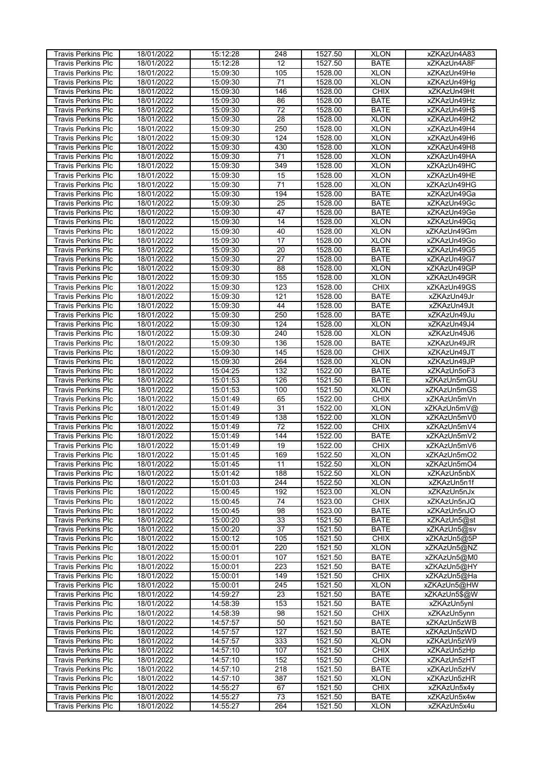| | | | | | | |
|---|---|---|---|---|---|---|
| Travis Perkins Plc | 18/01/2022 | 15:12:28 | 248 | 1527.50 | XLON | xZKAzUn4A83 |
| Travis Perkins Plc | 18/01/2022 | 15:12:28 | 12 | 1527.50 | BATE | xZKAzUn4A8F |
| Travis Perkins Plc | 18/01/2022 | 15:09:30 | 105 | 1528.00 | XLON | xZKAzUn49He |
| Travis Perkins Plc | 18/01/2022 | 15:09:30 | 71 | 1528.00 | XLON | xZKAzUn49Hg |
| Travis Perkins Plc | 18/01/2022 | 15:09:30 | 146 | 1528.00 | CHIX | xZKAzUn49Ht |
| Travis Perkins Plc | 18/01/2022 | 15:09:30 | 86 | 1528.00 | BATE | xZKAzUn49Hz |
| Travis Perkins Plc | 18/01/2022 | 15:09:30 | 72 | 1528.00 | BATE | xZKAzUn49H$ |
| Travis Perkins Plc | 18/01/2022 | 15:09:30 | 28 | 1528.00 | XLON | xZKAzUn49H2 |
| Travis Perkins Plc | 18/01/2022 | 15:09:30 | 250 | 1528.00 | XLON | xZKAzUn49H4 |
| Travis Perkins Plc | 18/01/2022 | 15:09:30 | 124 | 1528.00 | XLON | xZKAzUn49H6 |
| Travis Perkins Plc | 18/01/2022 | 15:09:30 | 430 | 1528.00 | XLON | xZKAzUn49H8 |
| Travis Perkins Plc | 18/01/2022 | 15:09:30 | 71 | 1528.00 | XLON | xZKAzUn49HA |
| Travis Perkins Plc | 18/01/2022 | 15:09:30 | 349 | 1528.00 | XLON | xZKAzUn49HC |
| Travis Perkins Plc | 18/01/2022 | 15:09:30 | 15 | 1528.00 | XLON | xZKAzUn49HE |
| Travis Perkins Plc | 18/01/2022 | 15:09:30 | 71 | 1528.00 | XLON | xZKAzUn49HG |
| Travis Perkins Plc | 18/01/2022 | 15:09:30 | 194 | 1528.00 | BATE | xZKAzUn49Ga |
| Travis Perkins Plc | 18/01/2022 | 15:09:30 | 25 | 1528.00 | BATE | xZKAzUn49Gc |
| Travis Perkins Plc | 18/01/2022 | 15:09:30 | 47 | 1528.00 | BATE | xZKAzUn49Ge |
| Travis Perkins Plc | 18/01/2022 | 15:09:30 | 14 | 1528.00 | XLON | xZKAzUn49Gq |
| Travis Perkins Plc | 18/01/2022 | 15:09:30 | 40 | 1528.00 | XLON | xZKAzUn49Gm |
| Travis Perkins Plc | 18/01/2022 | 15:09:30 | 17 | 1528.00 | XLON | xZKAzUn49Go |
| Travis Perkins Plc | 18/01/2022 | 15:09:30 | 20 | 1528.00 | BATE | xZKAzUn49G5 |
| Travis Perkins Plc | 18/01/2022 | 15:09:30 | 27 | 1528.00 | BATE | xZKAzUn49G7 |
| Travis Perkins Plc | 18/01/2022 | 15:09:30 | 88 | 1528.00 | XLON | xZKAzUn49GP |
| Travis Perkins Plc | 18/01/2022 | 15:09:30 | 155 | 1528.00 | XLON | xZKAzUn49GR |
| Travis Perkins Plc | 18/01/2022 | 15:09:30 | 123 | 1528.00 | CHIX | xZKAzUn49GS |
| Travis Perkins Plc | 18/01/2022 | 15:09:30 | 121 | 1528.00 | BATE | xZKAzUn49Jr |
| Travis Perkins Plc | 18/01/2022 | 15:09:30 | 44 | 1528.00 | BATE | xZKAzUn49Jt |
| Travis Perkins Plc | 18/01/2022 | 15:09:30 | 250 | 1528.00 | BATE | xZKAzUn49Ju |
| Travis Perkins Plc | 18/01/2022 | 15:09:30 | 124 | 1528.00 | XLON | xZKAzUn49J4 |
| Travis Perkins Plc | 18/01/2022 | 15:09:30 | 240 | 1528.00 | XLON | xZKAzUn49J6 |
| Travis Perkins Plc | 18/01/2022 | 15:09:30 | 136 | 1528.00 | BATE | xZKAzUn49JR |
| Travis Perkins Plc | 18/01/2022 | 15:09:30 | 145 | 1528.00 | CHIX | xZKAzUn49JT |
| Travis Perkins Plc | 18/01/2022 | 15:09:30 | 264 | 1528.00 | XLON | xZKAzUn49JP |
| Travis Perkins Plc | 18/01/2022 | 15:04:25 | 132 | 1522.00 | BATE | xZKAzUn5oF3 |
| Travis Perkins Plc | 18/01/2022 | 15:01:53 | 126 | 1521.50 | BATE | xZKAzUn5mGU |
| Travis Perkins Plc | 18/01/2022 | 15:01:53 | 100 | 1521.50 | XLON | xZKAzUn5mGS |
| Travis Perkins Plc | 18/01/2022 | 15:01:49 | 65 | 1522.00 | CHIX | xZKAzUn5mVn |
| Travis Perkins Plc | 18/01/2022 | 15:01:49 | 31 | 1522.00 | XLON | xZKAzUn5mV@ |
| Travis Perkins Plc | 18/01/2022 | 15:01:49 | 138 | 1522.00 | XLON | xZKAzUn5mV0 |
| Travis Perkins Plc | 18/01/2022 | 15:01:49 | 72 | 1522.00 | CHIX | xZKAzUn5mV4 |
| Travis Perkins Plc | 18/01/2022 | 15:01:49 | 144 | 1522.00 | BATE | xZKAzUn5mV2 |
| Travis Perkins Plc | 18/01/2022 | 15:01:49 | 19 | 1522.00 | CHIX | xZKAzUn5mV6 |
| Travis Perkins Plc | 18/01/2022 | 15:01:45 | 169 | 1522.50 | XLON | xZKAzUn5mO2 |
| Travis Perkins Plc | 18/01/2022 | 15:01:45 | 11 | 1522.50 | XLON | xZKAzUn5mO4 |
| Travis Perkins Plc | 18/01/2022 | 15:01:42 | 188 | 1522.50 | XLON | xZKAzUn5nbX |
| Travis Perkins Plc | 18/01/2022 | 15:01:03 | 244 | 1522.50 | XLON | xZKAzUn5n1f |
| Travis Perkins Plc | 18/01/2022 | 15:00:45 | 192 | 1523.00 | XLON | xZKAzUn5nJx |
| Travis Perkins Plc | 18/01/2022 | 15:00:45 | 74 | 1523.00 | CHIX | xZKAzUn5nJQ |
| Travis Perkins Plc | 18/01/2022 | 15:00:45 | 98 | 1523.00 | BATE | xZKAzUn5nJO |
| Travis Perkins Plc | 18/01/2022 | 15:00:20 | 33 | 1521.50 | BATE | xZKAzUn5@st |
| Travis Perkins Plc | 18/01/2022 | 15:00:20 | 37 | 1521.50 | BATE | xZKAzUn5@sv |
| Travis Perkins Plc | 18/01/2022 | 15:00:12 | 105 | 1521.50 | CHIX | xZKAzUn5@5P |
| Travis Perkins Plc | 18/01/2022 | 15:00:01 | 220 | 1521.50 | XLON | xZKAzUn5@NZ |
| Travis Perkins Plc | 18/01/2022 | 15:00:01 | 107 | 1521.50 | BATE | xZKAzUn5@M0 |
| Travis Perkins Plc | 18/01/2022 | 15:00:01 | 223 | 1521.50 | BATE | xZKAzUn5@HY |
| Travis Perkins Plc | 18/01/2022 | 15:00:01 | 149 | 1521.50 | CHIX | xZKAzUn5@Ha |
| Travis Perkins Plc | 18/01/2022 | 15:00:01 | 245 | 1521.50 | XLON | xZKAzUn5@HW |
| Travis Perkins Plc | 18/01/2022 | 14:59:27 | 23 | 1521.50 | BATE | xZKAzUn5$@W |
| Travis Perkins Plc | 18/01/2022 | 14:58:39 | 153 | 1521.50 | BATE | xZKAzUn5ynl |
| Travis Perkins Plc | 18/01/2022 | 14:58:39 | 98 | 1521.50 | CHIX | xZKAzUn5ynn |
| Travis Perkins Plc | 18/01/2022 | 14:57:57 | 50 | 1521.50 | BATE | xZKAzUn5zWB |
| Travis Perkins Plc | 18/01/2022 | 14:57:57 | 127 | 1521.50 | BATE | xZKAzUn5zWD |
| Travis Perkins Plc | 18/01/2022 | 14:57:57 | 333 | 1521.50 | XLON | xZKAzUn5zW9 |
| Travis Perkins Plc | 18/01/2022 | 14:57:10 | 107 | 1521.50 | CHIX | xZKAzUn5zHp |
| Travis Perkins Plc | 18/01/2022 | 14:57:10 | 152 | 1521.50 | CHIX | xZKAzUn5zHT |
| Travis Perkins Plc | 18/01/2022 | 14:57:10 | 218 | 1521.50 | BATE | xZKAzUn5zHV |
| Travis Perkins Plc | 18/01/2022 | 14:57:10 | 387 | 1521.50 | XLON | xZKAzUn5zHR |
| Travis Perkins Plc | 18/01/2022 | 14:55:27 | 67 | 1521.50 | CHIX | xZKAzUn5x4y |
| Travis Perkins Plc | 18/01/2022 | 14:55:27 | 73 | 1521.50 | BATE | xZKAzUn5x4w |
| Travis Perkins Plc | 18/01/2022 | 14:55:27 | 264 | 1521.50 | XLON | xZKAzUn5x4u |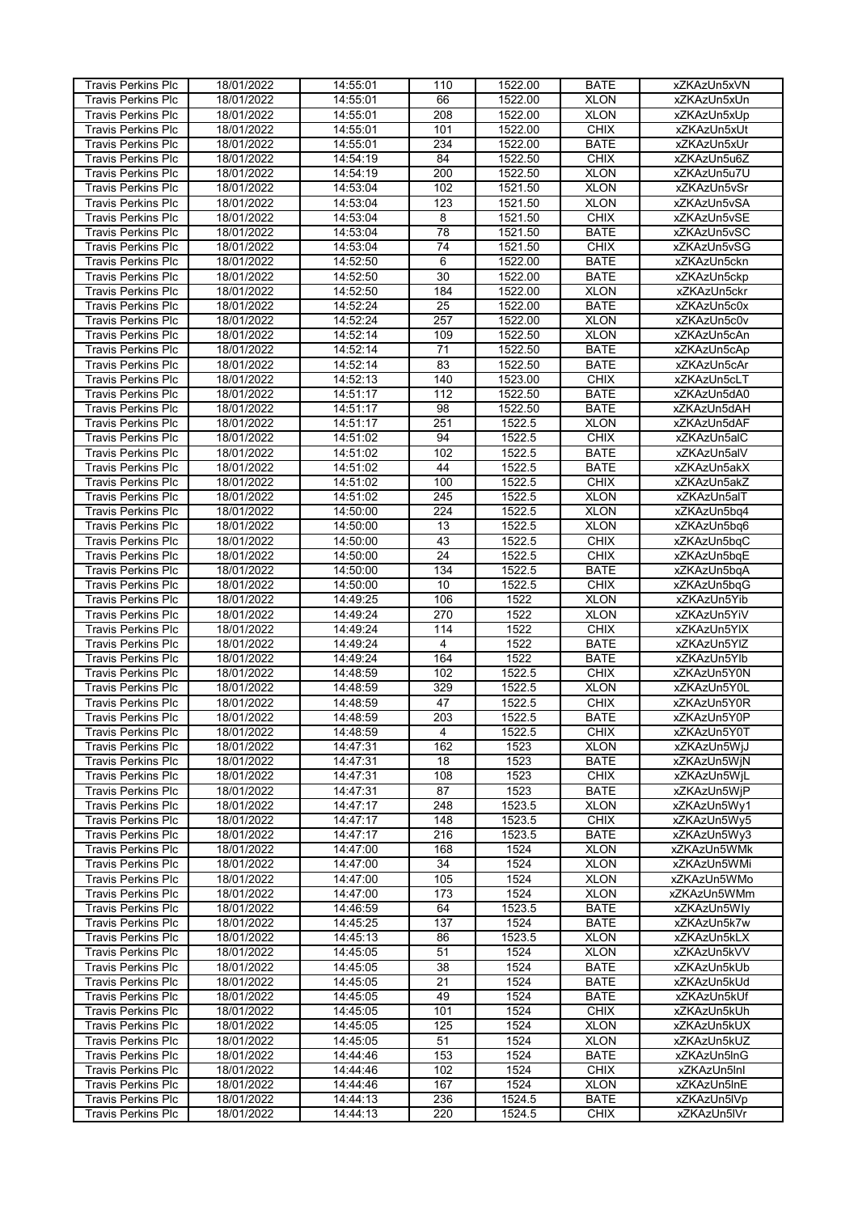| | | | | | | |
|---|---|---|---|---|---|---|
| Travis Perkins Plc | 18/01/2022 | 14:55:01 | 110 | 1522.00 | BATE | xZKAzUn5xVN |
| Travis Perkins Plc | 18/01/2022 | 14:55:01 | 66 | 1522.00 | XLON | xZKAzUn5xUn |
| Travis Perkins Plc | 18/01/2022 | 14:55:01 | 208 | 1522.00 | XLON | xZKAzUn5xUp |
| Travis Perkins Plc | 18/01/2022 | 14:55:01 | 101 | 1522.00 | CHIX | xZKAzUn5xUt |
| Travis Perkins Plc | 18/01/2022 | 14:55:01 | 234 | 1522.00 | BATE | xZKAzUn5xUr |
| Travis Perkins Plc | 18/01/2022 | 14:54:19 | 84 | 1522.50 | CHIX | xZKAzUn5u6Z |
| Travis Perkins Plc | 18/01/2022 | 14:54:19 | 200 | 1522.50 | XLON | xZKAzUn5u7U |
| Travis Perkins Plc | 18/01/2022 | 14:53:04 | 102 | 1521.50 | XLON | xZKAzUn5vSr |
| Travis Perkins Plc | 18/01/2022 | 14:53:04 | 123 | 1521.50 | XLON | xZKAzUn5vSA |
| Travis Perkins Plc | 18/01/2022 | 14:53:04 | 8 | 1521.50 | CHIX | xZKAzUn5vSE |
| Travis Perkins Plc | 18/01/2022 | 14:53:04 | 78 | 1521.50 | BATE | xZKAzUn5vSC |
| Travis Perkins Plc | 18/01/2022 | 14:53:04 | 74 | 1521.50 | CHIX | xZKAzUn5vSG |
| Travis Perkins Plc | 18/01/2022 | 14:52:50 | 6 | 1522.00 | BATE | xZKAzUn5ckn |
| Travis Perkins Plc | 18/01/2022 | 14:52:50 | 30 | 1522.00 | BATE | xZKAzUn5ckp |
| Travis Perkins Plc | 18/01/2022 | 14:52:50 | 184 | 1522.00 | XLON | xZKAzUn5ckr |
| Travis Perkins Plc | 18/01/2022 | 14:52:24 | 25 | 1522.00 | BATE | xZKAzUn5c0x |
| Travis Perkins Plc | 18/01/2022 | 14:52:24 | 257 | 1522.00 | XLON | xZKAzUn5c0v |
| Travis Perkins Plc | 18/01/2022 | 14:52:14 | 109 | 1522.50 | XLON | xZKAzUn5cAn |
| Travis Perkins Plc | 18/01/2022 | 14:52:14 | 71 | 1522.50 | BATE | xZKAzUn5cAp |
| Travis Perkins Plc | 18/01/2022 | 14:52:14 | 83 | 1522.50 | BATE | xZKAzUn5cAr |
| Travis Perkins Plc | 18/01/2022 | 14:52:13 | 140 | 1523.00 | CHIX | xZKAzUn5cLT |
| Travis Perkins Plc | 18/01/2022 | 14:51:17 | 112 | 1522.50 | BATE | xZKAzUn5dA0 |
| Travis Perkins Plc | 18/01/2022 | 14:51:17 | 98 | 1522.50 | BATE | xZKAzUn5dAH |
| Travis Perkins Plc | 18/01/2022 | 14:51:17 | 251 | 1522.5 | XLON | xZKAzUn5dAF |
| Travis Perkins Plc | 18/01/2022 | 14:51:02 | 94 | 1522.5 | CHIX | xZKAzUn5alC |
| Travis Perkins Plc | 18/01/2022 | 14:51:02 | 102 | 1522.5 | BATE | xZKAzUn5alV |
| Travis Perkins Plc | 18/01/2022 | 14:51:02 | 44 | 1522.5 | BATE | xZKAzUn5akX |
| Travis Perkins Plc | 18/01/2022 | 14:51:02 | 100 | 1522.5 | CHIX | xZKAzUn5akZ |
| Travis Perkins Plc | 18/01/2022 | 14:51:02 | 245 | 1522.5 | XLON | xZKAzUn5alT |
| Travis Perkins Plc | 18/01/2022 | 14:50:00 | 224 | 1522.5 | XLON | xZKAzUn5bq4 |
| Travis Perkins Plc | 18/01/2022 | 14:50:00 | 13 | 1522.5 | XLON | xZKAzUn5bq6 |
| Travis Perkins Plc | 18/01/2022 | 14:50:00 | 43 | 1522.5 | CHIX | xZKAzUn5bqC |
| Travis Perkins Plc | 18/01/2022 | 14:50:00 | 24 | 1522.5 | CHIX | xZKAzUn5bqE |
| Travis Perkins Plc | 18/01/2022 | 14:50:00 | 134 | 1522.5 | BATE | xZKAzUn5bqA |
| Travis Perkins Plc | 18/01/2022 | 14:50:00 | 10 | 1522.5 | CHIX | xZKAzUn5bqG |
| Travis Perkins Plc | 18/01/2022 | 14:49:25 | 106 | 1522 | XLON | xZKAzUn5Yib |
| Travis Perkins Plc | 18/01/2022 | 14:49:24 | 270 | 1522 | XLON | xZKAzUn5YiV |
| Travis Perkins Plc | 18/01/2022 | 14:49:24 | 114 | 1522 | CHIX | xZKAzUn5YlX |
| Travis Perkins Plc | 18/01/2022 | 14:49:24 | 4 | 1522 | BATE | xZKAzUn5YlZ |
| Travis Perkins Plc | 18/01/2022 | 14:49:24 | 164 | 1522 | BATE | xZKAzUn5Ylb |
| Travis Perkins Plc | 18/01/2022 | 14:48:59 | 102 | 1522.5 | CHIX | xZKAzUn5Y0N |
| Travis Perkins Plc | 18/01/2022 | 14:48:59 | 329 | 1522.5 | XLON | xZKAzUn5Y0L |
| Travis Perkins Plc | 18/01/2022 | 14:48:59 | 47 | 1522.5 | CHIX | xZKAzUn5Y0R |
| Travis Perkins Plc | 18/01/2022 | 14:48:59 | 203 | 1522.5 | BATE | xZKAzUn5Y0P |
| Travis Perkins Plc | 18/01/2022 | 14:48:59 | 4 | 1522.5 | CHIX | xZKAzUn5Y0T |
| Travis Perkins Plc | 18/01/2022 | 14:47:31 | 162 | 1523 | XLON | xZKAzUn5WjJ |
| Travis Perkins Plc | 18/01/2022 | 14:47:31 | 18 | 1523 | BATE | xZKAzUn5WjN |
| Travis Perkins Plc | 18/01/2022 | 14:47:31 | 108 | 1523 | CHIX | xZKAzUn5WjL |
| Travis Perkins Plc | 18/01/2022 | 14:47:31 | 87 | 1523 | BATE | xZKAzUn5WjP |
| Travis Perkins Plc | 18/01/2022 | 14:47:17 | 248 | 1523.5 | XLON | xZKAzUn5Wy1 |
| Travis Perkins Plc | 18/01/2022 | 14:47:17 | 148 | 1523.5 | CHIX | xZKAzUn5Wy5 |
| Travis Perkins Plc | 18/01/2022 | 14:47:17 | 216 | 1523.5 | BATE | xZKAzUn5Wy3 |
| Travis Perkins Plc | 18/01/2022 | 14:47:00 | 168 | 1524 | XLON | xZKAzUn5WMk |
| Travis Perkins Plc | 18/01/2022 | 14:47:00 | 34 | 1524 | XLON | xZKAzUn5WMi |
| Travis Perkins Plc | 18/01/2022 | 14:47:00 | 105 | 1524 | XLON | xZKAzUn5WMo |
| Travis Perkins Plc | 18/01/2022 | 14:47:00 | 173 | 1524 | XLON | xZKAzUn5WMm |
| Travis Perkins Plc | 18/01/2022 | 14:46:59 | 64 | 1523.5 | BATE | xZKAzUn5WIy |
| Travis Perkins Plc | 18/01/2022 | 14:45:25 | 137 | 1524 | BATE | xZKAzUn5k7w |
| Travis Perkins Plc | 18/01/2022 | 14:45:13 | 86 | 1523.5 | XLON | xZKAzUn5kLX |
| Travis Perkins Plc | 18/01/2022 | 14:45:05 | 51 | 1524 | XLON | xZKAzUn5kVV |
| Travis Perkins Plc | 18/01/2022 | 14:45:05 | 38 | 1524 | BATE | xZKAzUn5kUb |
| Travis Perkins Plc | 18/01/2022 | 14:45:05 | 21 | 1524 | BATE | xZKAzUn5kUd |
| Travis Perkins Plc | 18/01/2022 | 14:45:05 | 49 | 1524 | BATE | xZKAzUn5kUf |
| Travis Perkins Plc | 18/01/2022 | 14:45:05 | 101 | 1524 | CHIX | xZKAzUn5kUh |
| Travis Perkins Plc | 18/01/2022 | 14:45:05 | 125 | 1524 | XLON | xZKAzUn5kUX |
| Travis Perkins Plc | 18/01/2022 | 14:45:05 | 51 | 1524 | XLON | xZKAzUn5kUZ |
| Travis Perkins Plc | 18/01/2022 | 14:44:46 | 153 | 1524 | BATE | xZKAzUn5lnG |
| Travis Perkins Plc | 18/01/2022 | 14:44:46 | 102 | 1524 | CHIX | xZKAzUn5lnI |
| Travis Perkins Plc | 18/01/2022 | 14:44:46 | 167 | 1524 | XLON | xZKAzUn5lnE |
| Travis Perkins Plc | 18/01/2022 | 14:44:13 | 236 | 1524.5 | BATE | xZKAzUn5lVp |
| Travis Perkins Plc | 18/01/2022 | 14:44:13 | 220 | 1524.5 | CHIX | xZKAzUn5lVr |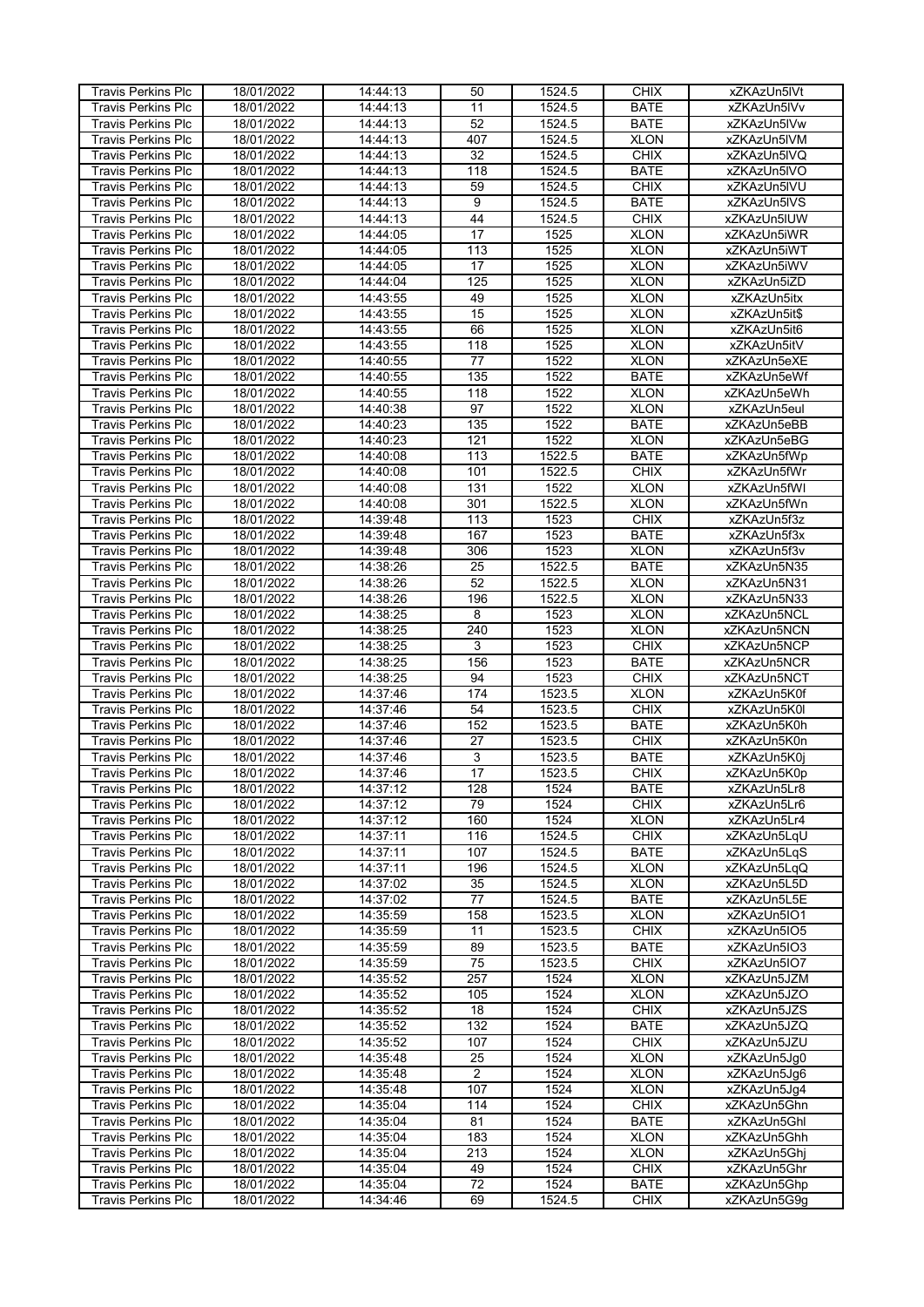| Travis Perkins Plc | 18/01/2022 | 14:44:13 | 50 | 1524.5 | CHIX | xZKAzUn5lVt |
|---|---|---|---|---|---|---|
| Travis Perkins Plc | 18/01/2022 | 14:44:13 | 11 | 1524.5 | BATE | xZKAzUn5lVv |
| Travis Perkins Plc | 18/01/2022 | 14:44:13 | 52 | 1524.5 | BATE | xZKAzUn5lVw |
| Travis Perkins Plc | 18/01/2022 | 14:44:13 | 407 | 1524.5 | XLON | xZKAzUn5lVM |
| Travis Perkins Plc | 18/01/2022 | 14:44:13 | 32 | 1524.5 | CHIX | xZKAzUn5lVQ |
| Travis Perkins Plc | 18/01/2022 | 14:44:13 | 118 | 1524.5 | BATE | xZKAzUn5lVO |
| Travis Perkins Plc | 18/01/2022 | 14:44:13 | 59 | 1524.5 | CHIX | xZKAzUn5lVU |
| Travis Perkins Plc | 18/01/2022 | 14:44:13 | 9 | 1524.5 | BATE | xZKAzUn5lVS |
| Travis Perkins Plc | 18/01/2022 | 14:44:13 | 44 | 1524.5 | CHIX | xZKAzUn5lUW |
| Travis Perkins Plc | 18/01/2022 | 14:44:05 | 17 | 1525 | XLON | xZKAzUn5iWR |
| Travis Perkins Plc | 18/01/2022 | 14:44:05 | 113 | 1525 | XLON | xZKAzUn5iWT |
| Travis Perkins Plc | 18/01/2022 | 14:44:05 | 17 | 1525 | XLON | xZKAzUn5iWV |
| Travis Perkins Plc | 18/01/2022 | 14:44:04 | 125 | 1525 | XLON | xZKAzUn5iZD |
| Travis Perkins Plc | 18/01/2022 | 14:43:55 | 49 | 1525 | XLON | xZKAzUn5itx |
| Travis Perkins Plc | 18/01/2022 | 14:43:55 | 15 | 1525 | XLON | xZKAzUn5it$ |
| Travis Perkins Plc | 18/01/2022 | 14:43:55 | 66 | 1525 | XLON | xZKAzUn5it6 |
| Travis Perkins Plc | 18/01/2022 | 14:43:55 | 118 | 1525 | XLON | xZKAzUn5itV |
| Travis Perkins Plc | 18/01/2022 | 14:40:55 | 77 | 1522 | XLON | xZKAzUn5eXE |
| Travis Perkins Plc | 18/01/2022 | 14:40:55 | 135 | 1522 | BATE | xZKAzUn5eWf |
| Travis Perkins Plc | 18/01/2022 | 14:40:55 | 118 | 1522 | XLON | xZKAzUn5eWh |
| Travis Perkins Plc | 18/01/2022 | 14:40:38 | 97 | 1522 | XLON | xZKAzUn5eul |
| Travis Perkins Plc | 18/01/2022 | 14:40:23 | 135 | 1522 | BATE | xZKAzUn5eBB |
| Travis Perkins Plc | 18/01/2022 | 14:40:23 | 121 | 1522 | XLON | xZKAzUn5eBG |
| Travis Perkins Plc | 18/01/2022 | 14:40:08 | 113 | 1522.5 | BATE | xZKAzUn5fWp |
| Travis Perkins Plc | 18/01/2022 | 14:40:08 | 101 | 1522.5 | CHIX | xZKAzUn5fWr |
| Travis Perkins Plc | 18/01/2022 | 14:40:08 | 131 | 1522 | XLON | xZKAzUn5fWl |
| Travis Perkins Plc | 18/01/2022 | 14:40:08 | 301 | 1522.5 | XLON | xZKAzUn5fWn |
| Travis Perkins Plc | 18/01/2022 | 14:39:48 | 113 | 1523 | CHIX | xZKAzUn5f3z |
| Travis Perkins Plc | 18/01/2022 | 14:39:48 | 167 | 1523 | BATE | xZKAzUn5f3x |
| Travis Perkins Plc | 18/01/2022 | 14:39:48 | 306 | 1523 | XLON | xZKAzUn5f3v |
| Travis Perkins Plc | 18/01/2022 | 14:38:26 | 25 | 1522.5 | BATE | xZKAzUn5N35 |
| Travis Perkins Plc | 18/01/2022 | 14:38:26 | 52 | 1522.5 | XLON | xZKAzUn5N31 |
| Travis Perkins Plc | 18/01/2022 | 14:38:26 | 196 | 1522.5 | XLON | xZKAzUn5N33 |
| Travis Perkins Plc | 18/01/2022 | 14:38:25 | 8 | 1523 | XLON | xZKAzUn5NCL |
| Travis Perkins Plc | 18/01/2022 | 14:38:25 | 240 | 1523 | XLON | xZKAzUn5NCN |
| Travis Perkins Plc | 18/01/2022 | 14:38:25 | 3 | 1523 | CHIX | xZKAzUn5NCP |
| Travis Perkins Plc | 18/01/2022 | 14:38:25 | 156 | 1523 | BATE | xZKAzUn5NCR |
| Travis Perkins Plc | 18/01/2022 | 14:38:25 | 94 | 1523 | CHIX | xZKAzUn5NCT |
| Travis Perkins Plc | 18/01/2022 | 14:37:46 | 174 | 1523.5 | XLON | xZKAzUn5K0f |
| Travis Perkins Plc | 18/01/2022 | 14:37:46 | 54 | 1523.5 | CHIX | xZKAzUn5K0l |
| Travis Perkins Plc | 18/01/2022 | 14:37:46 | 152 | 1523.5 | BATE | xZKAzUn5K0h |
| Travis Perkins Plc | 18/01/2022 | 14:37:46 | 27 | 1523.5 | CHIX | xZKAzUn5K0n |
| Travis Perkins Plc | 18/01/2022 | 14:37:46 | 3 | 1523.5 | BATE | xZKAzUn5K0j |
| Travis Perkins Plc | 18/01/2022 | 14:37:46 | 17 | 1523.5 | CHIX | xZKAzUn5K0p |
| Travis Perkins Plc | 18/01/2022 | 14:37:12 | 128 | 1524 | BATE | xZKAzUn5Lr8 |
| Travis Perkins Plc | 18/01/2022 | 14:37:12 | 79 | 1524 | CHIX | xZKAzUn5Lr6 |
| Travis Perkins Plc | 18/01/2022 | 14:37:12 | 160 | 1524 | XLON | xZKAzUn5Lr4 |
| Travis Perkins Plc | 18/01/2022 | 14:37:11 | 116 | 1524.5 | CHIX | xZKAzUn5LqU |
| Travis Perkins Plc | 18/01/2022 | 14:37:11 | 107 | 1524.5 | BATE | xZKAzUn5LqS |
| Travis Perkins Plc | 18/01/2022 | 14:37:11 | 196 | 1524.5 | XLON | xZKAzUn5LqQ |
| Travis Perkins Plc | 18/01/2022 | 14:37:02 | 35 | 1524.5 | XLON | xZKAzUn5L5D |
| Travis Perkins Plc | 18/01/2022 | 14:37:02 | 77 | 1524.5 | BATE | xZKAzUn5L5E |
| Travis Perkins Plc | 18/01/2022 | 14:35:59 | 158 | 1523.5 | XLON | xZKAzUn5IO1 |
| Travis Perkins Plc | 18/01/2022 | 14:35:59 | 11 | 1523.5 | CHIX | xZKAzUn5IO5 |
| Travis Perkins Plc | 18/01/2022 | 14:35:59 | 89 | 1523.5 | BATE | xZKAzUn5IO3 |
| Travis Perkins Plc | 18/01/2022 | 14:35:59 | 75 | 1523.5 | CHIX | xZKAzUn5IO7 |
| Travis Perkins Plc | 18/01/2022 | 14:35:52 | 257 | 1524 | XLON | xZKAzUn5JZM |
| Travis Perkins Plc | 18/01/2022 | 14:35:52 | 105 | 1524 | XLON | xZKAzUn5JZO |
| Travis Perkins Plc | 18/01/2022 | 14:35:52 | 18 | 1524 | CHIX | xZKAzUn5JZS |
| Travis Perkins Plc | 18/01/2022 | 14:35:52 | 132 | 1524 | BATE | xZKAzUn5JZQ |
| Travis Perkins Plc | 18/01/2022 | 14:35:52 | 107 | 1524 | CHIX | xZKAzUn5JZU |
| Travis Perkins Plc | 18/01/2022 | 14:35:48 | 25 | 1524 | XLON | xZKAzUn5Jg0 |
| Travis Perkins Plc | 18/01/2022 | 14:35:48 | 2 | 1524 | XLON | xZKAzUn5Jg6 |
| Travis Perkins Plc | 18/01/2022 | 14:35:48 | 107 | 1524 | XLON | xZKAzUn5Jg4 |
| Travis Perkins Plc | 18/01/2022 | 14:35:04 | 114 | 1524 | CHIX | xZKAzUn5Ghn |
| Travis Perkins Plc | 18/01/2022 | 14:35:04 | 81 | 1524 | BATE | xZKAzUn5Ghl |
| Travis Perkins Plc | 18/01/2022 | 14:35:04 | 183 | 1524 | XLON | xZKAzUn5Ghh |
| Travis Perkins Plc | 18/01/2022 | 14:35:04 | 213 | 1524 | XLON | xZKAzUn5Ghj |
| Travis Perkins Plc | 18/01/2022 | 14:35:04 | 49 | 1524 | CHIX | xZKAzUn5Ghr |
| Travis Perkins Plc | 18/01/2022 | 14:35:04 | 72 | 1524 | BATE | xZKAzUn5Ghp |
| Travis Perkins Plc | 18/01/2022 | 14:34:46 | 69 | 1524.5 | CHIX | xZKAzUn5G9g |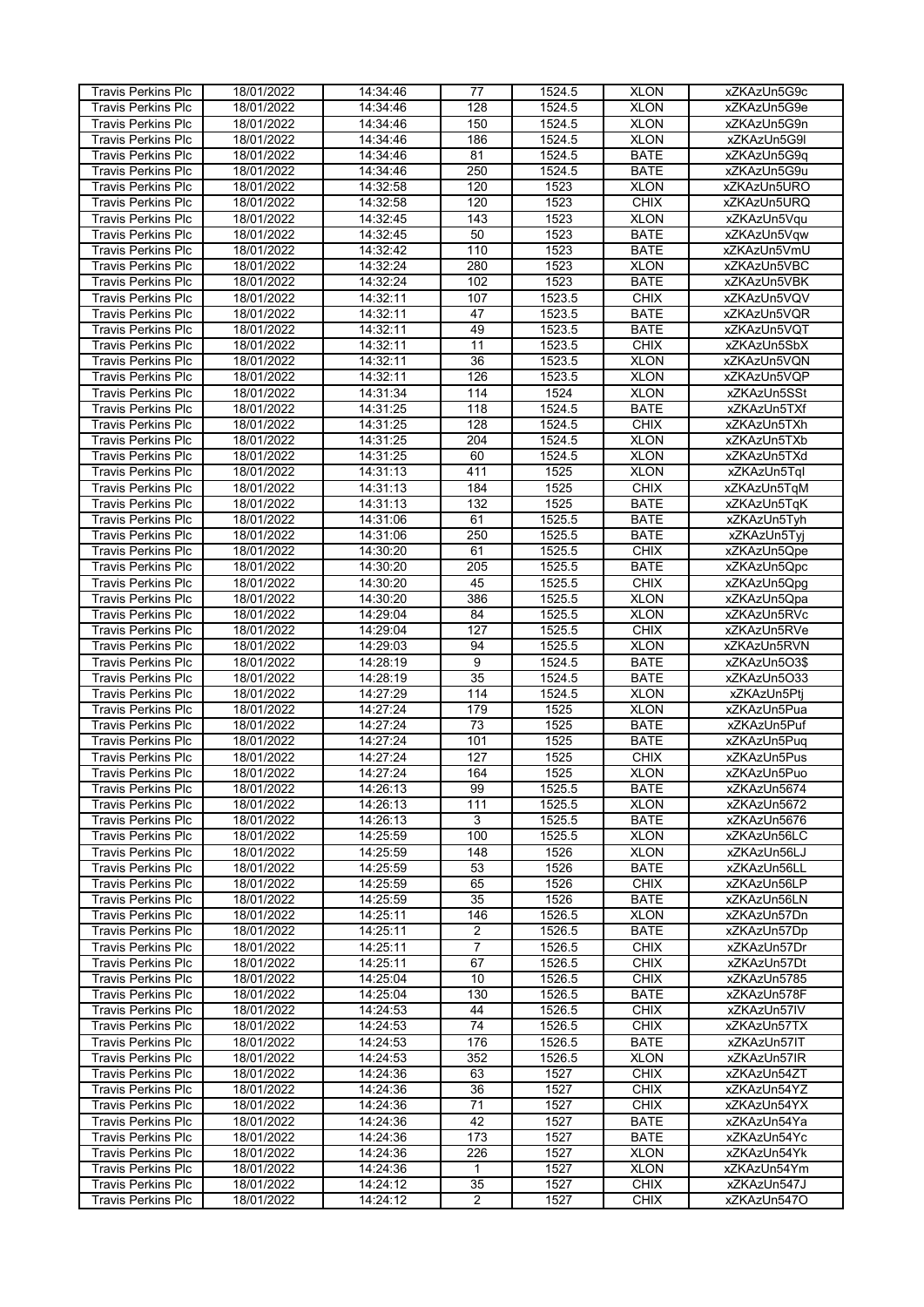| | | | | | | |
|---|---|---|---|---|---|---|
| Travis Perkins Plc | 18/01/2022 | 14:34:46 | 77 | 1524.5 | XLON | xZKAzUn5G9c |
| Travis Perkins Plc | 18/01/2022 | 14:34:46 | 128 | 1524.5 | XLON | xZKAzUn5G9e |
| Travis Perkins Plc | 18/01/2022 | 14:34:46 | 150 | 1524.5 | XLON | xZKAzUn5G9n |
| Travis Perkins Plc | 18/01/2022 | 14:34:46 | 186 | 1524.5 | XLON | xZKAzUn5G9l |
| Travis Perkins Plc | 18/01/2022 | 14:34:46 | 81 | 1524.5 | BATE | xZKAzUn5G9q |
| Travis Perkins Plc | 18/01/2022 | 14:34:46 | 250 | 1524.5 | BATE | xZKAzUn5G9u |
| Travis Perkins Plc | 18/01/2022 | 14:32:58 | 120 | 1523 | XLON | xZKAzUn5URO |
| Travis Perkins Plc | 18/01/2022 | 14:32:58 | 120 | 1523 | CHIX | xZKAzUn5URQ |
| Travis Perkins Plc | 18/01/2022 | 14:32:45 | 143 | 1523 | XLON | xZKAzUn5Vqu |
| Travis Perkins Plc | 18/01/2022 | 14:32:45 | 50 | 1523 | BATE | xZKAzUn5Vqw |
| Travis Perkins Plc | 18/01/2022 | 14:32:42 | 110 | 1523 | BATE | xZKAzUn5VmU |
| Travis Perkins Plc | 18/01/2022 | 14:32:24 | 280 | 1523 | XLON | xZKAzUn5VBC |
| Travis Perkins Plc | 18/01/2022 | 14:32:24 | 102 | 1523 | BATE | xZKAzUn5VBK |
| Travis Perkins Plc | 18/01/2022 | 14:32:11 | 107 | 1523.5 | CHIX | xZKAzUn5VQV |
| Travis Perkins Plc | 18/01/2022 | 14:32:11 | 47 | 1523.5 | BATE | xZKAzUn5VQR |
| Travis Perkins Plc | 18/01/2022 | 14:32:11 | 49 | 1523.5 | BATE | xZKAzUn5VQT |
| Travis Perkins Plc | 18/01/2022 | 14:32:11 | 11 | 1523.5 | CHIX | xZKAzUn5SbX |
| Travis Perkins Plc | 18/01/2022 | 14:32:11 | 36 | 1523.5 | XLON | xZKAzUn5VQN |
| Travis Perkins Plc | 18/01/2022 | 14:32:11 | 126 | 1523.5 | XLON | xZKAzUn5VQP |
| Travis Perkins Plc | 18/01/2022 | 14:31:34 | 114 | 1524 | XLON | xZKAzUn5SSt |
| Travis Perkins Plc | 18/01/2022 | 14:31:25 | 118 | 1524.5 | BATE | xZKAzUn5TXf |
| Travis Perkins Plc | 18/01/2022 | 14:31:25 | 128 | 1524.5 | CHIX | xZKAzUn5TXh |
| Travis Perkins Plc | 18/01/2022 | 14:31:25 | 204 | 1524.5 | XLON | xZKAzUn5TXb |
| Travis Perkins Plc | 18/01/2022 | 14:31:25 | 60 | 1524.5 | XLON | xZKAzUn5TXd |
| Travis Perkins Plc | 18/01/2022 | 14:31:13 | 411 | 1525 | XLON | xZKAzUn5Tql |
| Travis Perkins Plc | 18/01/2022 | 14:31:13 | 184 | 1525 | CHIX | xZKAzUn5TqM |
| Travis Perkins Plc | 18/01/2022 | 14:31:13 | 132 | 1525 | BATE | xZKAzUn5TqK |
| Travis Perkins Plc | 18/01/2022 | 14:31:06 | 61 | 1525.5 | BATE | xZKAzUn5Tyh |
| Travis Perkins Plc | 18/01/2022 | 14:31:06 | 250 | 1525.5 | BATE | xZKAzUn5Tyj |
| Travis Perkins Plc | 18/01/2022 | 14:30:20 | 61 | 1525.5 | CHIX | xZKAzUn5Qpe |
| Travis Perkins Plc | 18/01/2022 | 14:30:20 | 205 | 1525.5 | BATE | xZKAzUn5Qpc |
| Travis Perkins Plc | 18/01/2022 | 14:30:20 | 45 | 1525.5 | CHIX | xZKAzUn5Qpg |
| Travis Perkins Plc | 18/01/2022 | 14:30:20 | 386 | 1525.5 | XLON | xZKAzUn5Qpa |
| Travis Perkins Plc | 18/01/2022 | 14:29:04 | 84 | 1525.5 | XLON | xZKAzUn5RVc |
| Travis Perkins Plc | 18/01/2022 | 14:29:04 | 127 | 1525.5 | CHIX | xZKAzUn5RVe |
| Travis Perkins Plc | 18/01/2022 | 14:29:03 | 94 | 1525.5 | XLON | xZKAzUn5RVN |
| Travis Perkins Plc | 18/01/2022 | 14:28:19 | 9 | 1524.5 | BATE | xZKAzUn5O3$ |
| Travis Perkins Plc | 18/01/2022 | 14:28:19 | 35 | 1524.5 | BATE | xZKAzUn5O33 |
| Travis Perkins Plc | 18/01/2022 | 14:27:29 | 114 | 1524.5 | XLON | xZKAzUn5Ptj |
| Travis Perkins Plc | 18/01/2022 | 14:27:24 | 179 | 1525 | XLON | xZKAzUn5Pua |
| Travis Perkins Plc | 18/01/2022 | 14:27:24 | 73 | 1525 | BATE | xZKAzUn5Puf |
| Travis Perkins Plc | 18/01/2022 | 14:27:24 | 101 | 1525 | BATE | xZKAzUn5Puq |
| Travis Perkins Plc | 18/01/2022 | 14:27:24 | 127 | 1525 | CHIX | xZKAzUn5Pus |
| Travis Perkins Plc | 18/01/2022 | 14:27:24 | 164 | 1525 | XLON | xZKAzUn5Puo |
| Travis Perkins Plc | 18/01/2022 | 14:26:13 | 99 | 1525.5 | BATE | xZKAzUn5674 |
| Travis Perkins Plc | 18/01/2022 | 14:26:13 | 111 | 1525.5 | XLON | xZKAzUn5672 |
| Travis Perkins Plc | 18/01/2022 | 14:26:13 | 3 | 1525.5 | BATE | xZKAzUn5676 |
| Travis Perkins Plc | 18/01/2022 | 14:25:59 | 100 | 1525.5 | XLON | xZKAzUn56LC |
| Travis Perkins Plc | 18/01/2022 | 14:25:59 | 148 | 1526 | XLON | xZKAzUn56LJ |
| Travis Perkins Plc | 18/01/2022 | 14:25:59 | 53 | 1526 | BATE | xZKAzUn56LL |
| Travis Perkins Plc | 18/01/2022 | 14:25:59 | 65 | 1526 | CHIX | xZKAzUn56LP |
| Travis Perkins Plc | 18/01/2022 | 14:25:59 | 35 | 1526 | BATE | xZKAzUn56LN |
| Travis Perkins Plc | 18/01/2022 | 14:25:11 | 146 | 1526.5 | XLON | xZKAzUn57Dn |
| Travis Perkins Plc | 18/01/2022 | 14:25:11 | 2 | 1526.5 | BATE | xZKAzUn57Dp |
| Travis Perkins Plc | 18/01/2022 | 14:25:11 | 7 | 1526.5 | CHIX | xZKAzUn57Dr |
| Travis Perkins Plc | 18/01/2022 | 14:25:11 | 67 | 1526.5 | CHIX | xZKAzUn57Dt |
| Travis Perkins Plc | 18/01/2022 | 14:25:04 | 10 | 1526.5 | CHIX | xZKAzUn5785 |
| Travis Perkins Plc | 18/01/2022 | 14:25:04 | 130 | 1526.5 | BATE | xZKAzUn578F |
| Travis Perkins Plc | 18/01/2022 | 14:24:53 | 44 | 1526.5 | CHIX | xZKAzUn57IV |
| Travis Perkins Plc | 18/01/2022 | 14:24:53 | 74 | 1526.5 | CHIX | xZKAzUn57TX |
| Travis Perkins Plc | 18/01/2022 | 14:24:53 | 176 | 1526.5 | BATE | xZKAzUn57IT |
| Travis Perkins Plc | 18/01/2022 | 14:24:53 | 352 | 1526.5 | XLON | xZKAzUn57IR |
| Travis Perkins Plc | 18/01/2022 | 14:24:36 | 63 | 1527 | CHIX | xZKAzUn54ZT |
| Travis Perkins Plc | 18/01/2022 | 14:24:36 | 36 | 1527 | CHIX | xZKAzUn54YZ |
| Travis Perkins Plc | 18/01/2022 | 14:24:36 | 71 | 1527 | CHIX | xZKAzUn54YX |
| Travis Perkins Plc | 18/01/2022 | 14:24:36 | 42 | 1527 | BATE | xZKAzUn54Ya |
| Travis Perkins Plc | 18/01/2022 | 14:24:36 | 173 | 1527 | BATE | xZKAzUn54Yc |
| Travis Perkins Plc | 18/01/2022 | 14:24:36 | 226 | 1527 | XLON | xZKAzUn54Yk |
| Travis Perkins Plc | 18/01/2022 | 14:24:36 | 1 | 1527 | XLON | xZKAzUn54Ym |
| Travis Perkins Plc | 18/01/2022 | 14:24:12 | 35 | 1527 | CHIX | xZKAzUn547J |
| Travis Perkins Plc | 18/01/2022 | 14:24:12 | 2 | 1527 | CHIX | xZKAzUn547O |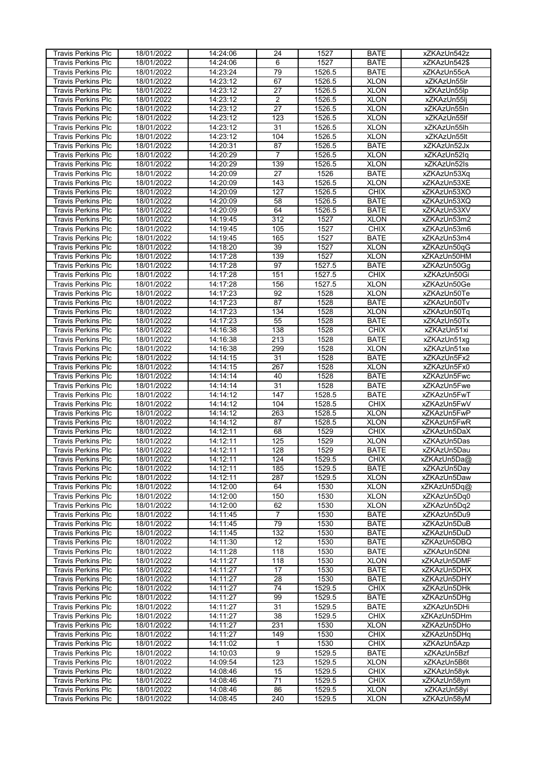| | | | | | | |
|---|---|---|---|---|---|---|
| Travis Perkins Plc | 18/01/2022 | 14:24:06 | 24 | 1527 | BATE | xZKAzUn542z |
| Travis Perkins Plc | 18/01/2022 | 14:24:06 | 6 | 1527 | BATE | xZKAzUn542$ |
| Travis Perkins Plc | 18/01/2022 | 14:23:24 | 79 | 1526.5 | BATE | xZKAzUn55cA |
| Travis Perkins Plc | 18/01/2022 | 14:23:12 | 67 | 1526.5 | XLON | xZKAzUn55lr |
| Travis Perkins Plc | 18/01/2022 | 14:23:12 | 27 | 1526.5 | XLON | xZKAzUn55lp |
| Travis Perkins Plc | 18/01/2022 | 14:23:12 | 2 | 1526.5 | XLON | xZKAzUn55lj |
| Travis Perkins Plc | 18/01/2022 | 14:23:12 | 27 | 1526.5 | XLON | xZKAzUn55ln |
| Travis Perkins Plc | 18/01/2022 | 14:23:12 | 123 | 1526.5 | XLON | xZKAzUn55lf |
| Travis Perkins Plc | 18/01/2022 | 14:23:12 | 31 | 1526.5 | XLON | xZKAzUn55lh |
| Travis Perkins Plc | 18/01/2022 | 14:23:12 | 104 | 1526.5 | XLON | xZKAzUn55lt |
| Travis Perkins Plc | 18/01/2022 | 14:20:31 | 87 | 1526.5 | BATE | xZKAzUn52Jx |
| Travis Perkins Plc | 18/01/2022 | 14:20:29 | 7 | 1526.5 | XLON | xZKAzUn52Iq |
| Travis Perkins Plc | 18/01/2022 | 14:20:29 | 139 | 1526.5 | XLON | xZKAzUn52Is |
| Travis Perkins Plc | 18/01/2022 | 14:20:09 | 27 | 1526 | BATE | xZKAzUn53Xq |
| Travis Perkins Plc | 18/01/2022 | 14:20:09 | 143 | 1526.5 | XLON | xZKAzUn53XE |
| Travis Perkins Plc | 18/01/2022 | 14:20:09 | 127 | 1526.5 | CHIX | xZKAzUn53XO |
| Travis Perkins Plc | 18/01/2022 | 14:20:09 | 58 | 1526.5 | BATE | xZKAzUn53XQ |
| Travis Perkins Plc | 18/01/2022 | 14:20:09 | 64 | 1526.5 | BATE | xZKAzUn53XV |
| Travis Perkins Plc | 18/01/2022 | 14:19:45 | 312 | 1527 | XLON | xZKAzUn53m2 |
| Travis Perkins Plc | 18/01/2022 | 14:19:45 | 105 | 1527 | CHIX | xZKAzUn53m6 |
| Travis Perkins Plc | 18/01/2022 | 14:19:45 | 165 | 1527 | BATE | xZKAzUn53m4 |
| Travis Perkins Plc | 18/01/2022 | 14:18:20 | 39 | 1527 | XLON | xZKAzUn50qG |
| Travis Perkins Plc | 18/01/2022 | 14:17:28 | 139 | 1527 | XLON | xZKAzUn50HM |
| Travis Perkins Plc | 18/01/2022 | 14:17:28 | 97 | 1527.5 | BATE | xZKAzUn50Gg |
| Travis Perkins Plc | 18/01/2022 | 14:17:28 | 151 | 1527.5 | CHIX | xZKAzUn50Gi |
| Travis Perkins Plc | 18/01/2022 | 14:17:28 | 156 | 1527.5 | XLON | xZKAzUn50Ge |
| Travis Perkins Plc | 18/01/2022 | 14:17:23 | 92 | 1528 | XLON | xZKAzUn50Te |
| Travis Perkins Plc | 18/01/2022 | 14:17:23 | 87 | 1528 | BATE | xZKAzUn50Tv |
| Travis Perkins Plc | 18/01/2022 | 14:17:23 | 134 | 1528 | XLON | xZKAzUn50Tq |
| Travis Perkins Plc | 18/01/2022 | 14:17:23 | 55 | 1528 | BATE | xZKAzUn50Tx |
| Travis Perkins Plc | 18/01/2022 | 14:16:38 | 138 | 1528 | CHIX | xZKAzUn51xi |
| Travis Perkins Plc | 18/01/2022 | 14:16:38 | 213 | 1528 | BATE | xZKAzUn51xg |
| Travis Perkins Plc | 18/01/2022 | 14:16:38 | 299 | 1528 | XLON | xZKAzUn51xe |
| Travis Perkins Plc | 18/01/2022 | 14:14:15 | 31 | 1528 | BATE | xZKAzUn5Fx2 |
| Travis Perkins Plc | 18/01/2022 | 14:14:15 | 267 | 1528 | XLON | xZKAzUn5Fx0 |
| Travis Perkins Plc | 18/01/2022 | 14:14:14 | 40 | 1528 | BATE | xZKAzUn5Fwc |
| Travis Perkins Plc | 18/01/2022 | 14:14:14 | 31 | 1528 | BATE | xZKAzUn5Fwe |
| Travis Perkins Plc | 18/01/2022 | 14:14:12 | 147 | 1528.5 | BATE | xZKAzUn5FwT |
| Travis Perkins Plc | 18/01/2022 | 14:14:12 | 104 | 1528.5 | CHIX | xZKAzUn5FwV |
| Travis Perkins Plc | 18/01/2022 | 14:14:12 | 263 | 1528.5 | XLON | xZKAzUn5FwP |
| Travis Perkins Plc | 18/01/2022 | 14:14:12 | 87 | 1528.5 | XLON | xZKAzUn5FwR |
| Travis Perkins Plc | 18/01/2022 | 14:12:11 | 68 | 1529 | CHIX | xZKAzUn5DaX |
| Travis Perkins Plc | 18/01/2022 | 14:12:11 | 125 | 1529 | XLON | xZKAzUn5Das |
| Travis Perkins Plc | 18/01/2022 | 14:12:11 | 128 | 1529 | BATE | xZKAzUn5Dau |
| Travis Perkins Plc | 18/01/2022 | 14:12:11 | 124 | 1529.5 | CHIX | xZKAzUn5Da@ |
| Travis Perkins Plc | 18/01/2022 | 14:12:11 | 185 | 1529.5 | BATE | xZKAzUn5Day |
| Travis Perkins Plc | 18/01/2022 | 14:12:11 | 287 | 1529.5 | XLON | xZKAzUn5Daw |
| Travis Perkins Plc | 18/01/2022 | 14:12:00 | 64 | 1530 | XLON | xZKAzUn5Dq@ |
| Travis Perkins Plc | 18/01/2022 | 14:12:00 | 150 | 1530 | XLON | xZKAzUn5Dq0 |
| Travis Perkins Plc | 18/01/2022 | 14:12:00 | 62 | 1530 | XLON | xZKAzUn5Dq2 |
| Travis Perkins Plc | 18/01/2022 | 14:11:45 | 7 | 1530 | BATE | xZKAzUn5Du9 |
| Travis Perkins Plc | 18/01/2022 | 14:11:45 | 79 | 1530 | BATE | xZKAzUn5DuB |
| Travis Perkins Plc | 18/01/2022 | 14:11:45 | 132 | 1530 | BATE | xZKAzUn5DuD |
| Travis Perkins Plc | 18/01/2022 | 14:11:30 | 12 | 1530 | BATE | xZKAzUn5DBQ |
| Travis Perkins Plc | 18/01/2022 | 14:11:28 | 118 | 1530 | BATE | xZKAzUn5DNl |
| Travis Perkins Plc | 18/01/2022 | 14:11:27 | 118 | 1530 | XLON | xZKAzUn5DMF |
| Travis Perkins Plc | 18/01/2022 | 14:11:27 | 17 | 1530 | BATE | xZKAzUn5DHX |
| Travis Perkins Plc | 18/01/2022 | 14:11:27 | 28 | 1530 | BATE | xZKAzUn5DHY |
| Travis Perkins Plc | 18/01/2022 | 14:11:27 | 74 | 1529.5 | CHIX | xZKAzUn5DHk |
| Travis Perkins Plc | 18/01/2022 | 14:11:27 | 99 | 1529.5 | BATE | xZKAzUn5DHg |
| Travis Perkins Plc | 18/01/2022 | 14:11:27 | 31 | 1529.5 | BATE | xZKAzUn5DHi |
| Travis Perkins Plc | 18/01/2022 | 14:11:27 | 38 | 1529.5 | CHIX | xZKAzUn5DHm |
| Travis Perkins Plc | 18/01/2022 | 14:11:27 | 231 | 1530 | XLON | xZKAzUn5DHo |
| Travis Perkins Plc | 18/01/2022 | 14:11:27 | 149 | 1530 | CHIX | xZKAzUn5DHq |
| Travis Perkins Plc | 18/01/2022 | 14:11:02 | 1 | 1530 | CHIX | xZKAzUn5Azp |
| Travis Perkins Plc | 18/01/2022 | 14:10:03 | 9 | 1529.5 | BATE | xZKAzUn5Bzf |
| Travis Perkins Plc | 18/01/2022 | 14:09:54 | 123 | 1529.5 | XLON | xZKAzUn5B6t |
| Travis Perkins Plc | 18/01/2022 | 14:08:46 | 15 | 1529.5 | CHIX | xZKAzUn58yk |
| Travis Perkins Plc | 18/01/2022 | 14:08:46 | 71 | 1529.5 | CHIX | xZKAzUn58ym |
| Travis Perkins Plc | 18/01/2022 | 14:08:46 | 86 | 1529.5 | XLON | xZKAzUn58yi |
| Travis Perkins Plc | 18/01/2022 | 14:08:45 | 240 | 1529.5 | XLON | xZKAzUn58yM |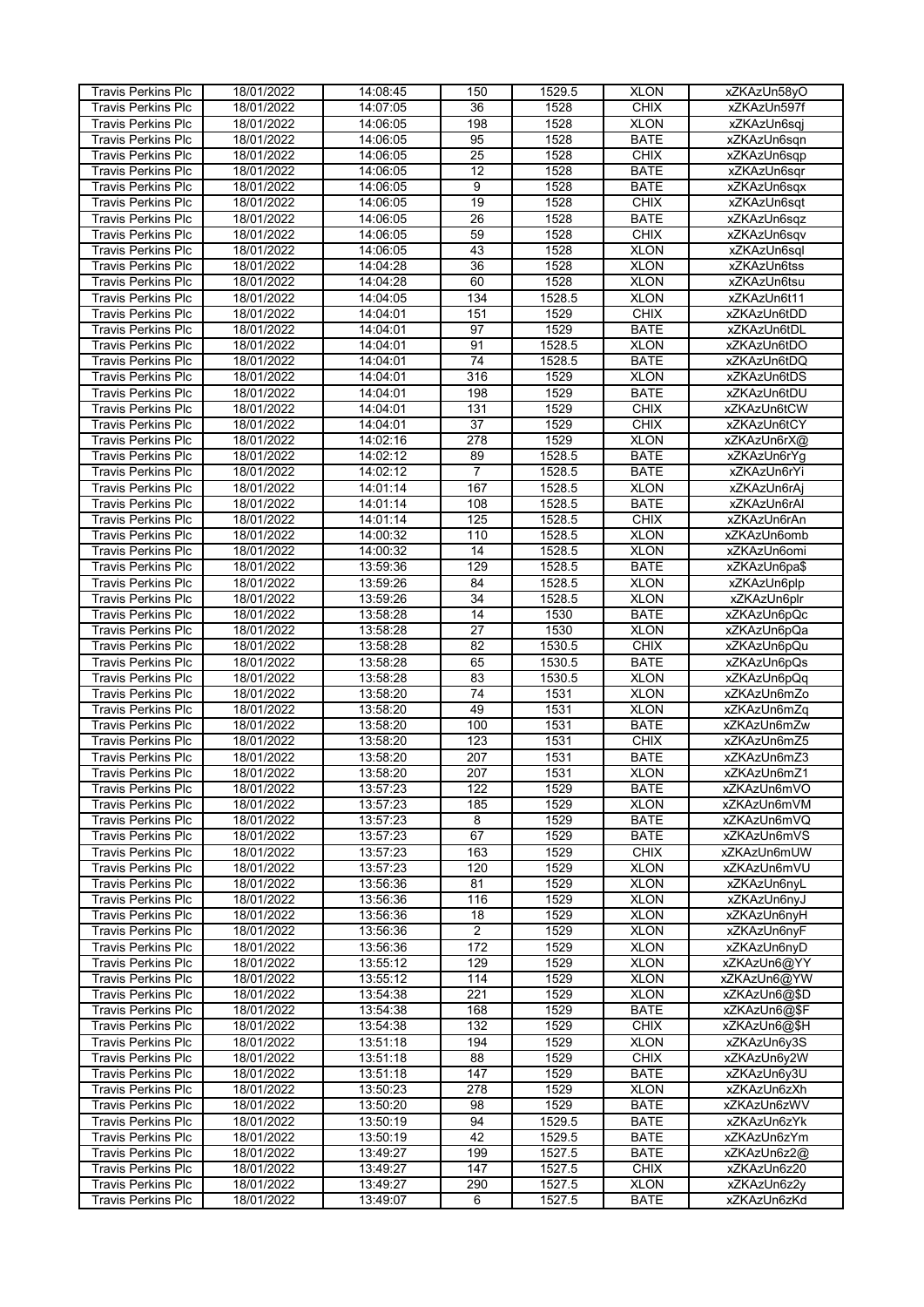| | | | | | | |
|---|---|---|---|---|---|---|
| Travis Perkins Plc | 18/01/2022 | 14:08:45 | 150 | 1529.5 | XLON | xZKAzUn58yO |
| Travis Perkins Plc | 18/01/2022 | 14:07:05 | 36 | 1528 | CHIX | xZKAzUn597f |
| Travis Perkins Plc | 18/01/2022 | 14:06:05 | 198 | 1528 | XLON | xZKAzUn6sqj |
| Travis Perkins Plc | 18/01/2022 | 14:06:05 | 95 | 1528 | BATE | xZKAzUn6sqn |
| Travis Perkins Plc | 18/01/2022 | 14:06:05 | 25 | 1528 | CHIX | xZKAzUn6sqp |
| Travis Perkins Plc | 18/01/2022 | 14:06:05 | 12 | 1528 | BATE | xZKAzUn6sqr |
| Travis Perkins Plc | 18/01/2022 | 14:06:05 | 9 | 1528 | BATE | xZKAzUn6sqx |
| Travis Perkins Plc | 18/01/2022 | 14:06:05 | 19 | 1528 | CHIX | xZKAzUn6sqt |
| Travis Perkins Plc | 18/01/2022 | 14:06:05 | 26 | 1528 | BATE | xZKAzUn6sqz |
| Travis Perkins Plc | 18/01/2022 | 14:06:05 | 59 | 1528 | CHIX | xZKAzUn6sqv |
| Travis Perkins Plc | 18/01/2022 | 14:06:05 | 43 | 1528 | XLON | xZKAzUn6sql |
| Travis Perkins Plc | 18/01/2022 | 14:04:28 | 36 | 1528 | XLON | xZKAzUn6tss |
| Travis Perkins Plc | 18/01/2022 | 14:04:28 | 60 | 1528 | XLON | xZKAzUn6tsu |
| Travis Perkins Plc | 18/01/2022 | 14:04:05 | 134 | 1528.5 | XLON | xZKAzUn6t11 |
| Travis Perkins Plc | 18/01/2022 | 14:04:01 | 151 | 1529 | CHIX | xZKAzUn6tDD |
| Travis Perkins Plc | 18/01/2022 | 14:04:01 | 97 | 1529 | BATE | xZKAzUn6tDL |
| Travis Perkins Plc | 18/01/2022 | 14:04:01 | 91 | 1528.5 | XLON | xZKAzUn6tDO |
| Travis Perkins Plc | 18/01/2022 | 14:04:01 | 74 | 1528.5 | BATE | xZKAzUn6tDQ |
| Travis Perkins Plc | 18/01/2022 | 14:04:01 | 316 | 1529 | XLON | xZKAzUn6tDS |
| Travis Perkins Plc | 18/01/2022 | 14:04:01 | 198 | 1529 | BATE | xZKAzUn6tDU |
| Travis Perkins Plc | 18/01/2022 | 14:04:01 | 131 | 1529 | CHIX | xZKAzUn6tCW |
| Travis Perkins Plc | 18/01/2022 | 14:04:01 | 37 | 1529 | CHIX | xZKAzUn6tCY |
| Travis Perkins Plc | 18/01/2022 | 14:02:16 | 278 | 1529 | XLON | xZKAzUn6rX@ |
| Travis Perkins Plc | 18/01/2022 | 14:02:12 | 89 | 1528.5 | BATE | xZKAzUn6rYg |
| Travis Perkins Plc | 18/01/2022 | 14:02:12 | 7 | 1528.5 | BATE | xZKAzUn6rYi |
| Travis Perkins Plc | 18/01/2022 | 14:01:14 | 167 | 1528.5 | XLON | xZKAzUn6rAj |
| Travis Perkins Plc | 18/01/2022 | 14:01:14 | 108 | 1528.5 | BATE | xZKAzUn6rAl |
| Travis Perkins Plc | 18/01/2022 | 14:01:14 | 125 | 1528.5 | CHIX | xZKAzUn6rAn |
| Travis Perkins Plc | 18/01/2022 | 14:00:32 | 110 | 1528.5 | XLON | xZKAzUn6omb |
| Travis Perkins Plc | 18/01/2022 | 14:00:32 | 14 | 1528.5 | XLON | xZKAzUn6omi |
| Travis Perkins Plc | 18/01/2022 | 13:59:36 | 129 | 1528.5 | BATE | xZKAzUn6pa$ |
| Travis Perkins Plc | 18/01/2022 | 13:59:26 | 84 | 1528.5 | XLON | xZKAzUn6plp |
| Travis Perkins Plc | 18/01/2022 | 13:59:26 | 34 | 1528.5 | XLON | xZKAzUn6plr |
| Travis Perkins Plc | 18/01/2022 | 13:58:28 | 14 | 1530 | BATE | xZKAzUn6pQc |
| Travis Perkins Plc | 18/01/2022 | 13:58:28 | 27 | 1530 | XLON | xZKAzUn6pQa |
| Travis Perkins Plc | 18/01/2022 | 13:58:28 | 82 | 1530.5 | CHIX | xZKAzUn6pQu |
| Travis Perkins Plc | 18/01/2022 | 13:58:28 | 65 | 1530.5 | BATE | xZKAzUn6pQs |
| Travis Perkins Plc | 18/01/2022 | 13:58:28 | 83 | 1530.5 | XLON | xZKAzUn6pQq |
| Travis Perkins Plc | 18/01/2022 | 13:58:20 | 74 | 1531 | XLON | xZKAzUn6mZo |
| Travis Perkins Plc | 18/01/2022 | 13:58:20 | 49 | 1531 | XLON | xZKAzUn6mZq |
| Travis Perkins Plc | 18/01/2022 | 13:58:20 | 100 | 1531 | BATE | xZKAzUn6mZw |
| Travis Perkins Plc | 18/01/2022 | 13:58:20 | 123 | 1531 | CHIX | xZKAzUn6mZ5 |
| Travis Perkins Plc | 18/01/2022 | 13:58:20 | 207 | 1531 | BATE | xZKAzUn6mZ3 |
| Travis Perkins Plc | 18/01/2022 | 13:58:20 | 207 | 1531 | XLON | xZKAzUn6mZ1 |
| Travis Perkins Plc | 18/01/2022 | 13:57:23 | 122 | 1529 | BATE | xZKAzUn6mVO |
| Travis Perkins Plc | 18/01/2022 | 13:57:23 | 185 | 1529 | XLON | xZKAzUn6mVM |
| Travis Perkins Plc | 18/01/2022 | 13:57:23 | 8 | 1529 | BATE | xZKAzUn6mVQ |
| Travis Perkins Plc | 18/01/2022 | 13:57:23 | 67 | 1529 | BATE | xZKAzUn6mVS |
| Travis Perkins Plc | 18/01/2022 | 13:57:23 | 163 | 1529 | CHIX | xZKAzUn6mUW |
| Travis Perkins Plc | 18/01/2022 | 13:57:23 | 120 | 1529 | XLON | xZKAzUn6mVU |
| Travis Perkins Plc | 18/01/2022 | 13:56:36 | 81 | 1529 | XLON | xZKAzUn6nyL |
| Travis Perkins Plc | 18/01/2022 | 13:56:36 | 116 | 1529 | XLON | xZKAzUn6nyJ |
| Travis Perkins Plc | 18/01/2022 | 13:56:36 | 18 | 1529 | XLON | xZKAzUn6nyH |
| Travis Perkins Plc | 18/01/2022 | 13:56:36 | 2 | 1529 | XLON | xZKAzUn6nyF |
| Travis Perkins Plc | 18/01/2022 | 13:56:36 | 172 | 1529 | XLON | xZKAzUn6nyD |
| Travis Perkins Plc | 18/01/2022 | 13:55:12 | 129 | 1529 | XLON | xZKAzUn6@YY |
| Travis Perkins Plc | 18/01/2022 | 13:55:12 | 114 | 1529 | XLON | xZKAzUn6@YW |
| Travis Perkins Plc | 18/01/2022 | 13:54:38 | 221 | 1529 | XLON | xZKAzUn6@$D |
| Travis Perkins Plc | 18/01/2022 | 13:54:38 | 168 | 1529 | BATE | xZKAzUn6@$F |
| Travis Perkins Plc | 18/01/2022 | 13:54:38 | 132 | 1529 | CHIX | xZKAzUn6@$H |
| Travis Perkins Plc | 18/01/2022 | 13:51:18 | 194 | 1529 | XLON | xZKAzUn6y3S |
| Travis Perkins Plc | 18/01/2022 | 13:51:18 | 88 | 1529 | CHIX | xZKAzUn6y2W |
| Travis Perkins Plc | 18/01/2022 | 13:51:18 | 147 | 1529 | BATE | xZKAzUn6y3U |
| Travis Perkins Plc | 18/01/2022 | 13:50:23 | 278 | 1529 | XLON | xZKAzUn6zXh |
| Travis Perkins Plc | 18/01/2022 | 13:50:20 | 98 | 1529 | BATE | xZKAzUn6zWV |
| Travis Perkins Plc | 18/01/2022 | 13:50:19 | 94 | 1529.5 | BATE | xZKAzUn6zYk |
| Travis Perkins Plc | 18/01/2022 | 13:50:19 | 42 | 1529.5 | BATE | xZKAzUn6zYm |
| Travis Perkins Plc | 18/01/2022 | 13:49:27 | 199 | 1527.5 | BATE | xZKAzUn6z2@ |
| Travis Perkins Plc | 18/01/2022 | 13:49:27 | 147 | 1527.5 | CHIX | xZKAzUn6z20 |
| Travis Perkins Plc | 18/01/2022 | 13:49:27 | 290 | 1527.5 | XLON | xZKAzUn6z2y |
| Travis Perkins Plc | 18/01/2022 | 13:49:07 | 6 | 1527.5 | BATE | xZKAzUn6zKd |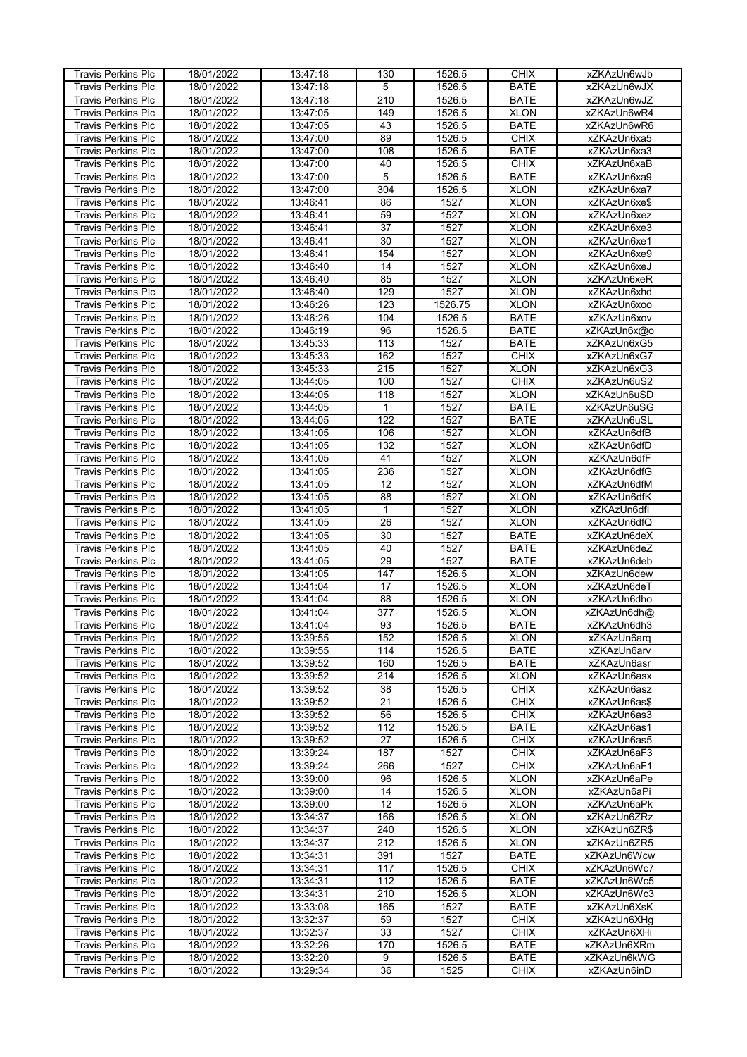| | | | | | | |
|---|---|---|---|---|---|---|
| Travis Perkins Plc | 18/01/2022 | 13:47:18 | 130 | 1526.5 | CHIX | xZKAzUn6wJb |
| Travis Perkins Plc | 18/01/2022 | 13:47:18 | 5 | 1526.5 | BATE | xZKAzUn6wJX |
| Travis Perkins Plc | 18/01/2022 | 13:47:18 | 210 | 1526.5 | BATE | xZKAzUn6wJZ |
| Travis Perkins Plc | 18/01/2022 | 13:47:05 | 149 | 1526.5 | XLON | xZKAzUn6wR4 |
| Travis Perkins Plc | 18/01/2022 | 13:47:05 | 43 | 1526.5 | BATE | xZKAzUn6wR6 |
| Travis Perkins Plc | 18/01/2022 | 13:47:00 | 89 | 1526.5 | CHIX | xZKAzUn6xa5 |
| Travis Perkins Plc | 18/01/2022 | 13:47:00 | 108 | 1526.5 | BATE | xZKAzUn6xa3 |
| Travis Perkins Plc | 18/01/2022 | 13:47:00 | 40 | 1526.5 | CHIX | xZKAzUn6xaB |
| Travis Perkins Plc | 18/01/2022 | 13:47:00 | 5 | 1526.5 | BATE | xZKAzUn6xa9 |
| Travis Perkins Plc | 18/01/2022 | 13:47:00 | 304 | 1526.5 | XLON | xZKAzUn6xa7 |
| Travis Perkins Plc | 18/01/2022 | 13:46:41 | 86 | 1527 | XLON | xZKAzUn6xe$ |
| Travis Perkins Plc | 18/01/2022 | 13:46:41 | 59 | 1527 | XLON | xZKAzUn6xez |
| Travis Perkins Plc | 18/01/2022 | 13:46:41 | 37 | 1527 | XLON | xZKAzUn6xe3 |
| Travis Perkins Plc | 18/01/2022 | 13:46:41 | 30 | 1527 | XLON | xZKAzUn6xe1 |
| Travis Perkins Plc | 18/01/2022 | 13:46:41 | 154 | 1527 | XLON | xZKAzUn6xe9 |
| Travis Perkins Plc | 18/01/2022 | 13:46:40 | 14 | 1527 | XLON | xZKAzUn6xeJ |
| Travis Perkins Plc | 18/01/2022 | 13:46:40 | 85 | 1527 | XLON | xZKAzUn6xeR |
| Travis Perkins Plc | 18/01/2022 | 13:46:40 | 129 | 1527 | XLON | xZKAzUn6xhd |
| Travis Perkins Plc | 18/01/2022 | 13:46:26 | 123 | 1526.75 | XLON | xZKAzUn6xoo |
| Travis Perkins Plc | 18/01/2022 | 13:46:26 | 104 | 1526.5 | BATE | xZKAzUn6xov |
| Travis Perkins Plc | 18/01/2022 | 13:46:19 | 96 | 1526.5 | BATE | xZKAzUn6x@o |
| Travis Perkins Plc | 18/01/2022 | 13:45:33 | 113 | 1527 | BATE | xZKAzUn6xG5 |
| Travis Perkins Plc | 18/01/2022 | 13:45:33 | 162 | 1527 | CHIX | xZKAzUn6xG7 |
| Travis Perkins Plc | 18/01/2022 | 13:45:33 | 215 | 1527 | XLON | xZKAzUn6xG3 |
| Travis Perkins Plc | 18/01/2022 | 13:44:05 | 100 | 1527 | CHIX | xZKAzUn6uS2 |
| Travis Perkins Plc | 18/01/2022 | 13:44:05 | 118 | 1527 | XLON | xZKAzUn6uSD |
| Travis Perkins Plc | 18/01/2022 | 13:44:05 | 1 | 1527 | BATE | xZKAzUn6uSG |
| Travis Perkins Plc | 18/01/2022 | 13:44:05 | 122 | 1527 | BATE | xZKAzUn6uSL |
| Travis Perkins Plc | 18/01/2022 | 13:41:05 | 106 | 1527 | XLON | xZKAzUn6dfB |
| Travis Perkins Plc | 18/01/2022 | 13:41:05 | 132 | 1527 | XLON | xZKAzUn6dfD |
| Travis Perkins Plc | 18/01/2022 | 13:41:05 | 41 | 1527 | XLON | xZKAzUn6dfF |
| Travis Perkins Plc | 18/01/2022 | 13:41:05 | 236 | 1527 | XLON | xZKAzUn6dfG |
| Travis Perkins Plc | 18/01/2022 | 13:41:05 | 12 | 1527 | XLON | xZKAzUn6dfM |
| Travis Perkins Plc | 18/01/2022 | 13:41:05 | 88 | 1527 | XLON | xZKAzUn6dfK |
| Travis Perkins Plc | 18/01/2022 | 13:41:05 | 1 | 1527 | XLON | xZKAzUn6dfI |
| Travis Perkins Plc | 18/01/2022 | 13:41:05 | 26 | 1527 | XLON | xZKAzUn6dfQ |
| Travis Perkins Plc | 18/01/2022 | 13:41:05 | 30 | 1527 | BATE | xZKAzUn6deX |
| Travis Perkins Plc | 18/01/2022 | 13:41:05 | 40 | 1527 | BATE | xZKAzUn6deZ |
| Travis Perkins Plc | 18/01/2022 | 13:41:05 | 29 | 1527 | BATE | xZKAzUn6deb |
| Travis Perkins Plc | 18/01/2022 | 13:41:05 | 147 | 1526.5 | XLON | xZKAzUn6dew |
| Travis Perkins Plc | 18/01/2022 | 13:41:04 | 17 | 1526.5 | XLON | xZKAzUn6deT |
| Travis Perkins Plc | 18/01/2022 | 13:41:04 | 88 | 1526.5 | XLON | xZKAzUn6dho |
| Travis Perkins Plc | 18/01/2022 | 13:41:04 | 377 | 1526.5 | XLON | xZKAzUn6dh@ |
| Travis Perkins Plc | 18/01/2022 | 13:41:04 | 93 | 1526.5 | BATE | xZKAzUn6dh3 |
| Travis Perkins Plc | 18/01/2022 | 13:39:55 | 152 | 1526.5 | XLON | xZKAzUn6arq |
| Travis Perkins Plc | 18/01/2022 | 13:39:55 | 114 | 1526.5 | BATE | xZKAzUn6arv |
| Travis Perkins Plc | 18/01/2022 | 13:39:52 | 160 | 1526.5 | BATE | xZKAzUn6asr |
| Travis Perkins Plc | 18/01/2022 | 13:39:52 | 214 | 1526.5 | XLON | xZKAzUn6asx |
| Travis Perkins Plc | 18/01/2022 | 13:39:52 | 38 | 1526.5 | CHIX | xZKAzUn6asz |
| Travis Perkins Plc | 18/01/2022 | 13:39:52 | 21 | 1526.5 | CHIX | xZKAzUn6as$ |
| Travis Perkins Plc | 18/01/2022 | 13:39:52 | 56 | 1526.5 | CHIX | xZKAzUn6as3 |
| Travis Perkins Plc | 18/01/2022 | 13:39:52 | 112 | 1526.5 | BATE | xZKAzUn6as1 |
| Travis Perkins Plc | 18/01/2022 | 13:39:52 | 27 | 1526.5 | CHIX | xZKAzUn6as5 |
| Travis Perkins Plc | 18/01/2022 | 13:39:24 | 187 | 1527 | CHIX | xZKAzUn6aF3 |
| Travis Perkins Plc | 18/01/2022 | 13:39:24 | 266 | 1527 | CHIX | xZKAzUn6aF1 |
| Travis Perkins Plc | 18/01/2022 | 13:39:00 | 96 | 1526.5 | XLON | xZKAzUn6aPe |
| Travis Perkins Plc | 18/01/2022 | 13:39:00 | 14 | 1526.5 | XLON | xZKAzUn6aPi |
| Travis Perkins Plc | 18/01/2022 | 13:39:00 | 12 | 1526.5 | XLON | xZKAzUn6aPk |
| Travis Perkins Plc | 18/01/2022 | 13:34:37 | 166 | 1526.5 | XLON | xZKAzUn6ZRz |
| Travis Perkins Plc | 18/01/2022 | 13:34:37 | 240 | 1526.5 | XLON | xZKAzUn6ZR$ |
| Travis Perkins Plc | 18/01/2022 | 13:34:37 | 212 | 1526.5 | XLON | xZKAzUn6ZR5 |
| Travis Perkins Plc | 18/01/2022 | 13:34:31 | 391 | 1527 | BATE | xZKAzUn6Wcw |
| Travis Perkins Plc | 18/01/2022 | 13:34:31 | 117 | 1526.5 | CHIX | xZKAzUn6Wc7 |
| Travis Perkins Plc | 18/01/2022 | 13:34:31 | 112 | 1526.5 | BATE | xZKAzUn6Wc5 |
| Travis Perkins Plc | 18/01/2022 | 13:34:31 | 210 | 1526.5 | XLON | xZKAzUn6Wc3 |
| Travis Perkins Plc | 18/01/2022 | 13:33:08 | 165 | 1527 | BATE | xZKAzUn6XsK |
| Travis Perkins Plc | 18/01/2022 | 13:32:37 | 59 | 1527 | CHIX | xZKAzUn6XHg |
| Travis Perkins Plc | 18/01/2022 | 13:32:37 | 33 | 1527 | CHIX | xZKAzUn6XHi |
| Travis Perkins Plc | 18/01/2022 | 13:32:26 | 170 | 1526.5 | BATE | xZKAzUn6XRm |
| Travis Perkins Plc | 18/01/2022 | 13:32:20 | 9 | 1526.5 | BATE | xZKAzUn6kWG |
| Travis Perkins Plc | 18/01/2022 | 13:29:34 | 36 | 1525 | CHIX | xZKAzUn6inD |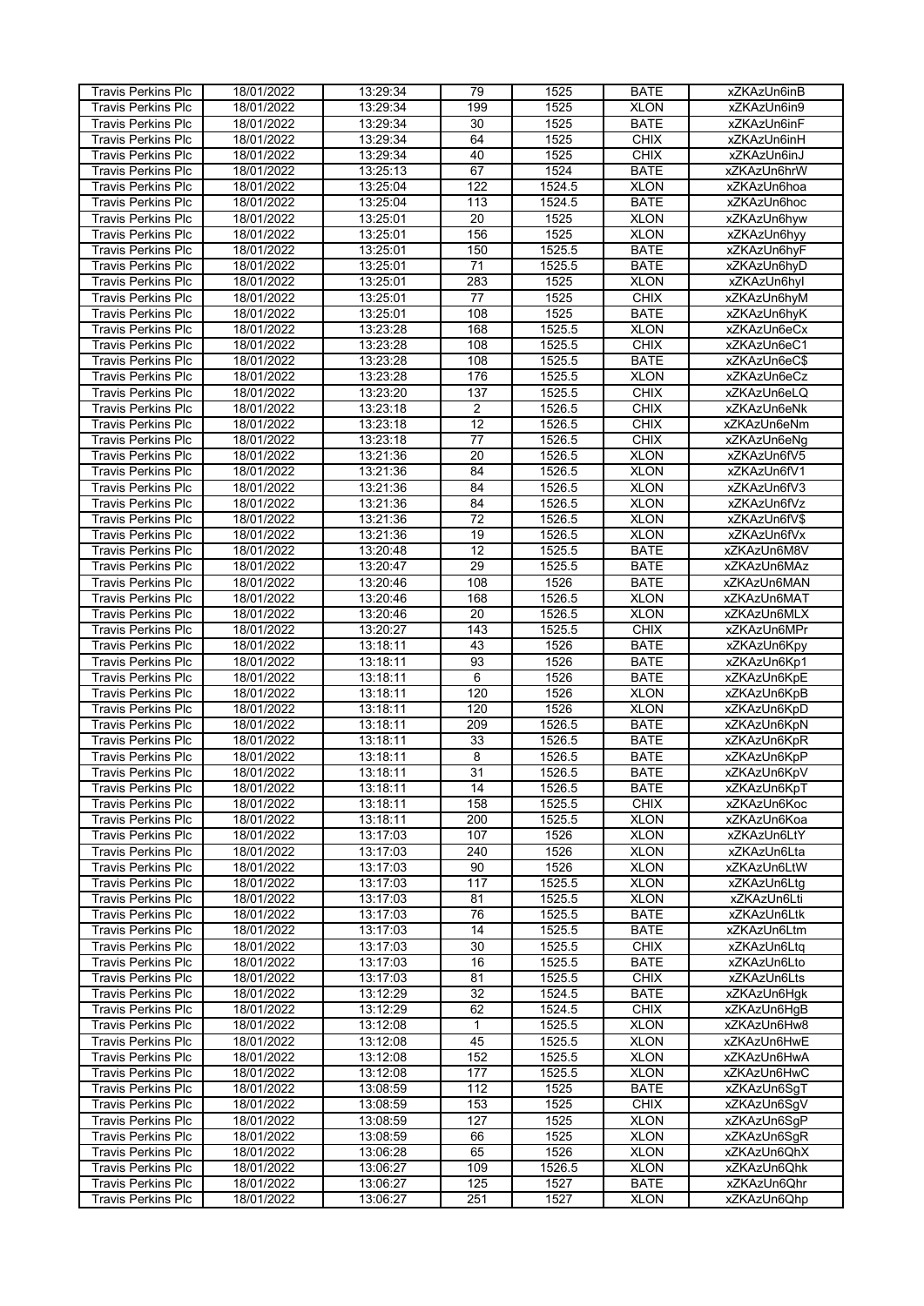| | | | | | | |
|---|---|---|---|---|---|---|
| Travis Perkins Plc | 18/01/2022 | 13:29:34 | 79 | 1525 | BATE | xZKAzUn6inB |
| Travis Perkins Plc | 18/01/2022 | 13:29:34 | 199 | 1525 | XLON | xZKAzUn6in9 |
| Travis Perkins Plc | 18/01/2022 | 13:29:34 | 30 | 1525 | BATE | xZKAzUn6inF |
| Travis Perkins Plc | 18/01/2022 | 13:29:34 | 64 | 1525 | CHIX | xZKAzUn6inH |
| Travis Perkins Plc | 18/01/2022 | 13:29:34 | 40 | 1525 | CHIX | xZKAzUn6inJ |
| Travis Perkins Plc | 18/01/2022 | 13:25:13 | 67 | 1524 | BATE | xZKAzUn6hrW |
| Travis Perkins Plc | 18/01/2022 | 13:25:04 | 122 | 1524.5 | XLON | xZKAzUn6hoa |
| Travis Perkins Plc | 18/01/2022 | 13:25:04 | 113 | 1524.5 | BATE | xZKAzUn6hoc |
| Travis Perkins Plc | 18/01/2022 | 13:25:01 | 20 | 1525 | XLON | xZKAzUn6hyw |
| Travis Perkins Plc | 18/01/2022 | 13:25:01 | 156 | 1525 | XLON | xZKAzUn6hyy |
| Travis Perkins Plc | 18/01/2022 | 13:25:01 | 150 | 1525.5 | BATE | xZKAzUn6hyF |
| Travis Perkins Plc | 18/01/2022 | 13:25:01 | 71 | 1525.5 | BATE | xZKAzUn6hyD |
| Travis Perkins Plc | 18/01/2022 | 13:25:01 | 283 | 1525 | XLON | xZKAzUn6hyI |
| Travis Perkins Plc | 18/01/2022 | 13:25:01 | 77 | 1525 | CHIX | xZKAzUn6hyM |
| Travis Perkins Plc | 18/01/2022 | 13:25:01 | 108 | 1525 | BATE | xZKAzUn6hyK |
| Travis Perkins Plc | 18/01/2022 | 13:23:28 | 168 | 1525.5 | XLON | xZKAzUn6eCx |
| Travis Perkins Plc | 18/01/2022 | 13:23:28 | 108 | 1525.5 | CHIX | xZKAzUn6eC1 |
| Travis Perkins Plc | 18/01/2022 | 13:23:28 | 108 | 1525.5 | BATE | xZKAzUn6eC$ |
| Travis Perkins Plc | 18/01/2022 | 13:23:28 | 176 | 1525.5 | XLON | xZKAzUn6eCz |
| Travis Perkins Plc | 18/01/2022 | 13:23:20 | 137 | 1525.5 | CHIX | xZKAzUn6eLQ |
| Travis Perkins Plc | 18/01/2022 | 13:23:18 | 2 | 1526.5 | CHIX | xZKAzUn6eNk |
| Travis Perkins Plc | 18/01/2022 | 13:23:18 | 12 | 1526.5 | CHIX | xZKAzUn6eNm |
| Travis Perkins Plc | 18/01/2022 | 13:23:18 | 77 | 1526.5 | CHIX | xZKAzUn6eNg |
| Travis Perkins Plc | 18/01/2022 | 13:21:36 | 20 | 1526.5 | XLON | xZKAzUn6fV5 |
| Travis Perkins Plc | 18/01/2022 | 13:21:36 | 84 | 1526.5 | XLON | xZKAzUn6fV1 |
| Travis Perkins Plc | 18/01/2022 | 13:21:36 | 84 | 1526.5 | XLON | xZKAzUn6fV3 |
| Travis Perkins Plc | 18/01/2022 | 13:21:36 | 84 | 1526.5 | XLON | xZKAzUn6fVz |
| Travis Perkins Plc | 18/01/2022 | 13:21:36 | 72 | 1526.5 | XLON | xZKAzUn6fV$ |
| Travis Perkins Plc | 18/01/2022 | 13:21:36 | 19 | 1526.5 | XLON | xZKAzUn6fVx |
| Travis Perkins Plc | 18/01/2022 | 13:20:48 | 12 | 1525.5 | BATE | xZKAzUn6M8V |
| Travis Perkins Plc | 18/01/2022 | 13:20:47 | 29 | 1525.5 | BATE | xZKAzUn6MAz |
| Travis Perkins Plc | 18/01/2022 | 13:20:46 | 108 | 1526 | BATE | xZKAzUn6MAN |
| Travis Perkins Plc | 18/01/2022 | 13:20:46 | 168 | 1526.5 | XLON | xZKAzUn6MAT |
| Travis Perkins Plc | 18/01/2022 | 13:20:46 | 20 | 1526.5 | XLON | xZKAzUn6MLX |
| Travis Perkins Plc | 18/01/2022 | 13:20:27 | 143 | 1525.5 | CHIX | xZKAzUn6MPr |
| Travis Perkins Plc | 18/01/2022 | 13:18:11 | 43 | 1526 | BATE | xZKAzUn6Kpy |
| Travis Perkins Plc | 18/01/2022 | 13:18:11 | 93 | 1526 | BATE | xZKAzUn6Kp1 |
| Travis Perkins Plc | 18/01/2022 | 13:18:11 | 6 | 1526 | BATE | xZKAzUn6KpE |
| Travis Perkins Plc | 18/01/2022 | 13:18:11 | 120 | 1526 | XLON | xZKAzUn6KpB |
| Travis Perkins Plc | 18/01/2022 | 13:18:11 | 120 | 1526 | XLON | xZKAzUn6KpD |
| Travis Perkins Plc | 18/01/2022 | 13:18:11 | 209 | 1526.5 | BATE | xZKAzUn6KpN |
| Travis Perkins Plc | 18/01/2022 | 13:18:11 | 33 | 1526.5 | BATE | xZKAzUn6KpR |
| Travis Perkins Plc | 18/01/2022 | 13:18:11 | 8 | 1526.5 | BATE | xZKAzUn6KpP |
| Travis Perkins Plc | 18/01/2022 | 13:18:11 | 31 | 1526.5 | BATE | xZKAzUn6KpV |
| Travis Perkins Plc | 18/01/2022 | 13:18:11 | 14 | 1526.5 | BATE | xZKAzUn6KpT |
| Travis Perkins Plc | 18/01/2022 | 13:18:11 | 158 | 1525.5 | CHIX | xZKAzUn6Koc |
| Travis Perkins Plc | 18/01/2022 | 13:18:11 | 200 | 1525.5 | XLON | xZKAzUn6Koa |
| Travis Perkins Plc | 18/01/2022 | 13:17:03 | 107 | 1526 | XLON | xZKAzUn6LtY |
| Travis Perkins Plc | 18/01/2022 | 13:17:03 | 240 | 1526 | XLON | xZKAzUn6Lta |
| Travis Perkins Plc | 18/01/2022 | 13:17:03 | 90 | 1526 | XLON | xZKAzUn6LtW |
| Travis Perkins Plc | 18/01/2022 | 13:17:03 | 117 | 1525.5 | XLON | xZKAzUn6Ltg |
| Travis Perkins Plc | 18/01/2022 | 13:17:03 | 81 | 1525.5 | XLON | xZKAzUn6Lti |
| Travis Perkins Plc | 18/01/2022 | 13:17:03 | 76 | 1525.5 | BATE | xZKAzUn6Ltk |
| Travis Perkins Plc | 18/01/2022 | 13:17:03 | 14 | 1525.5 | BATE | xZKAzUn6Ltm |
| Travis Perkins Plc | 18/01/2022 | 13:17:03 | 30 | 1525.5 | CHIX | xZKAzUn6Ltq |
| Travis Perkins Plc | 18/01/2022 | 13:17:03 | 16 | 1525.5 | BATE | xZKAzUn6Lto |
| Travis Perkins Plc | 18/01/2022 | 13:17:03 | 81 | 1525.5 | CHIX | xZKAzUn6Lts |
| Travis Perkins Plc | 18/01/2022 | 13:12:29 | 32 | 1524.5 | BATE | xZKAzUn6Hgk |
| Travis Perkins Plc | 18/01/2022 | 13:12:29 | 62 | 1524.5 | CHIX | xZKAzUn6HgB |
| Travis Perkins Plc | 18/01/2022 | 13:12:08 | 1 | 1525.5 | XLON | xZKAzUn6Hw8 |
| Travis Perkins Plc | 18/01/2022 | 13:12:08 | 45 | 1525.5 | XLON | xZKAzUn6HwE |
| Travis Perkins Plc | 18/01/2022 | 13:12:08 | 152 | 1525.5 | XLON | xZKAzUn6HwA |
| Travis Perkins Plc | 18/01/2022 | 13:12:08 | 177 | 1525.5 | XLON | xZKAzUn6HwC |
| Travis Perkins Plc | 18/01/2022 | 13:08:59 | 112 | 1525 | BATE | xZKAzUn6SgT |
| Travis Perkins Plc | 18/01/2022 | 13:08:59 | 153 | 1525 | CHIX | xZKAzUn6SgV |
| Travis Perkins Plc | 18/01/2022 | 13:08:59 | 127 | 1525 | XLON | xZKAzUn6SgP |
| Travis Perkins Plc | 18/01/2022 | 13:08:59 | 66 | 1525 | XLON | xZKAzUn6SgR |
| Travis Perkins Plc | 18/01/2022 | 13:06:28 | 65 | 1526 | XLON | xZKAzUn6QhX |
| Travis Perkins Plc | 18/01/2022 | 13:06:27 | 109 | 1526.5 | XLON | xZKAzUn6Qhk |
| Travis Perkins Plc | 18/01/2022 | 13:06:27 | 125 | 1527 | BATE | xZKAzUn6Qhr |
| Travis Perkins Plc | 18/01/2022 | 13:06:27 | 251 | 1527 | XLON | xZKAzUn6Qhp |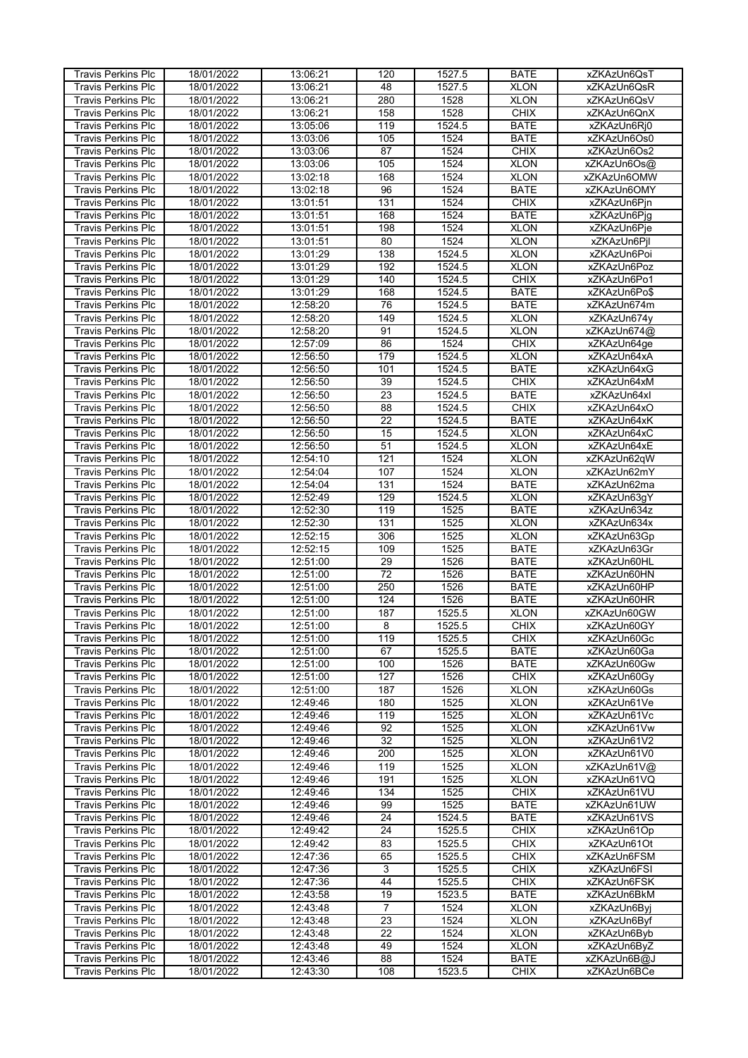| | | | | | | |
|---|---|---|---|---|---|---|
| Travis Perkins Plc | 18/01/2022 | 13:06:21 | 120 | 1527.5 | BATE | xZKAzUn6QsT |
| Travis Perkins Plc | 18/01/2022 | 13:06:21 | 48 | 1527.5 | XLON | xZKAzUn6QsR |
| Travis Perkins Plc | 18/01/2022 | 13:06:21 | 280 | 1528 | XLON | xZKAzUn6QsV |
| Travis Perkins Plc | 18/01/2022 | 13:06:21 | 158 | 1528 | CHIX | xZKAzUn6QnX |
| Travis Perkins Plc | 18/01/2022 | 13:05:06 | 119 | 1524.5 | BATE | xZKAzUn6Rj0 |
| Travis Perkins Plc | 18/01/2022 | 13:03:06 | 105 | 1524 | BATE | xZKAzUn6Os0 |
| Travis Perkins Plc | 18/01/2022 | 13:03:06 | 87 | 1524 | CHIX | xZKAzUn6Os2 |
| Travis Perkins Plc | 18/01/2022 | 13:03:06 | 105 | 1524 | XLON | xZKAzUn6Os@ |
| Travis Perkins Plc | 18/01/2022 | 13:02:18 | 168 | 1524 | XLON | xZKAzUn6OMW |
| Travis Perkins Plc | 18/01/2022 | 13:02:18 | 96 | 1524 | BATE | xZKAzUn6OMY |
| Travis Perkins Plc | 18/01/2022 | 13:01:51 | 131 | 1524 | CHIX | xZKAzUn6Pjn |
| Travis Perkins Plc | 18/01/2022 | 13:01:51 | 168 | 1524 | BATE | xZKAzUn6Pjg |
| Travis Perkins Plc | 18/01/2022 | 13:01:51 | 198 | 1524 | XLON | xZKAzUn6Pje |
| Travis Perkins Plc | 18/01/2022 | 13:01:51 | 80 | 1524 | XLON | xZKAzUn6Pjl |
| Travis Perkins Plc | 18/01/2022 | 13:01:29 | 138 | 1524.5 | XLON | xZKAzUn6Poi |
| Travis Perkins Plc | 18/01/2022 | 13:01:29 | 192 | 1524.5 | XLON | xZKAzUn6Poz |
| Travis Perkins Plc | 18/01/2022 | 13:01:29 | 140 | 1524.5 | CHIX | xZKAzUn6Po1 |
| Travis Perkins Plc | 18/01/2022 | 13:01:29 | 168 | 1524.5 | BATE | xZKAzUn6Po$ |
| Travis Perkins Plc | 18/01/2022 | 12:58:20 | 76 | 1524.5 | BATE | xZKAzUn674m |
| Travis Perkins Plc | 18/01/2022 | 12:58:20 | 149 | 1524.5 | XLON | xZKAzUn674y |
| Travis Perkins Plc | 18/01/2022 | 12:58:20 | 91 | 1524.5 | XLON | xZKAzUn674@ |
| Travis Perkins Plc | 18/01/2022 | 12:57:09 | 86 | 1524 | CHIX | xZKAzUn64ge |
| Travis Perkins Plc | 18/01/2022 | 12:56:50 | 179 | 1524.5 | XLON | xZKAzUn64xA |
| Travis Perkins Plc | 18/01/2022 | 12:56:50 | 101 | 1524.5 | BATE | xZKAzUn64xG |
| Travis Perkins Plc | 18/01/2022 | 12:56:50 | 39 | 1524.5 | CHIX | xZKAzUn64xM |
| Travis Perkins Plc | 18/01/2022 | 12:56:50 | 23 | 1524.5 | BATE | xZKAzUn64xI |
| Travis Perkins Plc | 18/01/2022 | 12:56:50 | 88 | 1524.5 | CHIX | xZKAzUn64xO |
| Travis Perkins Plc | 18/01/2022 | 12:56:50 | 22 | 1524.5 | BATE | xZKAzUn64xK |
| Travis Perkins Plc | 18/01/2022 | 12:56:50 | 15 | 1524.5 | XLON | xZKAzUn64xC |
| Travis Perkins Plc | 18/01/2022 | 12:56:50 | 51 | 1524.5 | XLON | xZKAzUn64xE |
| Travis Perkins Plc | 18/01/2022 | 12:54:10 | 121 | 1524 | XLON | xZKAzUn62qW |
| Travis Perkins Plc | 18/01/2022 | 12:54:04 | 107 | 1524 | XLON | xZKAzUn62mY |
| Travis Perkins Plc | 18/01/2022 | 12:54:04 | 131 | 1524 | BATE | xZKAzUn62ma |
| Travis Perkins Plc | 18/01/2022 | 12:52:49 | 129 | 1524.5 | XLON | xZKAzUn63gY |
| Travis Perkins Plc | 18/01/2022 | 12:52:30 | 119 | 1525 | BATE | xZKAzUn634z |
| Travis Perkins Plc | 18/01/2022 | 12:52:30 | 131 | 1525 | XLON | xZKAzUn634x |
| Travis Perkins Plc | 18/01/2022 | 12:52:15 | 306 | 1525 | XLON | xZKAzUn63Gp |
| Travis Perkins Plc | 18/01/2022 | 12:52:15 | 109 | 1525 | BATE | xZKAzUn63Gr |
| Travis Perkins Plc | 18/01/2022 | 12:51:00 | 29 | 1526 | BATE | xZKAzUn60HL |
| Travis Perkins Plc | 18/01/2022 | 12:51:00 | 72 | 1526 | BATE | xZKAzUn60HN |
| Travis Perkins Plc | 18/01/2022 | 12:51:00 | 250 | 1526 | BATE | xZKAzUn60HP |
| Travis Perkins Plc | 18/01/2022 | 12:51:00 | 124 | 1526 | BATE | xZKAzUn60HR |
| Travis Perkins Plc | 18/01/2022 | 12:51:00 | 187 | 1525.5 | XLON | xZKAzUn60GW |
| Travis Perkins Plc | 18/01/2022 | 12:51:00 | 8 | 1525.5 | CHIX | xZKAzUn60GY |
| Travis Perkins Plc | 18/01/2022 | 12:51:00 | 119 | 1525.5 | CHIX | xZKAzUn60Gc |
| Travis Perkins Plc | 18/01/2022 | 12:51:00 | 67 | 1525.5 | BATE | xZKAzUn60Ga |
| Travis Perkins Plc | 18/01/2022 | 12:51:00 | 100 | 1526 | BATE | xZKAzUn60Gw |
| Travis Perkins Plc | 18/01/2022 | 12:51:00 | 127 | 1526 | CHIX | xZKAzUn60Gy |
| Travis Perkins Plc | 18/01/2022 | 12:51:00 | 187 | 1526 | XLON | xZKAzUn60Gs |
| Travis Perkins Plc | 18/01/2022 | 12:49:46 | 180 | 1525 | XLON | xZKAzUn61Ve |
| Travis Perkins Plc | 18/01/2022 | 12:49:46 | 119 | 1525 | XLON | xZKAzUn61Vc |
| Travis Perkins Plc | 18/01/2022 | 12:49:46 | 92 | 1525 | XLON | xZKAzUn61Vw |
| Travis Perkins Plc | 18/01/2022 | 12:49:46 | 32 | 1525 | XLON | xZKAzUn61V2 |
| Travis Perkins Plc | 18/01/2022 | 12:49:46 | 200 | 1525 | XLON | xZKAzUn61V0 |
| Travis Perkins Plc | 18/01/2022 | 12:49:46 | 119 | 1525 | XLON | xZKAzUn61V@ |
| Travis Perkins Plc | 18/01/2022 | 12:49:46 | 191 | 1525 | XLON | xZKAzUn61VQ |
| Travis Perkins Plc | 18/01/2022 | 12:49:46 | 134 | 1525 | CHIX | xZKAzUn61VU |
| Travis Perkins Plc | 18/01/2022 | 12:49:46 | 99 | 1525 | BATE | xZKAzUn61UW |
| Travis Perkins Plc | 18/01/2022 | 12:49:46 | 24 | 1524.5 | BATE | xZKAzUn61VS |
| Travis Perkins Plc | 18/01/2022 | 12:49:42 | 24 | 1525.5 | CHIX | xZKAzUn61Op |
| Travis Perkins Plc | 18/01/2022 | 12:49:42 | 83 | 1525.5 | CHIX | xZKAzUn61Ot |
| Travis Perkins Plc | 18/01/2022 | 12:47:36 | 65 | 1525.5 | CHIX | xZKAzUn6FSM |
| Travis Perkins Plc | 18/01/2022 | 12:47:36 | 3 | 1525.5 | CHIX | xZKAzUn6FSI |
| Travis Perkins Plc | 18/01/2022 | 12:47:36 | 44 | 1525.5 | CHIX | xZKAzUn6FSK |
| Travis Perkins Plc | 18/01/2022 | 12:43:58 | 19 | 1523.5 | BATE | xZKAzUn6BkM |
| Travis Perkins Plc | 18/01/2022 | 12:43:48 | 7 | 1524 | XLON | xZKAzUn6Byj |
| Travis Perkins Plc | 18/01/2022 | 12:43:48 | 23 | 1524 | XLON | xZKAzUn6Byf |
| Travis Perkins Plc | 18/01/2022 | 12:43:48 | 22 | 1524 | XLON | xZKAzUn6Byb |
| Travis Perkins Plc | 18/01/2022 | 12:43:48 | 49 | 1524 | XLON | xZKAzUn6ByZ |
| Travis Perkins Plc | 18/01/2022 | 12:43:46 | 88 | 1524 | BATE | xZKAzUn6B@J |
| Travis Perkins Plc | 18/01/2022 | 12:43:30 | 108 | 1523.5 | CHIX | xZKAzUn6BCe |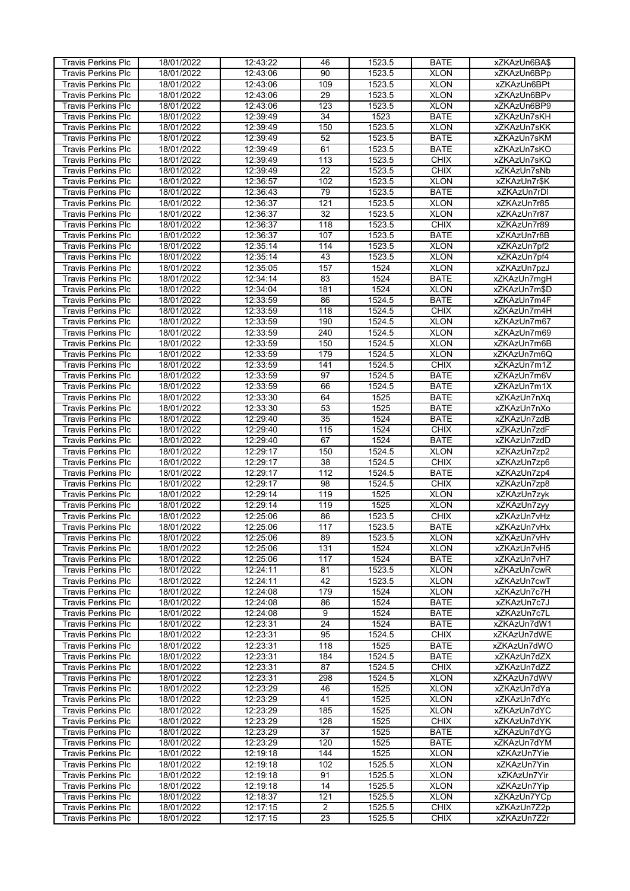| | | | | | | |
|---|---|---|---|---|---|---|
| Travis Perkins Plc | 18/01/2022 | 12:43:22 | 46 | 1523.5 | BATE | xZKAzUn6BA$ |
| Travis Perkins Plc | 18/01/2022 | 12:43:06 | 90 | 1523.5 | XLON | xZKAzUn6BPp |
| Travis Perkins Plc | 18/01/2022 | 12:43:06 | 109 | 1523.5 | XLON | xZKAzUn6BPt |
| Travis Perkins Plc | 18/01/2022 | 12:43:06 | 29 | 1523.5 | XLON | xZKAzUn6BPv |
| Travis Perkins Plc | 18/01/2022 | 12:43:06 | 123 | 1523.5 | XLON | xZKAzUn6BP9 |
| Travis Perkins Plc | 18/01/2022 | 12:39:49 | 34 | 1523 | BATE | xZKAzUn7sKH |
| Travis Perkins Plc | 18/01/2022 | 12:39:49 | 150 | 1523.5 | XLON | xZKAzUn7sKK |
| Travis Perkins Plc | 18/01/2022 | 12:39:49 | 52 | 1523.5 | BATE | xZKAzUn7sKM |
| Travis Perkins Plc | 18/01/2022 | 12:39:49 | 61 | 1523.5 | BATE | xZKAzUn7sKO |
| Travis Perkins Plc | 18/01/2022 | 12:39:49 | 113 | 1523.5 | CHIX | xZKAzUn7sKQ |
| Travis Perkins Plc | 18/01/2022 | 12:39:49 | 22 | 1523.5 | CHIX | xZKAzUn7sNb |
| Travis Perkins Plc | 18/01/2022 | 12:36:57 | 102 | 1523.5 | XLON | xZKAzUn7r$K |
| Travis Perkins Plc | 18/01/2022 | 12:36:43 | 79 | 1523.5 | BATE | xZKAzUn7rDl |
| Travis Perkins Plc | 18/01/2022 | 12:36:37 | 121 | 1523.5 | XLON | xZKAzUn7r85 |
| Travis Perkins Plc | 18/01/2022 | 12:36:37 | 32 | 1523.5 | XLON | xZKAzUn7r87 |
| Travis Perkins Plc | 18/01/2022 | 12:36:37 | 118 | 1523.5 | CHIX | xZKAzUn7r89 |
| Travis Perkins Plc | 18/01/2022 | 12:36:37 | 107 | 1523.5 | BATE | xZKAzUn7r8B |
| Travis Perkins Plc | 18/01/2022 | 12:35:14 | 114 | 1523.5 | XLON | xZKAzUn7pf2 |
| Travis Perkins Plc | 18/01/2022 | 12:35:14 | 43 | 1523.5 | XLON | xZKAzUn7pf4 |
| Travis Perkins Plc | 18/01/2022 | 12:35:05 | 157 | 1524 | XLON | xZKAzUn7pzJ |
| Travis Perkins Plc | 18/01/2022 | 12:34:14 | 83 | 1524 | BATE | xZKAzUn7mgH |
| Travis Perkins Plc | 18/01/2022 | 12:34:04 | 181 | 1524 | XLON | xZKAzUn7m$D |
| Travis Perkins Plc | 18/01/2022 | 12:33:59 | 86 | 1524.5 | BATE | xZKAzUn7m4F |
| Travis Perkins Plc | 18/01/2022 | 12:33:59 | 118 | 1524.5 | CHIX | xZKAzUn7m4H |
| Travis Perkins Plc | 18/01/2022 | 12:33:59 | 190 | 1524.5 | XLON | xZKAzUn7m67 |
| Travis Perkins Plc | 18/01/2022 | 12:33:59 | 240 | 1524.5 | XLON | xZKAzUn7m69 |
| Travis Perkins Plc | 18/01/2022 | 12:33:59 | 150 | 1524.5 | XLON | xZKAzUn7m6B |
| Travis Perkins Plc | 18/01/2022 | 12:33:59 | 179 | 1524.5 | XLON | xZKAzUn7m6Q |
| Travis Perkins Plc | 18/01/2022 | 12:33:59 | 141 | 1524.5 | CHIX | xZKAzUn7m1Z |
| Travis Perkins Plc | 18/01/2022 | 12:33:59 | 97 | 1524.5 | BATE | xZKAzUn7m6V |
| Travis Perkins Plc | 18/01/2022 | 12:33:59 | 66 | 1524.5 | BATE | xZKAzUn7m1X |
| Travis Perkins Plc | 18/01/2022 | 12:33:30 | 64 | 1525 | BATE | xZKAzUn7nXq |
| Travis Perkins Plc | 18/01/2022 | 12:33:30 | 53 | 1525 | BATE | xZKAzUn7nXo |
| Travis Perkins Plc | 18/01/2022 | 12:29:40 | 35 | 1524 | BATE | xZKAzUn7zdB |
| Travis Perkins Plc | 18/01/2022 | 12:29:40 | 115 | 1524 | CHIX | xZKAzUn7zdF |
| Travis Perkins Plc | 18/01/2022 | 12:29:40 | 67 | 1524 | BATE | xZKAzUn7zdD |
| Travis Perkins Plc | 18/01/2022 | 12:29:17 | 150 | 1524.5 | XLON | xZKAzUn7zp2 |
| Travis Perkins Plc | 18/01/2022 | 12:29:17 | 38 | 1524.5 | CHIX | xZKAzUn7zp6 |
| Travis Perkins Plc | 18/01/2022 | 12:29:17 | 112 | 1524.5 | BATE | xZKAzUn7zp4 |
| Travis Perkins Plc | 18/01/2022 | 12:29:17 | 98 | 1524.5 | CHIX | xZKAzUn7zp8 |
| Travis Perkins Plc | 18/01/2022 | 12:29:14 | 119 | 1525 | XLON | xZKAzUn7zyk |
| Travis Perkins Plc | 18/01/2022 | 12:29:14 | 119 | 1525 | XLON | xZKAzUn7zyy |
| Travis Perkins Plc | 18/01/2022 | 12:25:06 | 86 | 1523.5 | CHIX | xZKAzUn7vHz |
| Travis Perkins Plc | 18/01/2022 | 12:25:06 | 117 | 1523.5 | BATE | xZKAzUn7vHx |
| Travis Perkins Plc | 18/01/2022 | 12:25:06 | 89 | 1523.5 | XLON | xZKAzUn7vHv |
| Travis Perkins Plc | 18/01/2022 | 12:25:06 | 131 | 1524 | XLON | xZKAzUn7vH5 |
| Travis Perkins Plc | 18/01/2022 | 12:25:06 | 117 | 1524 | BATE | xZKAzUn7vH7 |
| Travis Perkins Plc | 18/01/2022 | 12:24:11 | 81 | 1523.5 | XLON | xZKAzUn7cwR |
| Travis Perkins Plc | 18/01/2022 | 12:24:11 | 42 | 1523.5 | XLON | xZKAzUn7cwT |
| Travis Perkins Plc | 18/01/2022 | 12:24:08 | 179 | 1524 | XLON | xZKAzUn7c7H |
| Travis Perkins Plc | 18/01/2022 | 12:24:08 | 86 | 1524 | BATE | xZKAzUn7c7J |
| Travis Perkins Plc | 18/01/2022 | 12:24:08 | 9 | 1524 | BATE | xZKAzUn7c7L |
| Travis Perkins Plc | 18/01/2022 | 12:23:31 | 24 | 1524 | BATE | xZKAzUn7dW1 |
| Travis Perkins Plc | 18/01/2022 | 12:23:31 | 95 | 1524.5 | CHIX | xZKAzUn7dWE |
| Travis Perkins Plc | 18/01/2022 | 12:23:31 | 118 | 1525 | BATE | xZKAzUn7dWO |
| Travis Perkins Plc | 18/01/2022 | 12:23:31 | 184 | 1524.5 | BATE | xZKAzUn7dZX |
| Travis Perkins Plc | 18/01/2022 | 12:23:31 | 87 | 1524.5 | CHIX | xZKAzUn7dZZ |
| Travis Perkins Plc | 18/01/2022 | 12:23:31 | 298 | 1524.5 | XLON | xZKAzUn7dWV |
| Travis Perkins Plc | 18/01/2022 | 12:23:29 | 46 | 1525 | XLON | xZKAzUn7dYa |
| Travis Perkins Plc | 18/01/2022 | 12:23:29 | 41 | 1525 | XLON | xZKAzUn7dYc |
| Travis Perkins Plc | 18/01/2022 | 12:23:29 | 185 | 1525 | XLON | xZKAzUn7dYC |
| Travis Perkins Plc | 18/01/2022 | 12:23:29 | 128 | 1525 | CHIX | xZKAzUn7dYK |
| Travis Perkins Plc | 18/01/2022 | 12:23:29 | 37 | 1525 | BATE | xZKAzUn7dYG |
| Travis Perkins Plc | 18/01/2022 | 12:23:29 | 120 | 1525 | BATE | xZKAzUn7dYM |
| Travis Perkins Plc | 18/01/2022 | 12:19:18 | 144 | 1525 | XLON | xZKAzUn7Yie |
| Travis Perkins Plc | 18/01/2022 | 12:19:18 | 102 | 1525.5 | XLON | xZKAzUn7Yin |
| Travis Perkins Plc | 18/01/2022 | 12:19:18 | 91 | 1525.5 | XLON | xZKAzUn7Yir |
| Travis Perkins Plc | 18/01/2022 | 12:19:18 | 14 | 1525.5 | XLON | xZKAzUn7Yip |
| Travis Perkins Plc | 18/01/2022 | 12:18:37 | 121 | 1525.5 | XLON | xZKAzUn7YCp |
| Travis Perkins Plc | 18/01/2022 | 12:17:15 | 2 | 1525.5 | CHIX | xZKAzUn7Z2p |
| Travis Perkins Plc | 18/01/2022 | 12:17:15 | 23 | 1525.5 | CHIX | xZKAzUn7Z2r |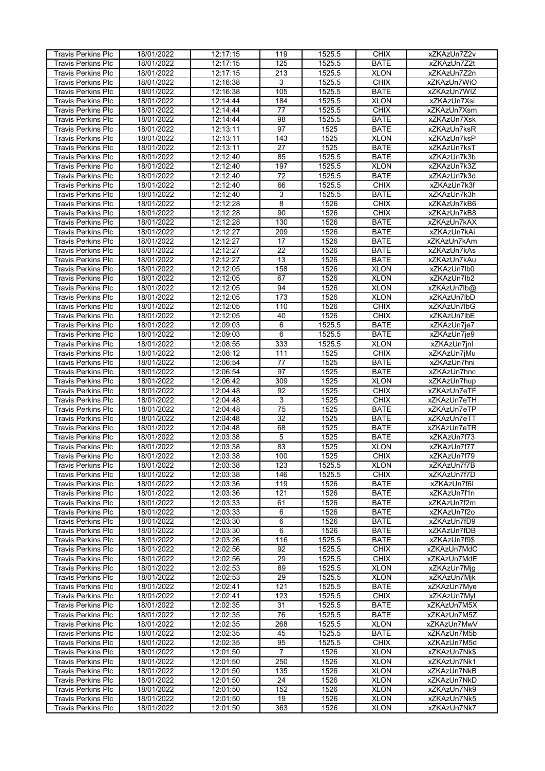| | | | | | | |
|---|---|---|---|---|---|---|
| Travis Perkins Plc | 18/01/2022 | 12:17:15 | 119 | 1525.5 | CHIX | xZKAzUn7Z2v |
| Travis Perkins Plc | 18/01/2022 | 12:17:15 | 125 | 1525.5 | BATE | xZKAzUn7Z2t |
| Travis Perkins Plc | 18/01/2022 | 12:17:15 | 213 | 1525.5 | XLON | xZKAzUn7Z2n |
| Travis Perkins Plc | 18/01/2022 | 12:16:38 | 3 | 1525.5 | CHIX | xZKAzUn7WiO |
| Travis Perkins Plc | 18/01/2022 | 12:16:38 | 105 | 1525.5 | BATE | xZKAzUn7WlZ |
| Travis Perkins Plc | 18/01/2022 | 12:14:44 | 184 | 1525.5 | XLON | xZKAzUn7Xsi |
| Travis Perkins Plc | 18/01/2022 | 12:14:44 | 77 | 1525.5 | CHIX | xZKAzUn7Xsm |
| Travis Perkins Plc | 18/01/2022 | 12:14:44 | 98 | 1525.5 | BATE | xZKAzUn7Xsk |
| Travis Perkins Plc | 18/01/2022 | 12:13:11 | 97 | 1525 | BATE | xZKAzUn7ksR |
| Travis Perkins Plc | 18/01/2022 | 12:13:11 | 143 | 1525 | XLON | xZKAzUn7ksP |
| Travis Perkins Plc | 18/01/2022 | 12:13:11 | 27 | 1525 | BATE | xZKAzUn7ksT |
| Travis Perkins Plc | 18/01/2022 | 12:12:40 | 85 | 1525.5 | BATE | xZKAzUn7k3b |
| Travis Perkins Plc | 18/01/2022 | 12:12:40 | 197 | 1525.5 | XLON | xZKAzUn7k3Z |
| Travis Perkins Plc | 18/01/2022 | 12:12:40 | 72 | 1525.5 | BATE | xZKAzUn7k3d |
| Travis Perkins Plc | 18/01/2022 | 12:12:40 | 66 | 1525.5 | CHIX | xZKAzUn7k3f |
| Travis Perkins Plc | 18/01/2022 | 12:12:40 | 3 | 1525.5 | BATE | xZKAzUn7k3h |
| Travis Perkins Plc | 18/01/2022 | 12:12:28 | 8 | 1526 | CHIX | xZKAzUn7kB6 |
| Travis Perkins Plc | 18/01/2022 | 12:12:28 | 90 | 1526 | CHIX | xZKAzUn7kB8 |
| Travis Perkins Plc | 18/01/2022 | 12:12:28 | 130 | 1526 | BATE | xZKAzUn7kAX |
| Travis Perkins Plc | 18/01/2022 | 12:12:27 | 209 | 1526 | BATE | xZKAzUn7kAi |
| Travis Perkins Plc | 18/01/2022 | 12:12:27 | 17 | 1526 | BATE | xZKAzUn7kAm |
| Travis Perkins Plc | 18/01/2022 | 12:12:27 | 22 | 1526 | BATE | xZKAzUn7kAs |
| Travis Perkins Plc | 18/01/2022 | 12:12:27 | 13 | 1526 | BATE | xZKAzUn7kAu |
| Travis Perkins Plc | 18/01/2022 | 12:12:05 | 158 | 1526 | XLON | xZKAzUn7lb0 |
| Travis Perkins Plc | 18/01/2022 | 12:12:05 | 67 | 1526 | XLON | xZKAzUn7lb2 |
| Travis Perkins Plc | 18/01/2022 | 12:12:05 | 94 | 1526 | XLON | xZKAzUn7lb@ |
| Travis Perkins Plc | 18/01/2022 | 12:12:05 | 173 | 1526 | XLON | xZKAzUn7lbD |
| Travis Perkins Plc | 18/01/2022 | 12:12:05 | 110 | 1526 | CHIX | xZKAzUn7lbG |
| Travis Perkins Plc | 18/01/2022 | 12:12:05 | 40 | 1526 | CHIX | xZKAzUn7lbE |
| Travis Perkins Plc | 18/01/2022 | 12:09:03 | 6 | 1525.5 | BATE | xZKAzUn7je7 |
| Travis Perkins Plc | 18/01/2022 | 12:09:03 | 6 | 1525.5 | BATE | xZKAzUn7je9 |
| Travis Perkins Plc | 18/01/2022 | 12:08:55 | 333 | 1525.5 | XLON | xZKAzUn7jnl |
| Travis Perkins Plc | 18/01/2022 | 12:08:12 | 111 | 1525 | CHIX | xZKAzUn7jMu |
| Travis Perkins Plc | 18/01/2022 | 12:06:54 | 77 | 1525 | BATE | xZKAzUn7hni |
| Travis Perkins Plc | 18/01/2022 | 12:06:54 | 97 | 1525 | BATE | xZKAzUn7hnc |
| Travis Perkins Plc | 18/01/2022 | 12:06:42 | 309 | 1525 | XLON | xZKAzUn7hup |
| Travis Perkins Plc | 18/01/2022 | 12:04:48 | 92 | 1525 | CHIX | xZKAzUn7eTF |
| Travis Perkins Plc | 18/01/2022 | 12:04:48 | 3 | 1525 | CHIX | xZKAzUn7eTH |
| Travis Perkins Plc | 18/01/2022 | 12:04:48 | 75 | 1525 | BATE | xZKAzUn7eTP |
| Travis Perkins Plc | 18/01/2022 | 12:04:48 | 32 | 1525 | BATE | xZKAzUn7eTT |
| Travis Perkins Plc | 18/01/2022 | 12:04:48 | 68 | 1525 | BATE | xZKAzUn7eTR |
| Travis Perkins Plc | 18/01/2022 | 12:03:38 | 5 | 1525 | BATE | xZKAzUn7f73 |
| Travis Perkins Plc | 18/01/2022 | 12:03:38 | 83 | 1525 | XLON | xZKAzUn7f77 |
| Travis Perkins Plc | 18/01/2022 | 12:03:38 | 100 | 1525 | CHIX | xZKAzUn7f79 |
| Travis Perkins Plc | 18/01/2022 | 12:03:38 | 123 | 1525.5 | XLON | xZKAzUn7f7B |
| Travis Perkins Plc | 18/01/2022 | 12:03:38 | 146 | 1525.5 | CHIX | xZKAzUn7f7D |
| Travis Perkins Plc | 18/01/2022 | 12:03:36 | 119 | 1526 | BATE | xZKAzUn7f6l |
| Travis Perkins Plc | 18/01/2022 | 12:03:36 | 121 | 1526 | BATE | xZKAzUn7f1n |
| Travis Perkins Plc | 18/01/2022 | 12:03:33 | 61 | 1526 | BATE | xZKAzUn7f2m |
| Travis Perkins Plc | 18/01/2022 | 12:03:33 | 6 | 1526 | BATE | xZKAzUn7f2o |
| Travis Perkins Plc | 18/01/2022 | 12:03:30 | 6 | 1526 | BATE | xZKAzUn7fD9 |
| Travis Perkins Plc | 18/01/2022 | 12:03:30 | 6 | 1526 | BATE | xZKAzUn7fDB |
| Travis Perkins Plc | 18/01/2022 | 12:03:26 | 116 | 1525.5 | BATE | xZKAzUn7f9$ |
| Travis Perkins Plc | 18/01/2022 | 12:02:56 | 92 | 1525.5 | CHIX | xZKAzUn7MdC |
| Travis Perkins Plc | 18/01/2022 | 12:02:56 | 29 | 1525.5 | CHIX | xZKAzUn7MdE |
| Travis Perkins Plc | 18/01/2022 | 12:02:53 | 89 | 1525.5 | XLON | xZKAzUn7Mjg |
| Travis Perkins Plc | 18/01/2022 | 12:02:53 | 29 | 1525.5 | XLON | xZKAzUn7Mjk |
| Travis Perkins Plc | 18/01/2022 | 12:02:41 | 121 | 1525.5 | BATE | xZKAzUn7Mye |
| Travis Perkins Plc | 18/01/2022 | 12:02:41 | 123 | 1525.5 | CHIX | xZKAzUn7Myl |
| Travis Perkins Plc | 18/01/2022 | 12:02:35 | 31 | 1525.5 | BATE | xZKAzUn7M5X |
| Travis Perkins Plc | 18/01/2022 | 12:02:35 | 76 | 1525.5 | BATE | xZKAzUn7M5Z |
| Travis Perkins Plc | 18/01/2022 | 12:02:35 | 268 | 1525.5 | XLON | xZKAzUn7MwV |
| Travis Perkins Plc | 18/01/2022 | 12:02:35 | 45 | 1525.5 | BATE | xZKAzUn7M5b |
| Travis Perkins Plc | 18/01/2022 | 12:02:35 | 95 | 1525.5 | CHIX | xZKAzUn7M5d |
| Travis Perkins Plc | 18/01/2022 | 12:01:50 | 7 | 1526 | XLON | xZKAzUn7Nk$ |
| Travis Perkins Plc | 18/01/2022 | 12:01:50 | 250 | 1526 | XLON | xZKAzUn7Nk1 |
| Travis Perkins Plc | 18/01/2022 | 12:01:50 | 135 | 1526 | XLON | xZKAzUn7NkB |
| Travis Perkins Plc | 18/01/2022 | 12:01:50 | 24 | 1526 | XLON | xZKAzUn7NkD |
| Travis Perkins Plc | 18/01/2022 | 12:01:50 | 152 | 1526 | XLON | xZKAzUn7Nk9 |
| Travis Perkins Plc | 18/01/2022 | 12:01:50 | 19 | 1526 | XLON | xZKAzUn7Nk5 |
| Travis Perkins Plc | 18/01/2022 | 12:01:50 | 363 | 1526 | XLON | xZKAzUn7Nk7 |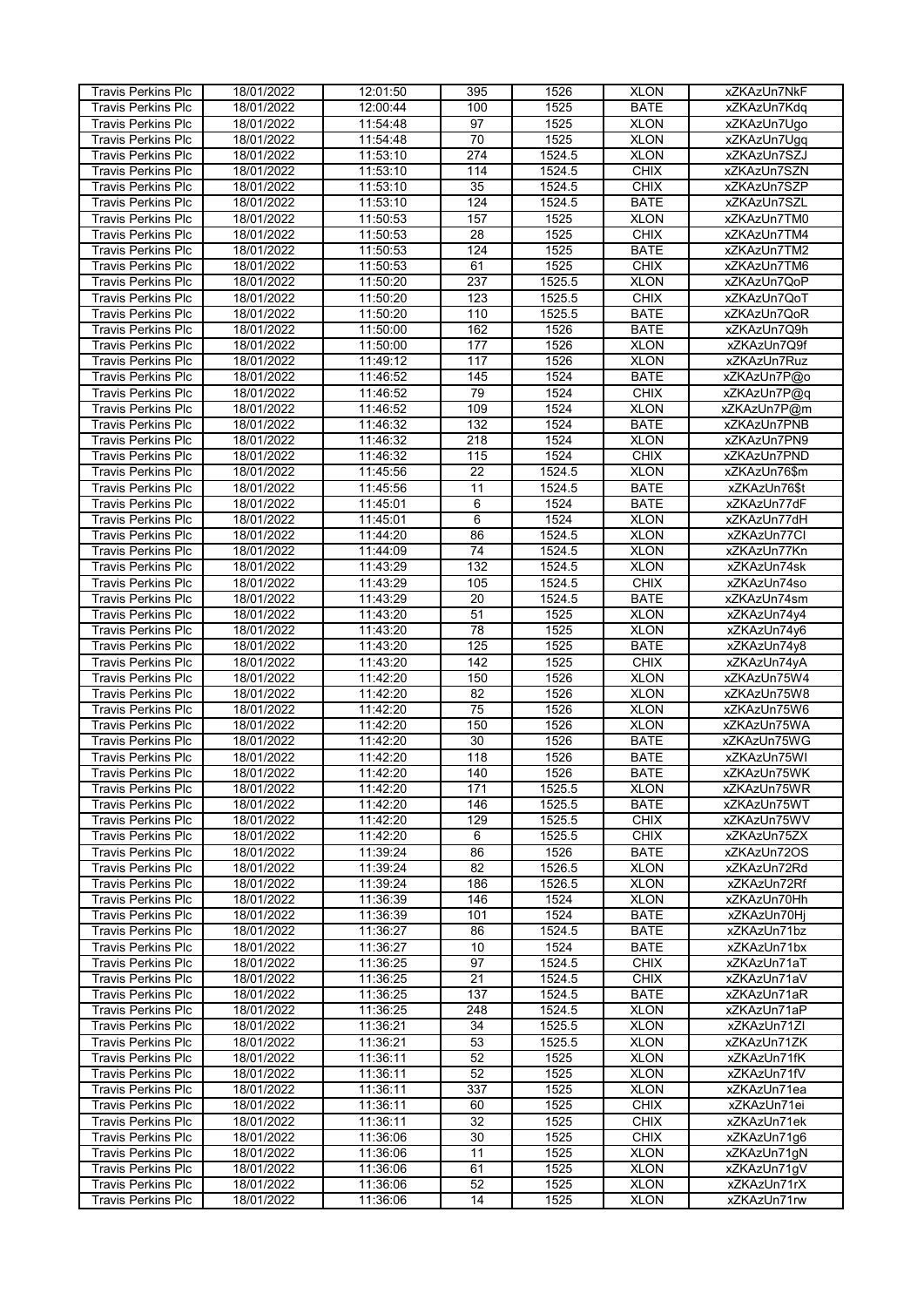| | | | | | | |
|---|---|---|---|---|---|---|
| Travis Perkins Plc | 18/01/2022 | 12:01:50 | 395 | 1526 | XLON | xZKAzUn7NkF |
| Travis Perkins Plc | 18/01/2022 | 12:00:44 | 100 | 1525 | BATE | xZKAzUn7Kdq |
| Travis Perkins Plc | 18/01/2022 | 11:54:48 | 97 | 1525 | XLON | xZKAzUn7Ugo |
| Travis Perkins Plc | 18/01/2022 | 11:54:48 | 70 | 1525 | XLON | xZKAzUn7Ugq |
| Travis Perkins Plc | 18/01/2022 | 11:53:10 | 274 | 1524.5 | XLON | xZKAzUn7SZJ |
| Travis Perkins Plc | 18/01/2022 | 11:53:10 | 114 | 1524.5 | CHIX | xZKAzUn7SZN |
| Travis Perkins Plc | 18/01/2022 | 11:53:10 | 35 | 1524.5 | CHIX | xZKAzUn7SZP |
| Travis Perkins Plc | 18/01/2022 | 11:53:10 | 124 | 1524.5 | BATE | xZKAzUn7SZL |
| Travis Perkins Plc | 18/01/2022 | 11:50:53 | 157 | 1525 | XLON | xZKAzUn7TM0 |
| Travis Perkins Plc | 18/01/2022 | 11:50:53 | 28 | 1525 | CHIX | xZKAzUn7TM4 |
| Travis Perkins Plc | 18/01/2022 | 11:50:53 | 124 | 1525 | BATE | xZKAzUn7TM2 |
| Travis Perkins Plc | 18/01/2022 | 11:50:53 | 61 | 1525 | CHIX | xZKAzUn7TM6 |
| Travis Perkins Plc | 18/01/2022 | 11:50:20 | 237 | 1525.5 | XLON | xZKAzUn7QoP |
| Travis Perkins Plc | 18/01/2022 | 11:50:20 | 123 | 1525.5 | CHIX | xZKAzUn7QoT |
| Travis Perkins Plc | 18/01/2022 | 11:50:20 | 110 | 1525.5 | BATE | xZKAzUn7QoR |
| Travis Perkins Plc | 18/01/2022 | 11:50:00 | 162 | 1526 | BATE | xZKAzUn7Q9h |
| Travis Perkins Plc | 18/01/2022 | 11:50:00 | 177 | 1526 | XLON | xZKAzUn7Q9f |
| Travis Perkins Plc | 18/01/2022 | 11:49:12 | 117 | 1526 | XLON | xZKAzUn7Ruz |
| Travis Perkins Plc | 18/01/2022 | 11:46:52 | 145 | 1524 | BATE | xZKAzUn7P@o |
| Travis Perkins Plc | 18/01/2022 | 11:46:52 | 79 | 1524 | CHIX | xZKAzUn7P@q |
| Travis Perkins Plc | 18/01/2022 | 11:46:52 | 109 | 1524 | XLON | xZKAzUn7P@m |
| Travis Perkins Plc | 18/01/2022 | 11:46:32 | 132 | 1524 | BATE | xZKAzUn7PNB |
| Travis Perkins Plc | 18/01/2022 | 11:46:32 | 218 | 1524 | XLON | xZKAzUn7PN9 |
| Travis Perkins Plc | 18/01/2022 | 11:46:32 | 115 | 1524 | CHIX | xZKAzUn7PND |
| Travis Perkins Plc | 18/01/2022 | 11:45:56 | 22 | 1524.5 | XLON | xZKAzUn76$m |
| Travis Perkins Plc | 18/01/2022 | 11:45:56 | 11 | 1524.5 | BATE | xZKAzUn76$t |
| Travis Perkins Plc | 18/01/2022 | 11:45:01 | 6 | 1524 | BATE | xZKAzUn77dF |
| Travis Perkins Plc | 18/01/2022 | 11:45:01 | 6 | 1524 | XLON | xZKAzUn77dH |
| Travis Perkins Plc | 18/01/2022 | 11:44:20 | 86 | 1524.5 | XLON | xZKAzUn77Cl |
| Travis Perkins Plc | 18/01/2022 | 11:44:09 | 74 | 1524.5 | XLON | xZKAzUn77Kn |
| Travis Perkins Plc | 18/01/2022 | 11:43:29 | 132 | 1524.5 | XLON | xZKAzUn74sk |
| Travis Perkins Plc | 18/01/2022 | 11:43:29 | 105 | 1524.5 | CHIX | xZKAzUn74so |
| Travis Perkins Plc | 18/01/2022 | 11:43:29 | 20 | 1524.5 | BATE | xZKAzUn74sm |
| Travis Perkins Plc | 18/01/2022 | 11:43:20 | 51 | 1525 | XLON | xZKAzUn74y4 |
| Travis Perkins Plc | 18/01/2022 | 11:43:20 | 78 | 1525 | XLON | xZKAzUn74y6 |
| Travis Perkins Plc | 18/01/2022 | 11:43:20 | 125 | 1525 | BATE | xZKAzUn74y8 |
| Travis Perkins Plc | 18/01/2022 | 11:43:20 | 142 | 1525 | CHIX | xZKAzUn74yA |
| Travis Perkins Plc | 18/01/2022 | 11:42:20 | 150 | 1526 | XLON | xZKAzUn75W4 |
| Travis Perkins Plc | 18/01/2022 | 11:42:20 | 82 | 1526 | XLON | xZKAzUn75W8 |
| Travis Perkins Plc | 18/01/2022 | 11:42:20 | 75 | 1526 | XLON | xZKAzUn75W6 |
| Travis Perkins Plc | 18/01/2022 | 11:42:20 | 150 | 1526 | XLON | xZKAzUn75WA |
| Travis Perkins Plc | 18/01/2022 | 11:42:20 | 30 | 1526 | BATE | xZKAzUn75WG |
| Travis Perkins Plc | 18/01/2022 | 11:42:20 | 118 | 1526 | BATE | xZKAzUn75WI |
| Travis Perkins Plc | 18/01/2022 | 11:42:20 | 140 | 1526 | BATE | xZKAzUn75WK |
| Travis Perkins Plc | 18/01/2022 | 11:42:20 | 171 | 1525.5 | XLON | xZKAzUn75WR |
| Travis Perkins Plc | 18/01/2022 | 11:42:20 | 146 | 1525.5 | BATE | xZKAzUn75WT |
| Travis Perkins Plc | 18/01/2022 | 11:42:20 | 129 | 1525.5 | CHIX | xZKAzUn75WV |
| Travis Perkins Plc | 18/01/2022 | 11:42:20 | 6 | 1525.5 | CHIX | xZKAzUn75ZX |
| Travis Perkins Plc | 18/01/2022 | 11:39:24 | 86 | 1526 | BATE | xZKAzUn72OS |
| Travis Perkins Plc | 18/01/2022 | 11:39:24 | 82 | 1526.5 | XLON | xZKAzUn72Rd |
| Travis Perkins Plc | 18/01/2022 | 11:39:24 | 186 | 1526.5 | XLON | xZKAzUn72Rf |
| Travis Perkins Plc | 18/01/2022 | 11:36:39 | 146 | 1524 | XLON | xZKAzUn70Hh |
| Travis Perkins Plc | 18/01/2022 | 11:36:39 | 101 | 1524 | BATE | xZKAzUn70Hj |
| Travis Perkins Plc | 18/01/2022 | 11:36:27 | 86 | 1524.5 | BATE | xZKAzUn71bz |
| Travis Perkins Plc | 18/01/2022 | 11:36:27 | 10 | 1524 | BATE | xZKAzUn71bx |
| Travis Perkins Plc | 18/01/2022 | 11:36:25 | 97 | 1524.5 | CHIX | xZKAzUn71aT |
| Travis Perkins Plc | 18/01/2022 | 11:36:25 | 21 | 1524.5 | CHIX | xZKAzUn71aV |
| Travis Perkins Plc | 18/01/2022 | 11:36:25 | 137 | 1524.5 | BATE | xZKAzUn71aR |
| Travis Perkins Plc | 18/01/2022 | 11:36:25 | 248 | 1524.5 | XLON | xZKAzUn71aP |
| Travis Perkins Plc | 18/01/2022 | 11:36:21 | 34 | 1525.5 | XLON | xZKAzUn71Zl |
| Travis Perkins Plc | 18/01/2022 | 11:36:21 | 53 | 1525.5 | XLON | xZKAzUn71ZK |
| Travis Perkins Plc | 18/01/2022 | 11:36:11 | 52 | 1525 | XLON | xZKAzUn71fK |
| Travis Perkins Plc | 18/01/2022 | 11:36:11 | 52 | 1525 | XLON | xZKAzUn71fV |
| Travis Perkins Plc | 18/01/2022 | 11:36:11 | 337 | 1525 | XLON | xZKAzUn71ea |
| Travis Perkins Plc | 18/01/2022 | 11:36:11 | 60 | 1525 | CHIX | xZKAzUn71ei |
| Travis Perkins Plc | 18/01/2022 | 11:36:11 | 32 | 1525 | CHIX | xZKAzUn71ek |
| Travis Perkins Plc | 18/01/2022 | 11:36:06 | 30 | 1525 | CHIX | xZKAzUn71g6 |
| Travis Perkins Plc | 18/01/2022 | 11:36:06 | 11 | 1525 | XLON | xZKAzUn71gN |
| Travis Perkins Plc | 18/01/2022 | 11:36:06 | 61 | 1525 | XLON | xZKAzUn71gV |
| Travis Perkins Plc | 18/01/2022 | 11:36:06 | 52 | 1525 | XLON | xZKAzUn71rX |
| Travis Perkins Plc | 18/01/2022 | 11:36:06 | 14 | 1525 | XLON | xZKAzUn71rw |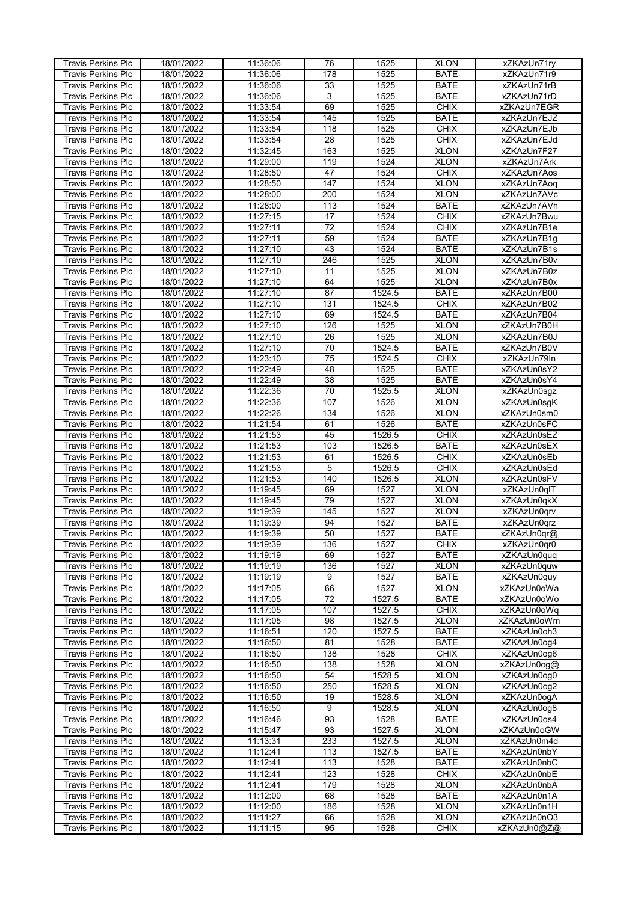| | | | | | | |
|---|---|---|---|---|---|---|
| Travis Perkins Plc | 18/01/2022 | 11:36:06 | 76 | 1525 | XLON | xZKAzUn71ry |
| Travis Perkins Plc | 18/01/2022 | 11:36:06 | 178 | 1525 | BATE | xZKAzUn71r9 |
| Travis Perkins Plc | 18/01/2022 | 11:36:06 | 33 | 1525 | BATE | xZKAzUn71rB |
| Travis Perkins Plc | 18/01/2022 | 11:36:06 | 3 | 1525 | BATE | xZKAzUn71rD |
| Travis Perkins Plc | 18/01/2022 | 11:33:54 | 69 | 1525 | CHIX | xZKAzUn7EGR |
| Travis Perkins Plc | 18/01/2022 | 11:33:54 | 145 | 1525 | BATE | xZKAzUn7EJZ |
| Travis Perkins Plc | 18/01/2022 | 11:33:54 | 118 | 1525 | CHIX | xZKAzUn7EJb |
| Travis Perkins Plc | 18/01/2022 | 11:33:54 | 28 | 1525 | CHIX | xZKAzUn7EJd |
| Travis Perkins Plc | 18/01/2022 | 11:32:45 | 163 | 1525 | XLON | xZKAzUn7F27 |
| Travis Perkins Plc | 18/01/2022 | 11:29:00 | 119 | 1524 | XLON | xZKAzUn7Ark |
| Travis Perkins Plc | 18/01/2022 | 11:28:50 | 47 | 1524 | CHIX | xZKAzUn7Aos |
| Travis Perkins Plc | 18/01/2022 | 11:28:50 | 147 | 1524 | XLON | xZKAzUn7Aoq |
| Travis Perkins Plc | 18/01/2022 | 11:28:00 | 200 | 1524 | XLON | xZKAzUn7AVc |
| Travis Perkins Plc | 18/01/2022 | 11:28:00 | 113 | 1524 | BATE | xZKAzUn7AVh |
| Travis Perkins Plc | 18/01/2022 | 11:27:15 | 17 | 1524 | CHIX | xZKAzUn7Bwu |
| Travis Perkins Plc | 18/01/2022 | 11:27:11 | 72 | 1524 | CHIX | xZKAzUn7B1e |
| Travis Perkins Plc | 18/01/2022 | 11:27:11 | 59 | 1524 | BATE | xZKAzUn7B1g |
| Travis Perkins Plc | 18/01/2022 | 11:27:10 | 43 | 1524 | BATE | xZKAzUn7B1s |
| Travis Perkins Plc | 18/01/2022 | 11:27:10 | 246 | 1525 | XLON | xZKAzUn7B0v |
| Travis Perkins Plc | 18/01/2022 | 11:27:10 | 11 | 1525 | XLON | xZKAzUn7B0z |
| Travis Perkins Plc | 18/01/2022 | 11:27:10 | 64 | 1525 | XLON | xZKAzUn7B0x |
| Travis Perkins Plc | 18/01/2022 | 11:27:10 | 87 | 1524.5 | BATE | xZKAzUn7B00 |
| Travis Perkins Plc | 18/01/2022 | 11:27:10 | 131 | 1524.5 | CHIX | xZKAzUn7B02 |
| Travis Perkins Plc | 18/01/2022 | 11:27:10 | 69 | 1524.5 | BATE | xZKAzUn7B04 |
| Travis Perkins Plc | 18/01/2022 | 11:27:10 | 126 | 1525 | XLON | xZKAzUn7B0H |
| Travis Perkins Plc | 18/01/2022 | 11:27:10 | 26 | 1525 | XLON | xZKAzUn7B0J |
| Travis Perkins Plc | 18/01/2022 | 11:27:10 | 70 | 1524.5 | BATE | xZKAzUn7B0V |
| Travis Perkins Plc | 18/01/2022 | 11:23:10 | 75 | 1524.5 | CHIX | xZKAzUn79In |
| Travis Perkins Plc | 18/01/2022 | 11:22:49 | 48 | 1525 | BATE | xZKAzUn0sY2 |
| Travis Perkins Plc | 18/01/2022 | 11:22:49 | 38 | 1525 | BATE | xZKAzUn0sY4 |
| Travis Perkins Plc | 18/01/2022 | 11:22:36 | 70 | 1525.5 | XLON | xZKAzUn0sgz |
| Travis Perkins Plc | 18/01/2022 | 11:22:36 | 107 | 1526 | XLON | xZKAzUn0sgK |
| Travis Perkins Plc | 18/01/2022 | 11:22:26 | 134 | 1526 | XLON | xZKAzUn0sm0 |
| Travis Perkins Plc | 18/01/2022 | 11:21:54 | 61 | 1526 | BATE | xZKAzUn0sFC |
| Travis Perkins Plc | 18/01/2022 | 11:21:53 | 45 | 1526.5 | CHIX | xZKAzUn0sEZ |
| Travis Perkins Plc | 18/01/2022 | 11:21:53 | 103 | 1526.5 | BATE | xZKAzUn0sEX |
| Travis Perkins Plc | 18/01/2022 | 11:21:53 | 61 | 1526.5 | CHIX | xZKAzUn0sEb |
| Travis Perkins Plc | 18/01/2022 | 11:21:53 | 5 | 1526.5 | CHIX | xZKAzUn0sEd |
| Travis Perkins Plc | 18/01/2022 | 11:21:53 | 140 | 1526.5 | XLON | xZKAzUn0sFV |
| Travis Perkins Plc | 18/01/2022 | 11:19:45 | 69 | 1527 | XLON | xZKAzUn0qlT |
| Travis Perkins Plc | 18/01/2022 | 11:19:45 | 79 | 1527 | XLON | xZKAzUn0qkX |
| Travis Perkins Plc | 18/01/2022 | 11:19:39 | 145 | 1527 | XLON | xZKAzUn0qrv |
| Travis Perkins Plc | 18/01/2022 | 11:19:39 | 94 | 1527 | BATE | xZKAzUn0qrz |
| Travis Perkins Plc | 18/01/2022 | 11:19:39 | 50 | 1527 | BATE | xZKAzUn0qr@ |
| Travis Perkins Plc | 18/01/2022 | 11:19:39 | 136 | 1527 | CHIX | xZKAzUn0qr0 |
| Travis Perkins Plc | 18/01/2022 | 11:19:19 | 69 | 1527 | BATE | xZKAzUn0quq |
| Travis Perkins Plc | 18/01/2022 | 11:19:19 | 136 | 1527 | XLON | xZKAzUn0quw |
| Travis Perkins Plc | 18/01/2022 | 11:19:19 | 9 | 1527 | BATE | xZKAzUn0quy |
| Travis Perkins Plc | 18/01/2022 | 11:17:05 | 66 | 1527 | XLON | xZKAzUn0oWa |
| Travis Perkins Plc | 18/01/2022 | 11:17:05 | 72 | 1527.5 | BATE | xZKAzUn0oWo |
| Travis Perkins Plc | 18/01/2022 | 11:17:05 | 107 | 1527.5 | CHIX | xZKAzUn0oWq |
| Travis Perkins Plc | 18/01/2022 | 11:17:05 | 98 | 1527.5 | XLON | xZKAzUn0oWm |
| Travis Perkins Plc | 18/01/2022 | 11:16:51 | 120 | 1527.5 | BATE | xZKAzUn0oh3 |
| Travis Perkins Plc | 18/01/2022 | 11:16:50 | 81 | 1528 | BATE | xZKAzUn0og4 |
| Travis Perkins Plc | 18/01/2022 | 11:16:50 | 138 | 1528 | CHIX | xZKAzUn0og6 |
| Travis Perkins Plc | 18/01/2022 | 11:16:50 | 138 | 1528 | XLON | xZKAzUn0og@ |
| Travis Perkins Plc | 18/01/2022 | 11:16:50 | 54 | 1528.5 | XLON | xZKAzUn0og0 |
| Travis Perkins Plc | 18/01/2022 | 11:16:50 | 250 | 1528.5 | XLON | xZKAzUn0og2 |
| Travis Perkins Plc | 18/01/2022 | 11:16:50 | 19 | 1528.5 | XLON | xZKAzUn0ogA |
| Travis Perkins Plc | 18/01/2022 | 11:16:50 | 9 | 1528.5 | XLON | xZKAzUn0og8 |
| Travis Perkins Plc | 18/01/2022 | 11:16:46 | 93 | 1528 | BATE | xZKAzUn0os4 |
| Travis Perkins Plc | 18/01/2022 | 11:15:47 | 93 | 1527.5 | XLON | xZKAzUn0oGW |
| Travis Perkins Plc | 18/01/2022 | 11:13:31 | 233 | 1527.5 | XLON | xZKAzUn0m4d |
| Travis Perkins Plc | 18/01/2022 | 11:12:41 | 113 | 1527.5 | BATE | xZKAzUn0nbY |
| Travis Perkins Plc | 18/01/2022 | 11:12:41 | 113 | 1528 | BATE | xZKAzUn0nbC |
| Travis Perkins Plc | 18/01/2022 | 11:12:41 | 123 | 1528 | CHIX | xZKAzUn0nbE |
| Travis Perkins Plc | 18/01/2022 | 11:12:41 | 179 | 1528 | XLON | xZKAzUn0nbA |
| Travis Perkins Plc | 18/01/2022 | 11:12:00 | 68 | 1528 | BATE | xZKAzUn0n1A |
| Travis Perkins Plc | 18/01/2022 | 11:12:00 | 186 | 1528 | XLON | xZKAzUn0n1H |
| Travis Perkins Plc | 18/01/2022 | 11:11:27 | 66 | 1528 | XLON | xZKAzUn0nO3 |
| Travis Perkins Plc | 18/01/2022 | 11:11:15 | 95 | 1528 | CHIX | xZKAzUn0@Z@ |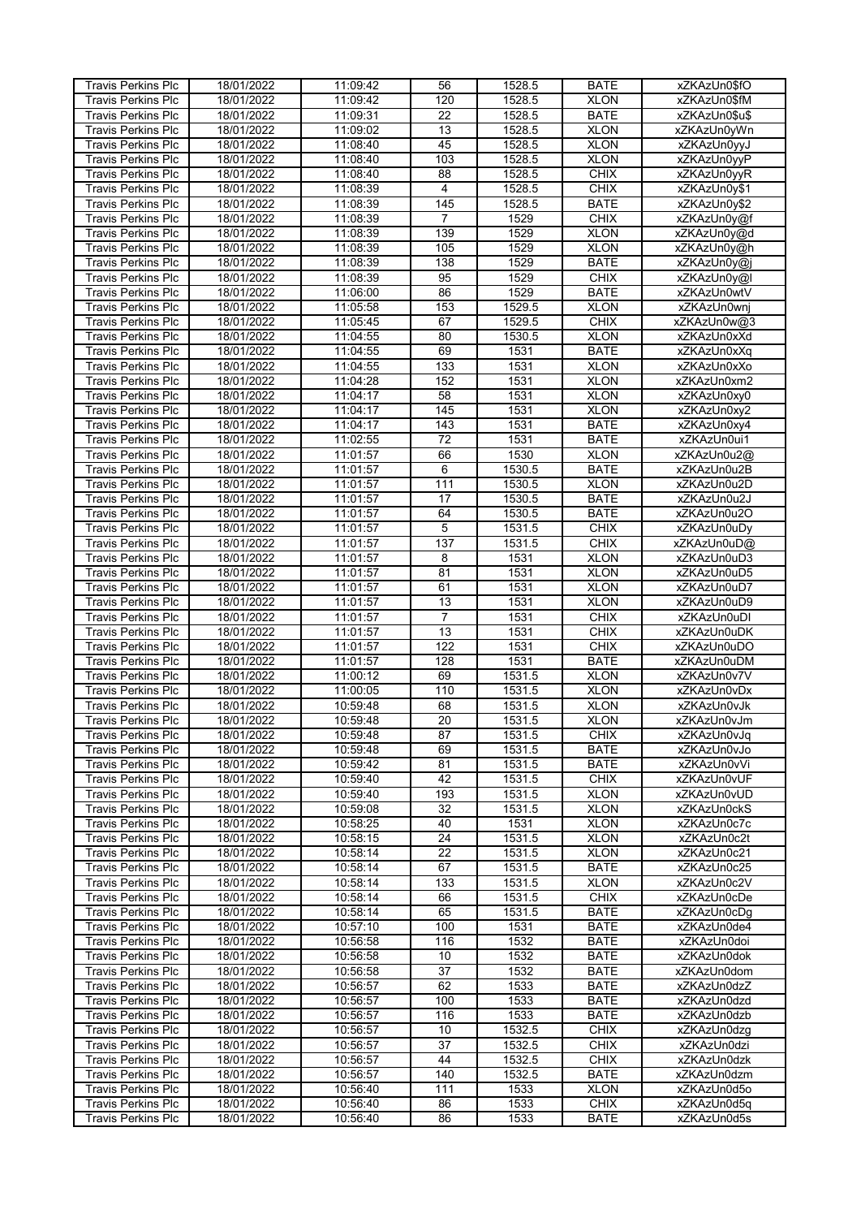| | | | | | | |
|---|---|---|---|---|---|---|
| Travis Perkins Plc | 18/01/2022 | 11:09:42 | 56 | 1528.5 | BATE | xZKAzUn0$fO |
| Travis Perkins Plc | 18/01/2022 | 11:09:42 | 120 | 1528.5 | XLON | xZKAzUn0$fM |
| Travis Perkins Plc | 18/01/2022 | 11:09:31 | 22 | 1528.5 | BATE | xZKAzUn0$u$ |
| Travis Perkins Plc | 18/01/2022 | 11:09:02 | 13 | 1528.5 | XLON | xZKAzUn0yWn |
| Travis Perkins Plc | 18/01/2022 | 11:08:40 | 45 | 1528.5 | XLON | xZKAzUn0yyJ |
| Travis Perkins Plc | 18/01/2022 | 11:08:40 | 103 | 1528.5 | XLON | xZKAzUn0yyP |
| Travis Perkins Plc | 18/01/2022 | 11:08:40 | 88 | 1528.5 | CHIX | xZKAzUn0yyR |
| Travis Perkins Plc | 18/01/2022 | 11:08:39 | 4 | 1528.5 | CHIX | xZKAzUn0y$1 |
| Travis Perkins Plc | 18/01/2022 | 11:08:39 | 145 | 1528.5 | BATE | xZKAzUn0y$2 |
| Travis Perkins Plc | 18/01/2022 | 11:08:39 | 7 | 1529 | CHIX | xZKAzUn0y@f |
| Travis Perkins Plc | 18/01/2022 | 11:08:39 | 139 | 1529 | XLON | xZKAzUn0y@d |
| Travis Perkins Plc | 18/01/2022 | 11:08:39 | 105 | 1529 | XLON | xZKAzUn0y@h |
| Travis Perkins Plc | 18/01/2022 | 11:08:39 | 138 | 1529 | BATE | xZKAzUn0y@j |
| Travis Perkins Plc | 18/01/2022 | 11:08:39 | 95 | 1529 | CHIX | xZKAzUn0y@l |
| Travis Perkins Plc | 18/01/2022 | 11:06:00 | 86 | 1529 | BATE | xZKAzUn0wtV |
| Travis Perkins Plc | 18/01/2022 | 11:05:58 | 153 | 1529.5 | XLON | xZKAzUn0wnj |
| Travis Perkins Plc | 18/01/2022 | 11:05:45 | 67 | 1529.5 | CHIX | xZKAzUn0w@3 |
| Travis Perkins Plc | 18/01/2022 | 11:04:55 | 80 | 1530.5 | XLON | xZKAzUn0xXd |
| Travis Perkins Plc | 18/01/2022 | 11:04:55 | 69 | 1531 | BATE | xZKAzUn0xXq |
| Travis Perkins Plc | 18/01/2022 | 11:04:55 | 133 | 1531 | XLON | xZKAzUn0xXo |
| Travis Perkins Plc | 18/01/2022 | 11:04:28 | 152 | 1531 | XLON | xZKAzUn0xm2 |
| Travis Perkins Plc | 18/01/2022 | 11:04:17 | 58 | 1531 | XLON | xZKAzUn0xy0 |
| Travis Perkins Plc | 18/01/2022 | 11:04:17 | 145 | 1531 | XLON | xZKAzUn0xy2 |
| Travis Perkins Plc | 18/01/2022 | 11:04:17 | 143 | 1531 | BATE | xZKAzUn0xy4 |
| Travis Perkins Plc | 18/01/2022 | 11:02:55 | 72 | 1531 | BATE | xZKAzUn0ui1 |
| Travis Perkins Plc | 18/01/2022 | 11:01:57 | 66 | 1530 | XLON | xZKAzUn0u2@ |
| Travis Perkins Plc | 18/01/2022 | 11:01:57 | 6 | 1530.5 | BATE | xZKAzUn0u2B |
| Travis Perkins Plc | 18/01/2022 | 11:01:57 | 111 | 1530.5 | XLON | xZKAzUn0u2D |
| Travis Perkins Plc | 18/01/2022 | 11:01:57 | 17 | 1530.5 | BATE | xZKAzUn0u2J |
| Travis Perkins Plc | 18/01/2022 | 11:01:57 | 64 | 1530.5 | BATE | xZKAzUn0u2O |
| Travis Perkins Plc | 18/01/2022 | 11:01:57 | 5 | 1531.5 | CHIX | xZKAzUn0uDy |
| Travis Perkins Plc | 18/01/2022 | 11:01:57 | 137 | 1531.5 | CHIX | xZKAzUn0uD@ |
| Travis Perkins Plc | 18/01/2022 | 11:01:57 | 8 | 1531 | XLON | xZKAzUn0uD3 |
| Travis Perkins Plc | 18/01/2022 | 11:01:57 | 81 | 1531 | XLON | xZKAzUn0uD5 |
| Travis Perkins Plc | 18/01/2022 | 11:01:57 | 61 | 1531 | XLON | xZKAzUn0uD7 |
| Travis Perkins Plc | 18/01/2022 | 11:01:57 | 13 | 1531 | XLON | xZKAzUn0uD9 |
| Travis Perkins Plc | 18/01/2022 | 11:01:57 | 7 | 1531 | CHIX | xZKAzUn0uDI |
| Travis Perkins Plc | 18/01/2022 | 11:01:57 | 13 | 1531 | CHIX | xZKAzUn0uDK |
| Travis Perkins Plc | 18/01/2022 | 11:01:57 | 122 | 1531 | CHIX | xZKAzUn0uDO |
| Travis Perkins Plc | 18/01/2022 | 11:01:57 | 128 | 1531 | BATE | xZKAzUn0uDM |
| Travis Perkins Plc | 18/01/2022 | 11:00:12 | 69 | 1531.5 | XLON | xZKAzUn0v7V |
| Travis Perkins Plc | 18/01/2022 | 11:00:05 | 110 | 1531.5 | XLON | xZKAzUn0vDx |
| Travis Perkins Plc | 18/01/2022 | 10:59:48 | 68 | 1531.5 | XLON | xZKAzUn0vJk |
| Travis Perkins Plc | 18/01/2022 | 10:59:48 | 20 | 1531.5 | XLON | xZKAzUn0vJm |
| Travis Perkins Plc | 18/01/2022 | 10:59:48 | 87 | 1531.5 | CHIX | xZKAzUn0vJq |
| Travis Perkins Plc | 18/01/2022 | 10:59:48 | 69 | 1531.5 | BATE | xZKAzUn0vJo |
| Travis Perkins Plc | 18/01/2022 | 10:59:42 | 81 | 1531.5 | BATE | xZKAzUn0vVi |
| Travis Perkins Plc | 18/01/2022 | 10:59:40 | 42 | 1531.5 | CHIX | xZKAzUn0vUF |
| Travis Perkins Plc | 18/01/2022 | 10:59:40 | 193 | 1531.5 | XLON | xZKAzUn0vUD |
| Travis Perkins Plc | 18/01/2022 | 10:59:08 | 32 | 1531.5 | XLON | xZKAzUn0ckS |
| Travis Perkins Plc | 18/01/2022 | 10:58:25 | 40 | 1531 | XLON | xZKAzUn0c7c |
| Travis Perkins Plc | 18/01/2022 | 10:58:15 | 24 | 1531.5 | XLON | xZKAzUn0c2t |
| Travis Perkins Plc | 18/01/2022 | 10:58:14 | 22 | 1531.5 | XLON | xZKAzUn0c21 |
| Travis Perkins Plc | 18/01/2022 | 10:58:14 | 67 | 1531.5 | BATE | xZKAzUn0c25 |
| Travis Perkins Plc | 18/01/2022 | 10:58:14 | 133 | 1531.5 | XLON | xZKAzUn0c2V |
| Travis Perkins Plc | 18/01/2022 | 10:58:14 | 66 | 1531.5 | CHIX | xZKAzUn0cDe |
| Travis Perkins Plc | 18/01/2022 | 10:58:14 | 65 | 1531.5 | BATE | xZKAzUn0cDg |
| Travis Perkins Plc | 18/01/2022 | 10:57:10 | 100 | 1531 | BATE | xZKAzUn0de4 |
| Travis Perkins Plc | 18/01/2022 | 10:56:58 | 116 | 1532 | BATE | xZKAzUn0doi |
| Travis Perkins Plc | 18/01/2022 | 10:56:58 | 10 | 1532 | BATE | xZKAzUn0dok |
| Travis Perkins Plc | 18/01/2022 | 10:56:58 | 37 | 1532 | BATE | xZKAzUn0dom |
| Travis Perkins Plc | 18/01/2022 | 10:56:57 | 62 | 1533 | BATE | xZKAzUn0dzZ |
| Travis Perkins Plc | 18/01/2022 | 10:56:57 | 100 | 1533 | BATE | xZKAzUn0dzd |
| Travis Perkins Plc | 18/01/2022 | 10:56:57 | 116 | 1533 | BATE | xZKAzUn0dzb |
| Travis Perkins Plc | 18/01/2022 | 10:56:57 | 10 | 1532.5 | CHIX | xZKAzUn0dzg |
| Travis Perkins Plc | 18/01/2022 | 10:56:57 | 37 | 1532.5 | CHIX | xZKAzUn0dzi |
| Travis Perkins Plc | 18/01/2022 | 10:56:57 | 44 | 1532.5 | CHIX | xZKAzUn0dzk |
| Travis Perkins Plc | 18/01/2022 | 10:56:57 | 140 | 1532.5 | BATE | xZKAzUn0dzm |
| Travis Perkins Plc | 18/01/2022 | 10:56:40 | 111 | 1533 | XLON | xZKAzUn0d5o |
| Travis Perkins Plc | 18/01/2022 | 10:56:40 | 86 | 1533 | CHIX | xZKAzUn0d5q |
| Travis Perkins Plc | 18/01/2022 | 10:56:40 | 86 | 1533 | BATE | xZKAzUn0d5s |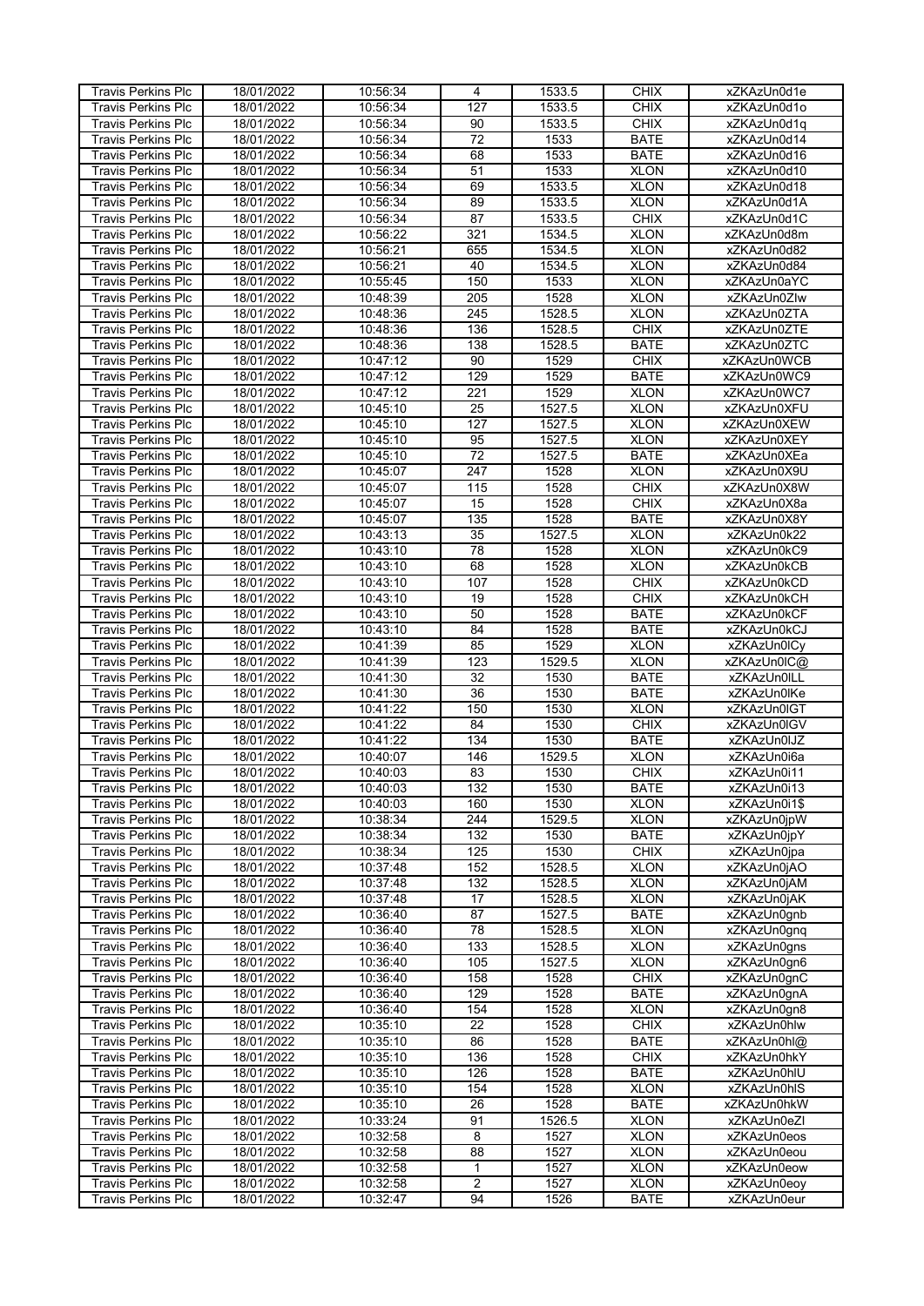| | | | | | | |
|---|---|---|---|---|---|---|
| Travis Perkins Plc | 18/01/2022 | 10:56:34 | 4 | 1533.5 | CHIX | xZKAzUn0d1e |
| Travis Perkins Plc | 18/01/2022 | 10:56:34 | 127 | 1533.5 | CHIX | xZKAzUn0d1o |
| Travis Perkins Plc | 18/01/2022 | 10:56:34 | 90 | 1533.5 | CHIX | xZKAzUn0d1q |
| Travis Perkins Plc | 18/01/2022 | 10:56:34 | 72 | 1533 | BATE | xZKAzUn0d14 |
| Travis Perkins Plc | 18/01/2022 | 10:56:34 | 68 | 1533 | BATE | xZKAzUn0d16 |
| Travis Perkins Plc | 18/01/2022 | 10:56:34 | 51 | 1533 | XLON | xZKAzUn0d10 |
| Travis Perkins Plc | 18/01/2022 | 10:56:34 | 69 | 1533.5 | XLON | xZKAzUn0d18 |
| Travis Perkins Plc | 18/01/2022 | 10:56:34 | 89 | 1533.5 | XLON | xZKAzUn0d1A |
| Travis Perkins Plc | 18/01/2022 | 10:56:34 | 87 | 1533.5 | CHIX | xZKAzUn0d1C |
| Travis Perkins Plc | 18/01/2022 | 10:56:22 | 321 | 1534.5 | XLON | xZKAzUn0d8m |
| Travis Perkins Plc | 18/01/2022 | 10:56:21 | 655 | 1534.5 | XLON | xZKAzUn0d82 |
| Travis Perkins Plc | 18/01/2022 | 10:56:21 | 40 | 1534.5 | XLON | xZKAzUn0d84 |
| Travis Perkins Plc | 18/01/2022 | 10:55:45 | 150 | 1533 | XLON | xZKAzUn0aYC |
| Travis Perkins Plc | 18/01/2022 | 10:48:39 | 205 | 1528 | XLON | xZKAzUn0ZIw |
| Travis Perkins Plc | 18/01/2022 | 10:48:36 | 245 | 1528.5 | XLON | xZKAzUn0ZTA |
| Travis Perkins Plc | 18/01/2022 | 10:48:36 | 136 | 1528.5 | CHIX | xZKAzUn0ZTE |
| Travis Perkins Plc | 18/01/2022 | 10:48:36 | 138 | 1528.5 | BATE | xZKAzUn0ZTC |
| Travis Perkins Plc | 18/01/2022 | 10:47:12 | 90 | 1529 | CHIX | xZKAzUn0WCB |
| Travis Perkins Plc | 18/01/2022 | 10:47:12 | 129 | 1529 | BATE | xZKAzUn0WC9 |
| Travis Perkins Plc | 18/01/2022 | 10:47:12 | 221 | 1529 | XLON | xZKAzUn0WC7 |
| Travis Perkins Plc | 18/01/2022 | 10:45:10 | 25 | 1527.5 | XLON | xZKAzUn0XFU |
| Travis Perkins Plc | 18/01/2022 | 10:45:10 | 127 | 1527.5 | XLON | xZKAzUn0XEW |
| Travis Perkins Plc | 18/01/2022 | 10:45:10 | 95 | 1527.5 | XLON | xZKAzUn0XEY |
| Travis Perkins Plc | 18/01/2022 | 10:45:10 | 72 | 1527.5 | BATE | xZKAzUn0XEa |
| Travis Perkins Plc | 18/01/2022 | 10:45:07 | 247 | 1528 | XLON | xZKAzUn0X9U |
| Travis Perkins Plc | 18/01/2022 | 10:45:07 | 115 | 1528 | CHIX | xZKAzUn0X8W |
| Travis Perkins Plc | 18/01/2022 | 10:45:07 | 15 | 1528 | CHIX | xZKAzUn0X8a |
| Travis Perkins Plc | 18/01/2022 | 10:45:07 | 135 | 1528 | BATE | xZKAzUn0X8Y |
| Travis Perkins Plc | 18/01/2022 | 10:43:13 | 35 | 1527.5 | XLON | xZKAzUn0k22 |
| Travis Perkins Plc | 18/01/2022 | 10:43:10 | 78 | 1528 | XLON | xZKAzUn0kC9 |
| Travis Perkins Plc | 18/01/2022 | 10:43:10 | 68 | 1528 | XLON | xZKAzUn0kCB |
| Travis Perkins Plc | 18/01/2022 | 10:43:10 | 107 | 1528 | CHIX | xZKAzUn0kCD |
| Travis Perkins Plc | 18/01/2022 | 10:43:10 | 19 | 1528 | CHIX | xZKAzUn0kCH |
| Travis Perkins Plc | 18/01/2022 | 10:43:10 | 50 | 1528 | BATE | xZKAzUn0kCF |
| Travis Perkins Plc | 18/01/2022 | 10:43:10 | 84 | 1528 | BATE | xZKAzUn0kCJ |
| Travis Perkins Plc | 18/01/2022 | 10:41:39 | 85 | 1529 | XLON | xZKAzUn0lCy |
| Travis Perkins Plc | 18/01/2022 | 10:41:39 | 123 | 1529.5 | XLON | xZKAzUn0lC@ |
| Travis Perkins Plc | 18/01/2022 | 10:41:30 | 32 | 1530 | BATE | xZKAzUn0lLL |
| Travis Perkins Plc | 18/01/2022 | 10:41:30 | 36 | 1530 | BATE | xZKAzUn0lKe |
| Travis Perkins Plc | 18/01/2022 | 10:41:22 | 150 | 1530 | XLON | xZKAzUn0lGT |
| Travis Perkins Plc | 18/01/2022 | 10:41:22 | 84 | 1530 | CHIX | xZKAzUn0lGV |
| Travis Perkins Plc | 18/01/2022 | 10:41:22 | 134 | 1530 | BATE | xZKAzUn0lJZ |
| Travis Perkins Plc | 18/01/2022 | 10:40:07 | 146 | 1529.5 | XLON | xZKAzUn0i6a |
| Travis Perkins Plc | 18/01/2022 | 10:40:03 | 83 | 1530 | CHIX | xZKAzUn0i11 |
| Travis Perkins Plc | 18/01/2022 | 10:40:03 | 132 | 1530 | BATE | xZKAzUn0i13 |
| Travis Perkins Plc | 18/01/2022 | 10:40:03 | 160 | 1530 | XLON | xZKAzUn0i1$ |
| Travis Perkins Plc | 18/01/2022 | 10:38:34 | 244 | 1529.5 | XLON | xZKAzUn0jpW |
| Travis Perkins Plc | 18/01/2022 | 10:38:34 | 132 | 1530 | BATE | xZKAzUn0jpY |
| Travis Perkins Plc | 18/01/2022 | 10:38:34 | 125 | 1530 | CHIX | xZKAzUn0jpa |
| Travis Perkins Plc | 18/01/2022 | 10:37:48 | 152 | 1528.5 | XLON | xZKAzUn0jAO |
| Travis Perkins Plc | 18/01/2022 | 10:37:48 | 132 | 1528.5 | XLON | xZKAzUn0jAM |
| Travis Perkins Plc | 18/01/2022 | 10:37:48 | 17 | 1528.5 | XLON | xZKAzUn0jAK |
| Travis Perkins Plc | 18/01/2022 | 10:36:40 | 87 | 1527.5 | BATE | xZKAzUn0gnb |
| Travis Perkins Plc | 18/01/2022 | 10:36:40 | 78 | 1528.5 | XLON | xZKAzUn0gnq |
| Travis Perkins Plc | 18/01/2022 | 10:36:40 | 133 | 1528.5 | XLON | xZKAzUn0gns |
| Travis Perkins Plc | 18/01/2022 | 10:36:40 | 105 | 1527.5 | XLON | xZKAzUn0gn6 |
| Travis Perkins Plc | 18/01/2022 | 10:36:40 | 158 | 1528 | CHIX | xZKAzUn0gnC |
| Travis Perkins Plc | 18/01/2022 | 10:36:40 | 129 | 1528 | BATE | xZKAzUn0gnA |
| Travis Perkins Plc | 18/01/2022 | 10:36:40 | 154 | 1528 | XLON | xZKAzUn0gn8 |
| Travis Perkins Plc | 18/01/2022 | 10:35:10 | 22 | 1528 | CHIX | xZKAzUn0hlw |
| Travis Perkins Plc | 18/01/2022 | 10:35:10 | 86 | 1528 | BATE | xZKAzUn0hl@ |
| Travis Perkins Plc | 18/01/2022 | 10:35:10 | 136 | 1528 | CHIX | xZKAzUn0hkY |
| Travis Perkins Plc | 18/01/2022 | 10:35:10 | 126 | 1528 | BATE | xZKAzUn0hlU |
| Travis Perkins Plc | 18/01/2022 | 10:35:10 | 154 | 1528 | XLON | xZKAzUn0hlS |
| Travis Perkins Plc | 18/01/2022 | 10:35:10 | 26 | 1528 | BATE | xZKAzUn0hkW |
| Travis Perkins Plc | 18/01/2022 | 10:33:24 | 91 | 1526.5 | XLON | xZKAzUn0eZl |
| Travis Perkins Plc | 18/01/2022 | 10:32:58 | 8 | 1527 | XLON | xZKAzUn0eos |
| Travis Perkins Plc | 18/01/2022 | 10:32:58 | 88 | 1527 | XLON | xZKAzUn0eou |
| Travis Perkins Plc | 18/01/2022 | 10:32:58 | 1 | 1527 | XLON | xZKAzUn0eow |
| Travis Perkins Plc | 18/01/2022 | 10:32:58 | 2 | 1527 | XLON | xZKAzUn0eoy |
| Travis Perkins Plc | 18/01/2022 | 10:32:47 | 94 | 1526 | BATE | xZKAzUn0eur |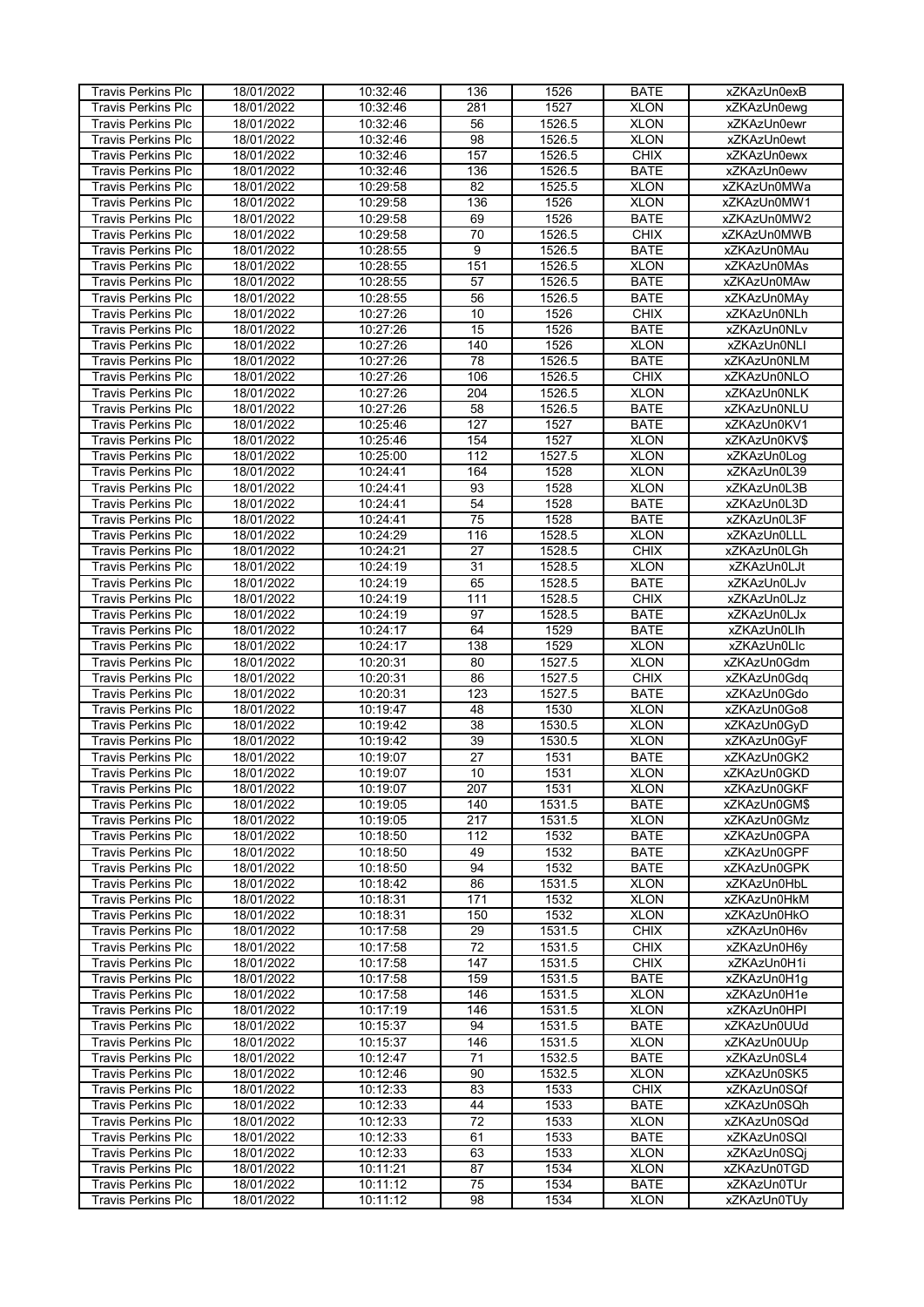| | | | | | | |
|---|---|---|---|---|---|---|
| Travis Perkins Plc | 18/01/2022 | 10:32:46 | 136 | 1526 | BATE | xZKAzUn0exB |
| Travis Perkins Plc | 18/01/2022 | 10:32:46 | 281 | 1527 | XLON | xZKAzUn0ewg |
| Travis Perkins Plc | 18/01/2022 | 10:32:46 | 56 | 1526.5 | XLON | xZKAzUn0ewr |
| Travis Perkins Plc | 18/01/2022 | 10:32:46 | 98 | 1526.5 | XLON | xZKAzUn0ewt |
| Travis Perkins Plc | 18/01/2022 | 10:32:46 | 157 | 1526.5 | CHIX | xZKAzUn0ewx |
| Travis Perkins Plc | 18/01/2022 | 10:32:46 | 136 | 1526.5 | BATE | xZKAzUn0ewv |
| Travis Perkins Plc | 18/01/2022 | 10:29:58 | 82 | 1525.5 | XLON | xZKAzUn0MWa |
| Travis Perkins Plc | 18/01/2022 | 10:29:58 | 136 | 1526 | XLON | xZKAzUn0MW1 |
| Travis Perkins Plc | 18/01/2022 | 10:29:58 | 69 | 1526 | BATE | xZKAzUn0MW2 |
| Travis Perkins Plc | 18/01/2022 | 10:29:58 | 70 | 1526.5 | CHIX | xZKAzUn0MWB |
| Travis Perkins Plc | 18/01/2022 | 10:28:55 | 9 | 1526.5 | BATE | xZKAzUn0MAu |
| Travis Perkins Plc | 18/01/2022 | 10:28:55 | 151 | 1526.5 | XLON | xZKAzUn0MAs |
| Travis Perkins Plc | 18/01/2022 | 10:28:55 | 57 | 1526.5 | BATE | xZKAzUn0MAw |
| Travis Perkins Plc | 18/01/2022 | 10:28:55 | 56 | 1526.5 | BATE | xZKAzUn0MAy |
| Travis Perkins Plc | 18/01/2022 | 10:27:26 | 10 | 1526 | CHIX | xZKAzUn0NLh |
| Travis Perkins Plc | 18/01/2022 | 10:27:26 | 15 | 1526 | BATE | xZKAzUn0NLv |
| Travis Perkins Plc | 18/01/2022 | 10:27:26 | 140 | 1526 | XLON | xZKAzUn0NLI |
| Travis Perkins Plc | 18/01/2022 | 10:27:26 | 78 | 1526.5 | BATE | xZKAzUn0NLM |
| Travis Perkins Plc | 18/01/2022 | 10:27:26 | 106 | 1526.5 | CHIX | xZKAzUn0NLO |
| Travis Perkins Plc | 18/01/2022 | 10:27:26 | 204 | 1526.5 | XLON | xZKAzUn0NLK |
| Travis Perkins Plc | 18/01/2022 | 10:27:26 | 58 | 1526.5 | BATE | xZKAzUn0NLU |
| Travis Perkins Plc | 18/01/2022 | 10:25:46 | 127 | 1527 | BATE | xZKAzUn0KV1 |
| Travis Perkins Plc | 18/01/2022 | 10:25:46 | 154 | 1527 | XLON | xZKAzUn0KV$ |
| Travis Perkins Plc | 18/01/2022 | 10:25:00 | 112 | 1527.5 | XLON | xZKAzUn0Log |
| Travis Perkins Plc | 18/01/2022 | 10:24:41 | 164 | 1528 | XLON | xZKAzUn0L39 |
| Travis Perkins Plc | 18/01/2022 | 10:24:41 | 93 | 1528 | XLON | xZKAzUn0L3B |
| Travis Perkins Plc | 18/01/2022 | 10:24:41 | 54 | 1528 | BATE | xZKAzUn0L3D |
| Travis Perkins Plc | 18/01/2022 | 10:24:41 | 75 | 1528 | BATE | xZKAzUn0L3F |
| Travis Perkins Plc | 18/01/2022 | 10:24:29 | 116 | 1528.5 | XLON | xZKAzUn0LLL |
| Travis Perkins Plc | 18/01/2022 | 10:24:21 | 27 | 1528.5 | CHIX | xZKAzUn0LGh |
| Travis Perkins Plc | 18/01/2022 | 10:24:19 | 31 | 1528.5 | XLON | xZKAzUn0LJt |
| Travis Perkins Plc | 18/01/2022 | 10:24:19 | 65 | 1528.5 | BATE | xZKAzUn0LJv |
| Travis Perkins Plc | 18/01/2022 | 10:24:19 | 111 | 1528.5 | CHIX | xZKAzUn0LJz |
| Travis Perkins Plc | 18/01/2022 | 10:24:19 | 97 | 1528.5 | BATE | xZKAzUn0LJx |
| Travis Perkins Plc | 18/01/2022 | 10:24:17 | 64 | 1529 | BATE | xZKAzUn0LIh |
| Travis Perkins Plc | 18/01/2022 | 10:24:17 | 138 | 1529 | XLON | xZKAzUn0LIc |
| Travis Perkins Plc | 18/01/2022 | 10:20:31 | 80 | 1527.5 | XLON | xZKAzUn0Gdm |
| Travis Perkins Plc | 18/01/2022 | 10:20:31 | 86 | 1527.5 | CHIX | xZKAzUn0Gdq |
| Travis Perkins Plc | 18/01/2022 | 10:20:31 | 123 | 1527.5 | BATE | xZKAzUn0Gdo |
| Travis Perkins Plc | 18/01/2022 | 10:19:47 | 48 | 1530 | XLON | xZKAzUn0Go8 |
| Travis Perkins Plc | 18/01/2022 | 10:19:42 | 38 | 1530.5 | XLON | xZKAzUn0GyD |
| Travis Perkins Plc | 18/01/2022 | 10:19:42 | 39 | 1530.5 | XLON | xZKAzUn0GyF |
| Travis Perkins Plc | 18/01/2022 | 10:19:07 | 27 | 1531 | BATE | xZKAzUn0GK2 |
| Travis Perkins Plc | 18/01/2022 | 10:19:07 | 10 | 1531 | XLON | xZKAzUn0GKD |
| Travis Perkins Plc | 18/01/2022 | 10:19:07 | 207 | 1531 | XLON | xZKAzUn0GKF |
| Travis Perkins Plc | 18/01/2022 | 10:19:05 | 140 | 1531.5 | BATE | xZKAzUn0GM$ |
| Travis Perkins Plc | 18/01/2022 | 10:19:05 | 217 | 1531.5 | XLON | xZKAzUn0GMz |
| Travis Perkins Plc | 18/01/2022 | 10:18:50 | 112 | 1532 | BATE | xZKAzUn0GPA |
| Travis Perkins Plc | 18/01/2022 | 10:18:50 | 49 | 1532 | BATE | xZKAzUn0GPF |
| Travis Perkins Plc | 18/01/2022 | 10:18:50 | 94 | 1532 | BATE | xZKAzUn0GPK |
| Travis Perkins Plc | 18/01/2022 | 10:18:42 | 86 | 1531.5 | XLON | xZKAzUn0HbL |
| Travis Perkins Plc | 18/01/2022 | 10:18:31 | 171 | 1532 | XLON | xZKAzUn0HkM |
| Travis Perkins Plc | 18/01/2022 | 10:18:31 | 150 | 1532 | XLON | xZKAzUn0HkO |
| Travis Perkins Plc | 18/01/2022 | 10:17:58 | 29 | 1531.5 | CHIX | xZKAzUn0H6v |
| Travis Perkins Plc | 18/01/2022 | 10:17:58 | 72 | 1531.5 | CHIX | xZKAzUn0H6y |
| Travis Perkins Plc | 18/01/2022 | 10:17:58 | 147 | 1531.5 | CHIX | xZKAzUn0H1i |
| Travis Perkins Plc | 18/01/2022 | 10:17:58 | 159 | 1531.5 | BATE | xZKAzUn0H1g |
| Travis Perkins Plc | 18/01/2022 | 10:17:58 | 146 | 1531.5 | XLON | xZKAzUn0H1e |
| Travis Perkins Plc | 18/01/2022 | 10:17:19 | 146 | 1531.5 | XLON | xZKAzUn0HPI |
| Travis Perkins Plc | 18/01/2022 | 10:15:37 | 94 | 1531.5 | BATE | xZKAzUn0UUd |
| Travis Perkins Plc | 18/01/2022 | 10:15:37 | 146 | 1531.5 | XLON | xZKAzUn0UUp |
| Travis Perkins Plc | 18/01/2022 | 10:12:47 | 71 | 1532.5 | BATE | xZKAzUn0SL4 |
| Travis Perkins Plc | 18/01/2022 | 10:12:46 | 90 | 1532.5 | XLON | xZKAzUn0SK5 |
| Travis Perkins Plc | 18/01/2022 | 10:12:33 | 83 | 1533 | CHIX | xZKAzUn0SQf |
| Travis Perkins Plc | 18/01/2022 | 10:12:33 | 44 | 1533 | BATE | xZKAzUn0SQh |
| Travis Perkins Plc | 18/01/2022 | 10:12:33 | 72 | 1533 | XLON | xZKAzUn0SQd |
| Travis Perkins Plc | 18/01/2022 | 10:12:33 | 61 | 1533 | BATE | xZKAzUn0SQl |
| Travis Perkins Plc | 18/01/2022 | 10:12:33 | 63 | 1533 | XLON | xZKAzUn0SQj |
| Travis Perkins Plc | 18/01/2022 | 10:11:21 | 87 | 1534 | XLON | xZKAzUn0TGD |
| Travis Perkins Plc | 18/01/2022 | 10:11:12 | 75 | 1534 | BATE | xZKAzUn0TUr |
| Travis Perkins Plc | 18/01/2022 | 10:11:12 | 98 | 1534 | XLON | xZKAzUn0TUy |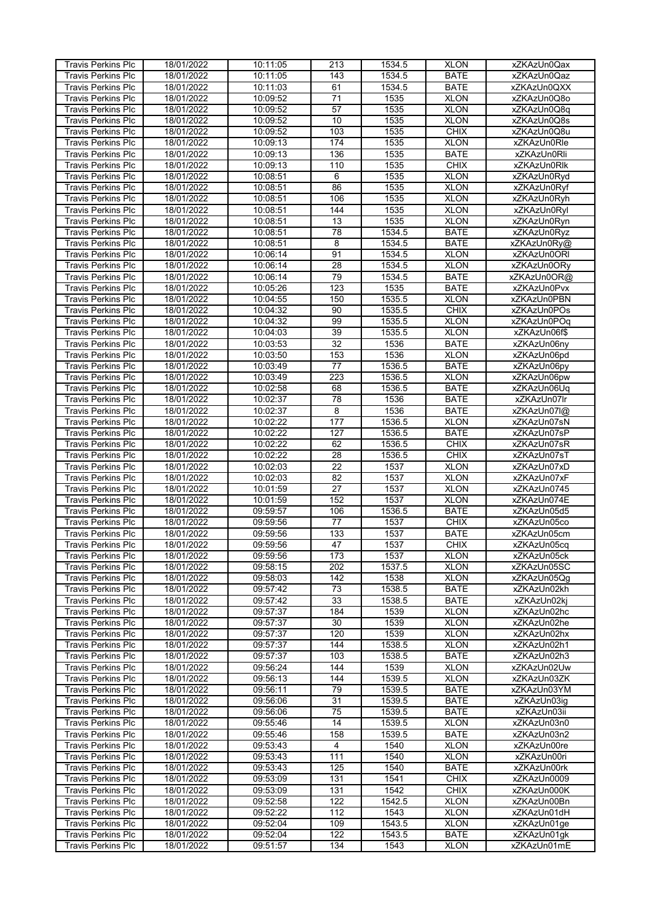| | | | | | | |
|---|---|---|---|---|---|---|
| Travis Perkins Plc | 18/01/2022 | 10:11:05 | 213 | 1534.5 | XLON | xZKAzUn0Qax |
| Travis Perkins Plc | 18/01/2022 | 10:11:05 | 143 | 1534.5 | BATE | xZKAzUn0Qaz |
| Travis Perkins Plc | 18/01/2022 | 10:11:03 | 61 | 1534.5 | BATE | xZKAzUn0QXX |
| Travis Perkins Plc | 18/01/2022 | 10:09:52 | 71 | 1535 | XLON | xZKAzUn0Q8o |
| Travis Perkins Plc | 18/01/2022 | 10:09:52 | 57 | 1535 | XLON | xZKAzUn0Q8q |
| Travis Perkins Plc | 18/01/2022 | 10:09:52 | 10 | 1535 | XLON | xZKAzUn0Q8s |
| Travis Perkins Plc | 18/01/2022 | 10:09:52 | 103 | 1535 | CHIX | xZKAzUn0Q8u |
| Travis Perkins Plc | 18/01/2022 | 10:09:13 | 174 | 1535 | XLON | xZKAzUn0Rle |
| Travis Perkins Plc | 18/01/2022 | 10:09:13 | 136 | 1535 | BATE | xZKAzUn0Rli |
| Travis Perkins Plc | 18/01/2022 | 10:09:13 | 110 | 1535 | CHIX | xZKAzUn0Rlk |
| Travis Perkins Plc | 18/01/2022 | 10:08:51 | 6 | 1535 | XLON | xZKAzUn0Ryd |
| Travis Perkins Plc | 18/01/2022 | 10:08:51 | 86 | 1535 | XLON | xZKAzUn0Ryf |
| Travis Perkins Plc | 18/01/2022 | 10:08:51 | 106 | 1535 | XLON | xZKAzUn0Ryh |
| Travis Perkins Plc | 18/01/2022 | 10:08:51 | 144 | 1535 | XLON | xZKAzUn0Ryl |
| Travis Perkins Plc | 18/01/2022 | 10:08:51 | 13 | 1535 | XLON | xZKAzUn0Ryn |
| Travis Perkins Plc | 18/01/2022 | 10:08:51 | 78 | 1534.5 | BATE | xZKAzUn0Ryz |
| Travis Perkins Plc | 18/01/2022 | 10:08:51 | 8 | 1534.5 | BATE | xZKAzUn0Ry@ |
| Travis Perkins Plc | 18/01/2022 | 10:06:14 | 91 | 1534.5 | XLON | xZKAzUn0ORl |
| Travis Perkins Plc | 18/01/2022 | 10:06:14 | 28 | 1534.5 | XLON | xZKAzUn0ORy |
| Travis Perkins Plc | 18/01/2022 | 10:06:14 | 79 | 1534.5 | BATE | xZKAzUn0OR@ |
| Travis Perkins Plc | 18/01/2022 | 10:05:26 | 123 | 1535 | BATE | xZKAzUn0Pvx |
| Travis Perkins Plc | 18/01/2022 | 10:04:55 | 150 | 1535.5 | XLON | xZKAzUn0PBN |
| Travis Perkins Plc | 18/01/2022 | 10:04:32 | 90 | 1535.5 | CHIX | xZKAzUn0POs |
| Travis Perkins Plc | 18/01/2022 | 10:04:32 | 99 | 1535.5 | XLON | xZKAzUn0POq |
| Travis Perkins Plc | 18/01/2022 | 10:04:03 | 39 | 1535.5 | XLON | xZKAzUn06f$ |
| Travis Perkins Plc | 18/01/2022 | 10:03:53 | 32 | 1536 | BATE | xZKAzUn06ny |
| Travis Perkins Plc | 18/01/2022 | 10:03:50 | 153 | 1536 | XLON | xZKAzUn06pd |
| Travis Perkins Plc | 18/01/2022 | 10:03:49 | 77 | 1536.5 | BATE | xZKAzUn06py |
| Travis Perkins Plc | 18/01/2022 | 10:03:49 | 223 | 1536.5 | XLON | xZKAzUn06pw |
| Travis Perkins Plc | 18/01/2022 | 10:02:58 | 68 | 1536.5 | BATE | xZKAzUn06Uq |
| Travis Perkins Plc | 18/01/2022 | 10:02:37 | 78 | 1536 | BATE | xZKAzUn07lr |
| Travis Perkins Plc | 18/01/2022 | 10:02:37 | 8 | 1536 | BATE | xZKAzUn07l@ |
| Travis Perkins Plc | 18/01/2022 | 10:02:22 | 177 | 1536.5 | XLON | xZKAzUn07sN |
| Travis Perkins Plc | 18/01/2022 | 10:02:22 | 127 | 1536.5 | BATE | xZKAzUn07sP |
| Travis Perkins Plc | 18/01/2022 | 10:02:22 | 62 | 1536.5 | CHIX | xZKAzUn07sR |
| Travis Perkins Plc | 18/01/2022 | 10:02:22 | 28 | 1536.5 | CHIX | xZKAzUn07sT |
| Travis Perkins Plc | 18/01/2022 | 10:02:03 | 22 | 1537 | XLON | xZKAzUn07xD |
| Travis Perkins Plc | 18/01/2022 | 10:02:03 | 82 | 1537 | XLON | xZKAzUn07xF |
| Travis Perkins Plc | 18/01/2022 | 10:01:59 | 27 | 1537 | XLON | xZKAzUn0745 |
| Travis Perkins Plc | 18/01/2022 | 10:01:59 | 152 | 1537 | XLON | xZKAzUn074E |
| Travis Perkins Plc | 18/01/2022 | 09:59:57 | 106 | 1536.5 | BATE | xZKAzUn05d5 |
| Travis Perkins Plc | 18/01/2022 | 09:59:56 | 77 | 1537 | CHIX | xZKAzUn05co |
| Travis Perkins Plc | 18/01/2022 | 09:59:56 | 133 | 1537 | BATE | xZKAzUn05cm |
| Travis Perkins Plc | 18/01/2022 | 09:59:56 | 47 | 1537 | CHIX | xZKAzUn05cq |
| Travis Perkins Plc | 18/01/2022 | 09:59:56 | 173 | 1537 | XLON | xZKAzUn05ck |
| Travis Perkins Plc | 18/01/2022 | 09:58:15 | 202 | 1537.5 | XLON | xZKAzUn05SC |
| Travis Perkins Plc | 18/01/2022 | 09:58:03 | 142 | 1538 | XLON | xZKAzUn05Qg |
| Travis Perkins Plc | 18/01/2022 | 09:57:42 | 73 | 1538.5 | BATE | xZKAzUn02kh |
| Travis Perkins Plc | 18/01/2022 | 09:57:42 | 33 | 1538.5 | BATE | xZKAzUn02kj |
| Travis Perkins Plc | 18/01/2022 | 09:57:37 | 184 | 1539 | XLON | xZKAzUn02hc |
| Travis Perkins Plc | 18/01/2022 | 09:57:37 | 30 | 1539 | XLON | xZKAzUn02he |
| Travis Perkins Plc | 18/01/2022 | 09:57:37 | 120 | 1539 | XLON | xZKAzUn02hx |
| Travis Perkins Plc | 18/01/2022 | 09:57:37 | 144 | 1538.5 | XLON | xZKAzUn02h1 |
| Travis Perkins Plc | 18/01/2022 | 09:57:37 | 103 | 1538.5 | BATE | xZKAzUn02h3 |
| Travis Perkins Plc | 18/01/2022 | 09:56:24 | 144 | 1539 | XLON | xZKAzUn02Uw |
| Travis Perkins Plc | 18/01/2022 | 09:56:13 | 144 | 1539.5 | XLON | xZKAzUn03ZK |
| Travis Perkins Plc | 18/01/2022 | 09:56:11 | 79 | 1539.5 | BATE | xZKAzUn03YM |
| Travis Perkins Plc | 18/01/2022 | 09:56:06 | 31 | 1539.5 | BATE | xZKAzUn03ig |
| Travis Perkins Plc | 18/01/2022 | 09:56:06 | 75 | 1539.5 | BATE | xZKAzUn03ii |
| Travis Perkins Plc | 18/01/2022 | 09:55:46 | 14 | 1539.5 | XLON | xZKAzUn03n0 |
| Travis Perkins Plc | 18/01/2022 | 09:55:46 | 158 | 1539.5 | BATE | xZKAzUn03n2 |
| Travis Perkins Plc | 18/01/2022 | 09:53:43 | 4 | 1540 | XLON | xZKAzUn00re |
| Travis Perkins Plc | 18/01/2022 | 09:53:43 | 111 | 1540 | XLON | xZKAzUn00ri |
| Travis Perkins Plc | 18/01/2022 | 09:53:43 | 125 | 1540 | BATE | xZKAzUn00rk |
| Travis Perkins Plc | 18/01/2022 | 09:53:09 | 131 | 1541 | CHIX | xZKAzUn0009 |
| Travis Perkins Plc | 18/01/2022 | 09:53:09 | 131 | 1542 | CHIX | xZKAzUn000K |
| Travis Perkins Plc | 18/01/2022 | 09:52:58 | 122 | 1542.5 | XLON | xZKAzUn00Bn |
| Travis Perkins Plc | 18/01/2022 | 09:52:22 | 112 | 1543 | XLON | xZKAzUn01dH |
| Travis Perkins Plc | 18/01/2022 | 09:52:04 | 109 | 1543.5 | XLON | xZKAzUn01ge |
| Travis Perkins Plc | 18/01/2022 | 09:52:04 | 122 | 1543.5 | BATE | xZKAzUn01gk |
| Travis Perkins Plc | 18/01/2022 | 09:51:57 | 134 | 1543 | XLON | xZKAzUn01mE |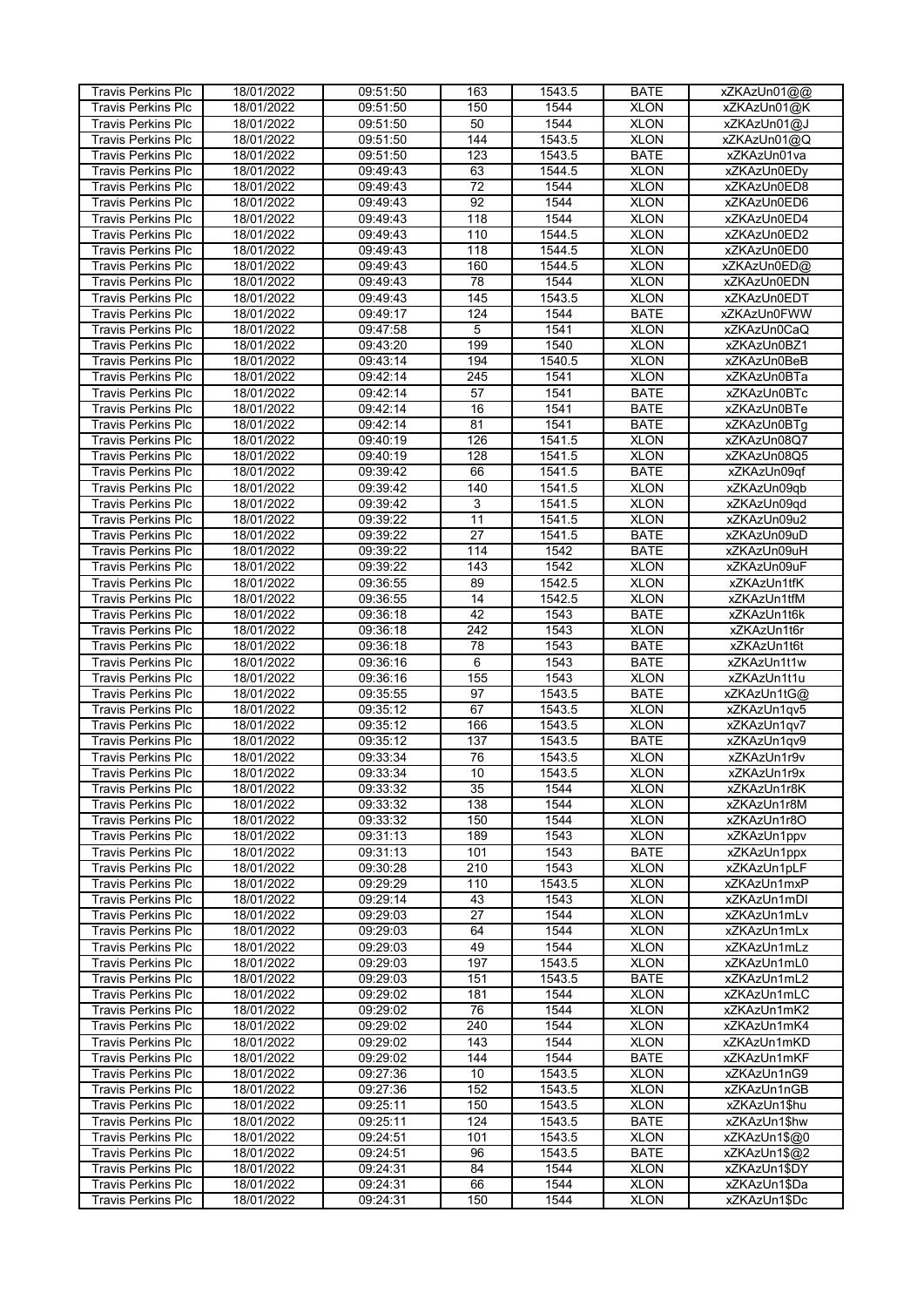| | | | | | | |
|---|---|---|---|---|---|---|
| Travis Perkins Plc | 18/01/2022 | 09:51:50 | 163 | 1543.5 | BATE | xZKAzUn01@@ |
| Travis Perkins Plc | 18/01/2022 | 09:51:50 | 150 | 1544 | XLON | xZKAzUn01@K |
| Travis Perkins Plc | 18/01/2022 | 09:51:50 | 50 | 1544 | XLON | xZKAzUn01@J |
| Travis Perkins Plc | 18/01/2022 | 09:51:50 | 144 | 1543.5 | XLON | xZKAzUn01@Q |
| Travis Perkins Plc | 18/01/2022 | 09:51:50 | 123 | 1543.5 | BATE | xZKAzUn01va |
| Travis Perkins Plc | 18/01/2022 | 09:49:43 | 63 | 1544.5 | XLON | xZKAzUn0EDy |
| Travis Perkins Plc | 18/01/2022 | 09:49:43 | 72 | 1544 | XLON | xZKAzUn0ED8 |
| Travis Perkins Plc | 18/01/2022 | 09:49:43 | 92 | 1544 | XLON | xZKAzUn0ED6 |
| Travis Perkins Plc | 18/01/2022 | 09:49:43 | 118 | 1544 | XLON | xZKAzUn0ED4 |
| Travis Perkins Plc | 18/01/2022 | 09:49:43 | 110 | 1544.5 | XLON | xZKAzUn0ED2 |
| Travis Perkins Plc | 18/01/2022 | 09:49:43 | 118 | 1544.5 | XLON | xZKAzUn0ED0 |
| Travis Perkins Plc | 18/01/2022 | 09:49:43 | 160 | 1544.5 | XLON | xZKAzUn0ED@ |
| Travis Perkins Plc | 18/01/2022 | 09:49:43 | 78 | 1544 | XLON | xZKAzUn0EDN |
| Travis Perkins Plc | 18/01/2022 | 09:49:43 | 145 | 1543.5 | XLON | xZKAzUn0EDT |
| Travis Perkins Plc | 18/01/2022 | 09:49:17 | 124 | 1544 | BATE | xZKAzUn0FWW |
| Travis Perkins Plc | 18/01/2022 | 09:47:58 | 5 | 1541 | XLON | xZKAzUn0CaQ |
| Travis Perkins Plc | 18/01/2022 | 09:43:20 | 199 | 1540 | XLON | xZKAzUn0BZ1 |
| Travis Perkins Plc | 18/01/2022 | 09:43:14 | 194 | 1540.5 | XLON | xZKAzUn0BeB |
| Travis Perkins Plc | 18/01/2022 | 09:42:14 | 245 | 1541 | XLON | xZKAzUn0BTa |
| Travis Perkins Plc | 18/01/2022 | 09:42:14 | 57 | 1541 | BATE | xZKAzUn0BTc |
| Travis Perkins Plc | 18/01/2022 | 09:42:14 | 16 | 1541 | BATE | xZKAzUn0BTe |
| Travis Perkins Plc | 18/01/2022 | 09:42:14 | 81 | 1541 | BATE | xZKAzUn0BTg |
| Travis Perkins Plc | 18/01/2022 | 09:40:19 | 126 | 1541.5 | XLON | xZKAzUn08Q7 |
| Travis Perkins Plc | 18/01/2022 | 09:40:19 | 128 | 1541.5 | XLON | xZKAzUn08Q5 |
| Travis Perkins Plc | 18/01/2022 | 09:39:42 | 66 | 1541.5 | BATE | xZKAzUn09qf |
| Travis Perkins Plc | 18/01/2022 | 09:39:42 | 140 | 1541.5 | XLON | xZKAzUn09qb |
| Travis Perkins Plc | 18/01/2022 | 09:39:42 | 3 | 1541.5 | XLON | xZKAzUn09qd |
| Travis Perkins Plc | 18/01/2022 | 09:39:22 | 11 | 1541.5 | XLON | xZKAzUn09u2 |
| Travis Perkins Plc | 18/01/2022 | 09:39:22 | 27 | 1541.5 | BATE | xZKAzUn09uD |
| Travis Perkins Plc | 18/01/2022 | 09:39:22 | 114 | 1542 | BATE | xZKAzUn09uH |
| Travis Perkins Plc | 18/01/2022 | 09:39:22 | 143 | 1542 | XLON | xZKAzUn09uF |
| Travis Perkins Plc | 18/01/2022 | 09:36:55 | 89 | 1542.5 | XLON | xZKAzUn1tfK |
| Travis Perkins Plc | 18/01/2022 | 09:36:55 | 14 | 1542.5 | XLON | xZKAzUn1tfM |
| Travis Perkins Plc | 18/01/2022 | 09:36:18 | 42 | 1543 | BATE | xZKAzUn1t6k |
| Travis Perkins Plc | 18/01/2022 | 09:36:18 | 242 | 1543 | XLON | xZKAzUn1t6r |
| Travis Perkins Plc | 18/01/2022 | 09:36:18 | 78 | 1543 | BATE | xZKAzUn1t6t |
| Travis Perkins Plc | 18/01/2022 | 09:36:16 | 6 | 1543 | BATE | xZKAzUn1t1w |
| Travis Perkins Plc | 18/01/2022 | 09:36:16 | 155 | 1543 | XLON | xZKAzUn1t1u |
| Travis Perkins Plc | 18/01/2022 | 09:35:55 | 97 | 1543.5 | BATE | xZKAzUn1tG@ |
| Travis Perkins Plc | 18/01/2022 | 09:35:12 | 67 | 1543.5 | XLON | xZKAzUn1qv5 |
| Travis Perkins Plc | 18/01/2022 | 09:35:12 | 166 | 1543.5 | XLON | xZKAzUn1qv7 |
| Travis Perkins Plc | 18/01/2022 | 09:35:12 | 137 | 1543.5 | BATE | xZKAzUn1qv9 |
| Travis Perkins Plc | 18/01/2022 | 09:33:34 | 76 | 1543.5 | XLON | xZKAzUn1r9v |
| Travis Perkins Plc | 18/01/2022 | 09:33:34 | 10 | 1543.5 | XLON | xZKAzUn1r9x |
| Travis Perkins Plc | 18/01/2022 | 09:33:32 | 35 | 1544 | XLON | xZKAzUn1r8K |
| Travis Perkins Plc | 18/01/2022 | 09:33:32 | 138 | 1544 | XLON | xZKAzUn1r8M |
| Travis Perkins Plc | 18/01/2022 | 09:33:32 | 150 | 1544 | XLON | xZKAzUn1r8O |
| Travis Perkins Plc | 18/01/2022 | 09:31:13 | 189 | 1543 | XLON | xZKAzUn1ppv |
| Travis Perkins Plc | 18/01/2022 | 09:31:13 | 101 | 1543 | BATE | xZKAzUn1ppx |
| Travis Perkins Plc | 18/01/2022 | 09:30:28 | 210 | 1543 | XLON | xZKAzUn1pLF |
| Travis Perkins Plc | 18/01/2022 | 09:29:29 | 110 | 1543.5 | XLON | xZKAzUn1mxP |
| Travis Perkins Plc | 18/01/2022 | 09:29:14 | 43 | 1543 | XLON | xZKAzUn1mDl |
| Travis Perkins Plc | 18/01/2022 | 09:29:03 | 27 | 1544 | XLON | xZKAzUn1mLv |
| Travis Perkins Plc | 18/01/2022 | 09:29:03 | 64 | 1544 | XLON | xZKAzUn1mLx |
| Travis Perkins Plc | 18/01/2022 | 09:29:03 | 49 | 1544 | XLON | xZKAzUn1mLz |
| Travis Perkins Plc | 18/01/2022 | 09:29:03 | 197 | 1543.5 | XLON | xZKAzUn1mL0 |
| Travis Perkins Plc | 18/01/2022 | 09:29:03 | 151 | 1543.5 | BATE | xZKAzUn1mL2 |
| Travis Perkins Plc | 18/01/2022 | 09:29:02 | 181 | 1544 | XLON | xZKAzUn1mLC |
| Travis Perkins Plc | 18/01/2022 | 09:29:02 | 76 | 1544 | XLON | xZKAzUn1mK2 |
| Travis Perkins Plc | 18/01/2022 | 09:29:02 | 240 | 1544 | XLON | xZKAzUn1mK4 |
| Travis Perkins Plc | 18/01/2022 | 09:29:02 | 143 | 1544 | XLON | xZKAzUn1mKD |
| Travis Perkins Plc | 18/01/2022 | 09:29:02 | 144 | 1544 | BATE | xZKAzUn1mKF |
| Travis Perkins Plc | 18/01/2022 | 09:27:36 | 10 | 1543.5 | XLON | xZKAzUn1nG9 |
| Travis Perkins Plc | 18/01/2022 | 09:27:36 | 152 | 1543.5 | XLON | xZKAzUn1nGB |
| Travis Perkins Plc | 18/01/2022 | 09:25:11 | 150 | 1543.5 | XLON | xZKAzUn1$hu |
| Travis Perkins Plc | 18/01/2022 | 09:25:11 | 124 | 1543.5 | BATE | xZKAzUn1$hw |
| Travis Perkins Plc | 18/01/2022 | 09:24:51 | 101 | 1543.5 | XLON | xZKAzUn1$@0 |
| Travis Perkins Plc | 18/01/2022 | 09:24:51 | 96 | 1543.5 | BATE | xZKAzUn1$@2 |
| Travis Perkins Plc | 18/01/2022 | 09:24:31 | 84 | 1544 | XLON | xZKAzUn1$DY |
| Travis Perkins Plc | 18/01/2022 | 09:24:31 | 66 | 1544 | XLON | xZKAzUn1$Da |
| Travis Perkins Plc | 18/01/2022 | 09:24:31 | 150 | 1544 | XLON | xZKAzUn1$Dc |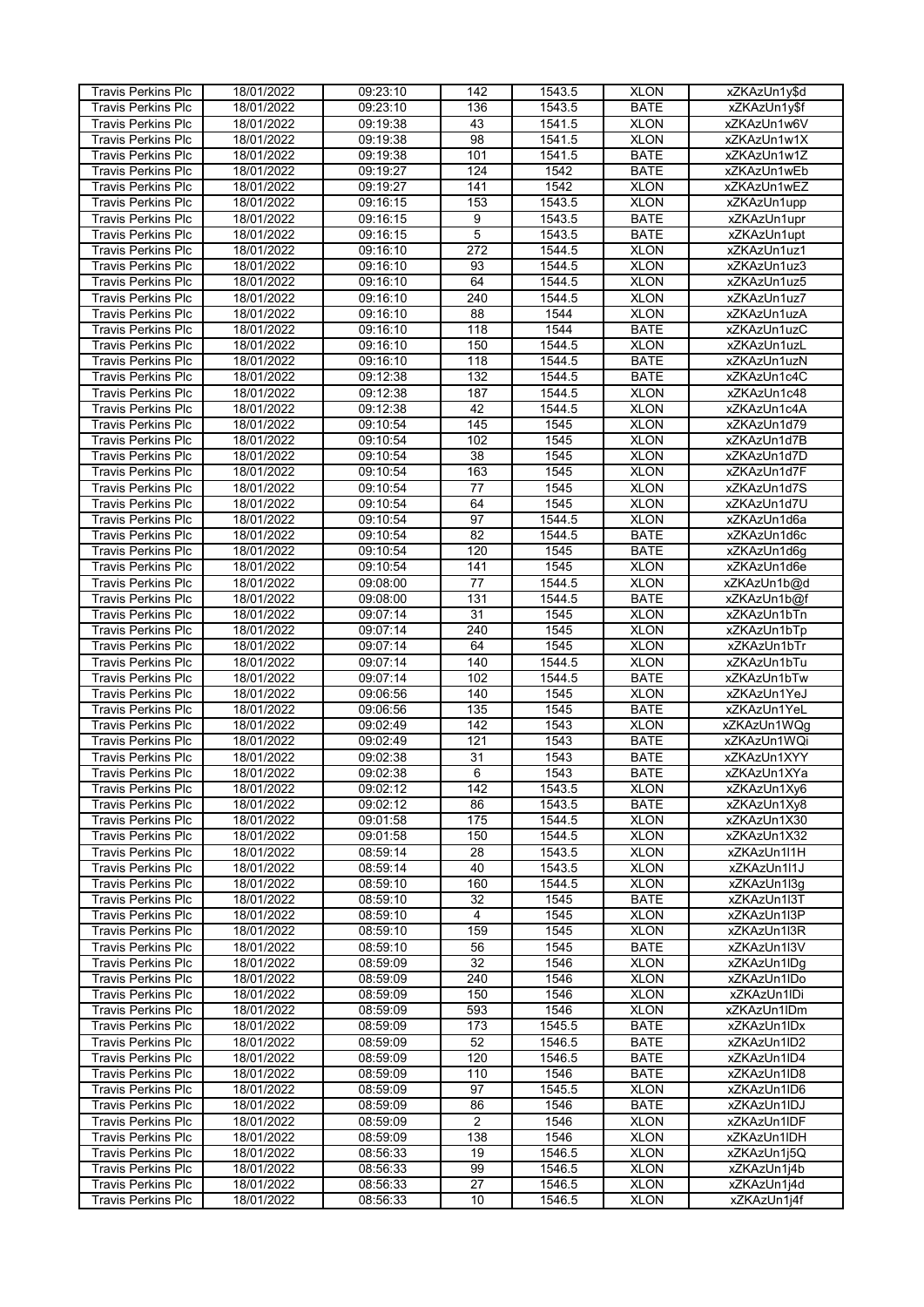| | | | | | | |
|---|---|---|---|---|---|---|
| Travis Perkins Plc | 18/01/2022 | 09:23:10 | 142 | 1543.5 | XLON | xZKAzUn1y$d |
| Travis Perkins Plc | 18/01/2022 | 09:23:10 | 136 | 1543.5 | BATE | xZKAzUn1y$f |
| Travis Perkins Plc | 18/01/2022 | 09:19:38 | 43 | 1541.5 | XLON | xZKAzUn1w6V |
| Travis Perkins Plc | 18/01/2022 | 09:19:38 | 98 | 1541.5 | XLON | xZKAzUn1w1X |
| Travis Perkins Plc | 18/01/2022 | 09:19:38 | 101 | 1541.5 | BATE | xZKAzUn1w1Z |
| Travis Perkins Plc | 18/01/2022 | 09:19:27 | 124 | 1542 | BATE | xZKAzUn1wEb |
| Travis Perkins Plc | 18/01/2022 | 09:19:27 | 141 | 1542 | XLON | xZKAzUn1wEZ |
| Travis Perkins Plc | 18/01/2022 | 09:16:15 | 153 | 1543.5 | XLON | xZKAzUn1upp |
| Travis Perkins Plc | 18/01/2022 | 09:16:15 | 9 | 1543.5 | BATE | xZKAzUn1upr |
| Travis Perkins Plc | 18/01/2022 | 09:16:15 | 5 | 1543.5 | BATE | xZKAzUn1upt |
| Travis Perkins Plc | 18/01/2022 | 09:16:10 | 272 | 1544.5 | XLON | xZKAzUn1uz1 |
| Travis Perkins Plc | 18/01/2022 | 09:16:10 | 93 | 1544.5 | XLON | xZKAzUn1uz3 |
| Travis Perkins Plc | 18/01/2022 | 09:16:10 | 64 | 1544.5 | XLON | xZKAzUn1uz5 |
| Travis Perkins Plc | 18/01/2022 | 09:16:10 | 240 | 1544.5 | XLON | xZKAzUn1uz7 |
| Travis Perkins Plc | 18/01/2022 | 09:16:10 | 88 | 1544 | XLON | xZKAzUn1uzA |
| Travis Perkins Plc | 18/01/2022 | 09:16:10 | 118 | 1544 | BATE | xZKAzUn1uzC |
| Travis Perkins Plc | 18/01/2022 | 09:16:10 | 150 | 1544.5 | XLON | xZKAzUn1uzL |
| Travis Perkins Plc | 18/01/2022 | 09:16:10 | 118 | 1544.5 | BATE | xZKAzUn1uzN |
| Travis Perkins Plc | 18/01/2022 | 09:12:38 | 132 | 1544.5 | BATE | xZKAzUn1c4C |
| Travis Perkins Plc | 18/01/2022 | 09:12:38 | 187 | 1544.5 | XLON | xZKAzUn1c48 |
| Travis Perkins Plc | 18/01/2022 | 09:12:38 | 42 | 1544.5 | XLON | xZKAzUn1c4A |
| Travis Perkins Plc | 18/01/2022 | 09:10:54 | 145 | 1545 | XLON | xZKAzUn1d79 |
| Travis Perkins Plc | 18/01/2022 | 09:10:54 | 102 | 1545 | XLON | xZKAzUn1d7B |
| Travis Perkins Plc | 18/01/2022 | 09:10:54 | 38 | 1545 | XLON | xZKAzUn1d7D |
| Travis Perkins Plc | 18/01/2022 | 09:10:54 | 163 | 1545 | XLON | xZKAzUn1d7F |
| Travis Perkins Plc | 18/01/2022 | 09:10:54 | 77 | 1545 | XLON | xZKAzUn1d7S |
| Travis Perkins Plc | 18/01/2022 | 09:10:54 | 64 | 1545 | XLON | xZKAzUn1d7U |
| Travis Perkins Plc | 18/01/2022 | 09:10:54 | 97 | 1544.5 | XLON | xZKAzUn1d6a |
| Travis Perkins Plc | 18/01/2022 | 09:10:54 | 82 | 1544.5 | BATE | xZKAzUn1d6c |
| Travis Perkins Plc | 18/01/2022 | 09:10:54 | 120 | 1545 | BATE | xZKAzUn1d6g |
| Travis Perkins Plc | 18/01/2022 | 09:10:54 | 141 | 1545 | XLON | xZKAzUn1d6e |
| Travis Perkins Plc | 18/01/2022 | 09:08:00 | 77 | 1544.5 | XLON | xZKAzUn1b@d |
| Travis Perkins Plc | 18/01/2022 | 09:08:00 | 131 | 1544.5 | BATE | xZKAzUn1b@f |
| Travis Perkins Plc | 18/01/2022 | 09:07:14 | 31 | 1545 | XLON | xZKAzUn1bTn |
| Travis Perkins Plc | 18/01/2022 | 09:07:14 | 240 | 1545 | XLON | xZKAzUn1bTp |
| Travis Perkins Plc | 18/01/2022 | 09:07:14 | 64 | 1545 | XLON | xZKAzUn1bTr |
| Travis Perkins Plc | 18/01/2022 | 09:07:14 | 140 | 1544.5 | XLON | xZKAzUn1bTu |
| Travis Perkins Plc | 18/01/2022 | 09:07:14 | 102 | 1544.5 | BATE | xZKAzUn1bTw |
| Travis Perkins Plc | 18/01/2022 | 09:06:56 | 140 | 1545 | XLON | xZKAzUn1YeJ |
| Travis Perkins Plc | 18/01/2022 | 09:06:56 | 135 | 1545 | BATE | xZKAzUn1YeL |
| Travis Perkins Plc | 18/01/2022 | 09:02:49 | 142 | 1543 | XLON | xZKAzUn1WQg |
| Travis Perkins Plc | 18/01/2022 | 09:02:49 | 121 | 1543 | BATE | xZKAzUn1WQi |
| Travis Perkins Plc | 18/01/2022 | 09:02:38 | 31 | 1543 | BATE | xZKAzUn1XYY |
| Travis Perkins Plc | 18/01/2022 | 09:02:38 | 6 | 1543 | BATE | xZKAzUn1XYa |
| Travis Perkins Plc | 18/01/2022 | 09:02:12 | 142 | 1543.5 | XLON | xZKAzUn1Xy6 |
| Travis Perkins Plc | 18/01/2022 | 09:02:12 | 86 | 1543.5 | BATE | xZKAzUn1Xy8 |
| Travis Perkins Plc | 18/01/2022 | 09:01:58 | 175 | 1544.5 | XLON | xZKAzUn1X30 |
| Travis Perkins Plc | 18/01/2022 | 09:01:58 | 150 | 1544.5 | XLON | xZKAzUn1X32 |
| Travis Perkins Plc | 18/01/2022 | 08:59:14 | 28 | 1543.5 | XLON | xZKAzUn1l1H |
| Travis Perkins Plc | 18/01/2022 | 08:59:14 | 40 | 1543.5 | XLON | xZKAzUn1l1J |
| Travis Perkins Plc | 18/01/2022 | 08:59:10 | 160 | 1544.5 | XLON | xZKAzUn1l3g |
| Travis Perkins Plc | 18/01/2022 | 08:59:10 | 32 | 1545 | BATE | xZKAzUn1l3T |
| Travis Perkins Plc | 18/01/2022 | 08:59:10 | 4 | 1545 | XLON | xZKAzUn1l3P |
| Travis Perkins Plc | 18/01/2022 | 08:59:10 | 159 | 1545 | XLON | xZKAzUn1l3R |
| Travis Perkins Plc | 18/01/2022 | 08:59:10 | 56 | 1545 | BATE | xZKAzUn1l3V |
| Travis Perkins Plc | 18/01/2022 | 08:59:09 | 32 | 1546 | XLON | xZKAzUn1lDg |
| Travis Perkins Plc | 18/01/2022 | 08:59:09 | 240 | 1546 | XLON | xZKAzUn1lDo |
| Travis Perkins Plc | 18/01/2022 | 08:59:09 | 150 | 1546 | XLON | xZKAzUn1lDi |
| Travis Perkins Plc | 18/01/2022 | 08:59:09 | 593 | 1546 | XLON | xZKAzUn1lDm |
| Travis Perkins Plc | 18/01/2022 | 08:59:09 | 173 | 1545.5 | BATE | xZKAzUn1lDx |
| Travis Perkins Plc | 18/01/2022 | 08:59:09 | 52 | 1546.5 | BATE | xZKAzUn1lD2 |
| Travis Perkins Plc | 18/01/2022 | 08:59:09 | 120 | 1546.5 | BATE | xZKAzUn1lD4 |
| Travis Perkins Plc | 18/01/2022 | 08:59:09 | 110 | 1546 | BATE | xZKAzUn1lD8 |
| Travis Perkins Plc | 18/01/2022 | 08:59:09 | 97 | 1545.5 | XLON | xZKAzUn1lD6 |
| Travis Perkins Plc | 18/01/2022 | 08:59:09 | 86 | 1546 | BATE | xZKAzUn1lDJ |
| Travis Perkins Plc | 18/01/2022 | 08:59:09 | 2 | 1546 | XLON | xZKAzUn1lDF |
| Travis Perkins Plc | 18/01/2022 | 08:59:09 | 138 | 1546 | XLON | xZKAzUn1lDH |
| Travis Perkins Plc | 18/01/2022 | 08:56:33 | 19 | 1546.5 | XLON | xZKAzUn1j5Q |
| Travis Perkins Plc | 18/01/2022 | 08:56:33 | 99 | 1546.5 | XLON | xZKAzUn1j4b |
| Travis Perkins Plc | 18/01/2022 | 08:56:33 | 27 | 1546.5 | XLON | xZKAzUn1j4d |
| Travis Perkins Plc | 18/01/2022 | 08:56:33 | 10 | 1546.5 | XLON | xZKAzUn1j4f |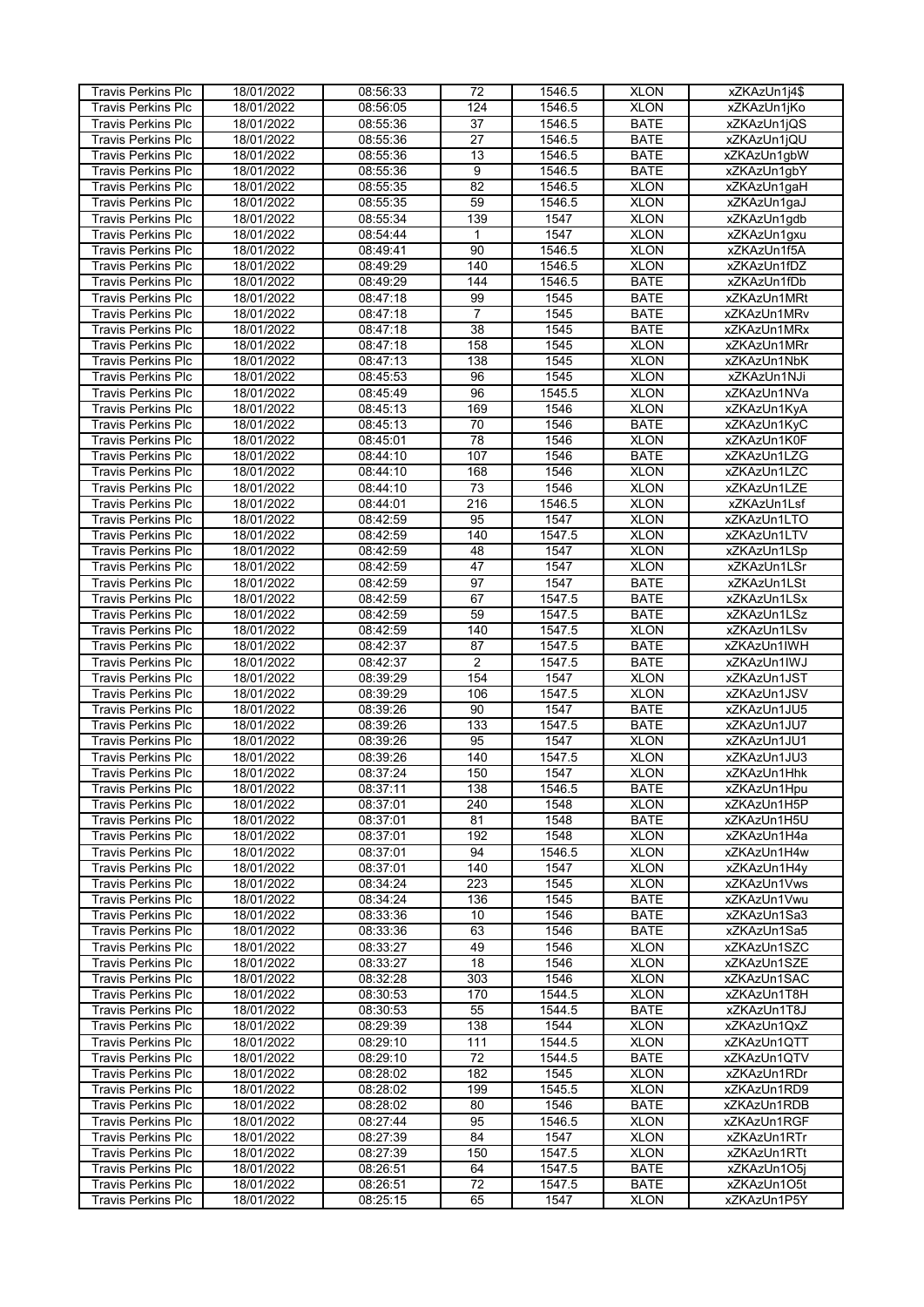| | | | | | | |
|---|---|---|---|---|---|---|
| Travis Perkins Plc | 18/01/2022 | 08:56:33 | 72 | 1546.5 | XLON | xZKAzUn1j4$ |
| Travis Perkins Plc | 18/01/2022 | 08:56:05 | 124 | 1546.5 | XLON | xZKAzUn1jKo |
| Travis Perkins Plc | 18/01/2022 | 08:55:36 | 37 | 1546.5 | BATE | xZKAzUn1jQS |
| Travis Perkins Plc | 18/01/2022 | 08:55:36 | 27 | 1546.5 | BATE | xZKAzUn1jQU |
| Travis Perkins Plc | 18/01/2022 | 08:55:36 | 13 | 1546.5 | BATE | xZKAzUn1gbW |
| Travis Perkins Plc | 18/01/2022 | 08:55:36 | 9 | 1546.5 | BATE | xZKAzUn1gbY |
| Travis Perkins Plc | 18/01/2022 | 08:55:35 | 82 | 1546.5 | XLON | xZKAzUn1gaH |
| Travis Perkins Plc | 18/01/2022 | 08:55:35 | 59 | 1546.5 | XLON | xZKAzUn1gaJ |
| Travis Perkins Plc | 18/01/2022 | 08:55:34 | 139 | 1547 | XLON | xZKAzUn1gdb |
| Travis Perkins Plc | 18/01/2022 | 08:54:44 | 1 | 1547 | XLON | xZKAzUn1gxu |
| Travis Perkins Plc | 18/01/2022 | 08:49:41 | 90 | 1546.5 | XLON | xZKAzUn1f5A |
| Travis Perkins Plc | 18/01/2022 | 08:49:29 | 140 | 1546.5 | XLON | xZKAzUn1fDZ |
| Travis Perkins Plc | 18/01/2022 | 08:49:29 | 144 | 1546.5 | BATE | xZKAzUn1fDb |
| Travis Perkins Plc | 18/01/2022 | 08:47:18 | 99 | 1545 | BATE | xZKAzUn1MRt |
| Travis Perkins Plc | 18/01/2022 | 08:47:18 | 7 | 1545 | BATE | xZKAzUn1MRv |
| Travis Perkins Plc | 18/01/2022 | 08:47:18 | 38 | 1545 | BATE | xZKAzUn1MRx |
| Travis Perkins Plc | 18/01/2022 | 08:47:18 | 158 | 1545 | XLON | xZKAzUn1MRr |
| Travis Perkins Plc | 18/01/2022 | 08:47:13 | 138 | 1545 | XLON | xZKAzUn1NbK |
| Travis Perkins Plc | 18/01/2022 | 08:45:53 | 96 | 1545 | XLON | xZKAzUn1NJi |
| Travis Perkins Plc | 18/01/2022 | 08:45:49 | 96 | 1545.5 | XLON | xZKAzUn1NVa |
| Travis Perkins Plc | 18/01/2022 | 08:45:13 | 169 | 1546 | XLON | xZKAzUn1KyA |
| Travis Perkins Plc | 18/01/2022 | 08:45:13 | 70 | 1546 | BATE | xZKAzUn1KyC |
| Travis Perkins Plc | 18/01/2022 | 08:45:01 | 78 | 1546 | XLON | xZKAzUn1K0F |
| Travis Perkins Plc | 18/01/2022 | 08:44:10 | 107 | 1546 | BATE | xZKAzUn1LZG |
| Travis Perkins Plc | 18/01/2022 | 08:44:10 | 168 | 1546 | XLON | xZKAzUn1LZC |
| Travis Perkins Plc | 18/01/2022 | 08:44:10 | 73 | 1546 | XLON | xZKAzUn1LZE |
| Travis Perkins Plc | 18/01/2022 | 08:44:01 | 216 | 1546.5 | XLON | xZKAzUn1Lsf |
| Travis Perkins Plc | 18/01/2022 | 08:42:59 | 95 | 1547 | XLON | xZKAzUn1LTO |
| Travis Perkins Plc | 18/01/2022 | 08:42:59 | 140 | 1547.5 | XLON | xZKAzUn1LTV |
| Travis Perkins Plc | 18/01/2022 | 08:42:59 | 48 | 1547 | XLON | xZKAzUn1LSp |
| Travis Perkins Plc | 18/01/2022 | 08:42:59 | 47 | 1547 | XLON | xZKAzUn1LSr |
| Travis Perkins Plc | 18/01/2022 | 08:42:59 | 97 | 1547 | BATE | xZKAzUn1LSt |
| Travis Perkins Plc | 18/01/2022 | 08:42:59 | 67 | 1547.5 | BATE | xZKAzUn1LSx |
| Travis Perkins Plc | 18/01/2022 | 08:42:59 | 59 | 1547.5 | BATE | xZKAzUn1LSz |
| Travis Perkins Plc | 18/01/2022 | 08:42:59 | 140 | 1547.5 | XLON | xZKAzUn1LSv |
| Travis Perkins Plc | 18/01/2022 | 08:42:37 | 87 | 1547.5 | BATE | xZKAzUn1IWH |
| Travis Perkins Plc | 18/01/2022 | 08:42:37 | 2 | 1547.5 | BATE | xZKAzUn1IWJ |
| Travis Perkins Plc | 18/01/2022 | 08:39:29 | 154 | 1547 | XLON | xZKAzUn1JST |
| Travis Perkins Plc | 18/01/2022 | 08:39:29 | 106 | 1547.5 | XLON | xZKAzUn1JSV |
| Travis Perkins Plc | 18/01/2022 | 08:39:26 | 90 | 1547 | BATE | xZKAzUn1JU5 |
| Travis Perkins Plc | 18/01/2022 | 08:39:26 | 133 | 1547.5 | BATE | xZKAzUn1JU7 |
| Travis Perkins Plc | 18/01/2022 | 08:39:26 | 95 | 1547 | XLON | xZKAzUn1JU1 |
| Travis Perkins Plc | 18/01/2022 | 08:39:26 | 140 | 1547.5 | XLON | xZKAzUn1JU3 |
| Travis Perkins Plc | 18/01/2022 | 08:37:24 | 150 | 1547 | XLON | xZKAzUn1Hhk |
| Travis Perkins Plc | 18/01/2022 | 08:37:11 | 138 | 1546.5 | BATE | xZKAzUn1Hpu |
| Travis Perkins Plc | 18/01/2022 | 08:37:01 | 240 | 1548 | XLON | xZKAzUn1H5P |
| Travis Perkins Plc | 18/01/2022 | 08:37:01 | 81 | 1548 | BATE | xZKAzUn1H5U |
| Travis Perkins Plc | 18/01/2022 | 08:37:01 | 192 | 1548 | XLON | xZKAzUn1H4a |
| Travis Perkins Plc | 18/01/2022 | 08:37:01 | 94 | 1546.5 | XLON | xZKAzUn1H4w |
| Travis Perkins Plc | 18/01/2022 | 08:37:01 | 140 | 1547 | XLON | xZKAzUn1H4y |
| Travis Perkins Plc | 18/01/2022 | 08:34:24 | 223 | 1545 | XLON | xZKAzUn1Vws |
| Travis Perkins Plc | 18/01/2022 | 08:34:24 | 136 | 1545 | BATE | xZKAzUn1Vwu |
| Travis Perkins Plc | 18/01/2022 | 08:33:36 | 10 | 1546 | BATE | xZKAzUn1Sa3 |
| Travis Perkins Plc | 18/01/2022 | 08:33:36 | 63 | 1546 | BATE | xZKAzUn1Sa5 |
| Travis Perkins Plc | 18/01/2022 | 08:33:27 | 49 | 1546 | XLON | xZKAzUn1SZC |
| Travis Perkins Plc | 18/01/2022 | 08:33:27 | 18 | 1546 | XLON | xZKAzUn1SZE |
| Travis Perkins Plc | 18/01/2022 | 08:32:28 | 303 | 1546 | XLON | xZKAzUn1SAC |
| Travis Perkins Plc | 18/01/2022 | 08:30:53 | 170 | 1544.5 | XLON | xZKAzUn1T8H |
| Travis Perkins Plc | 18/01/2022 | 08:30:53 | 55 | 1544.5 | BATE | xZKAzUn1T8J |
| Travis Perkins Plc | 18/01/2022 | 08:29:39 | 138 | 1544 | XLON | xZKAzUn1QxZ |
| Travis Perkins Plc | 18/01/2022 | 08:29:10 | 111 | 1544.5 | XLON | xZKAzUn1QTT |
| Travis Perkins Plc | 18/01/2022 | 08:29:10 | 72 | 1544.5 | BATE | xZKAzUn1QTV |
| Travis Perkins Plc | 18/01/2022 | 08:28:02 | 182 | 1545 | XLON | xZKAzUn1RDr |
| Travis Perkins Plc | 18/01/2022 | 08:28:02 | 199 | 1545.5 | XLON | xZKAzUn1RD9 |
| Travis Perkins Plc | 18/01/2022 | 08:28:02 | 80 | 1546 | BATE | xZKAzUn1RDB |
| Travis Perkins Plc | 18/01/2022 | 08:27:44 | 95 | 1546.5 | XLON | xZKAzUn1RGF |
| Travis Perkins Plc | 18/01/2022 | 08:27:39 | 84 | 1547 | XLON | xZKAzUn1RTr |
| Travis Perkins Plc | 18/01/2022 | 08:27:39 | 150 | 1547.5 | XLON | xZKAzUn1RTt |
| Travis Perkins Plc | 18/01/2022 | 08:26:51 | 64 | 1547.5 | BATE | xZKAzUn1O5j |
| Travis Perkins Plc | 18/01/2022 | 08:26:51 | 72 | 1547.5 | BATE | xZKAzUn1O5t |
| Travis Perkins Plc | 18/01/2022 | 08:25:15 | 65 | 1547 | XLON | xZKAzUn1P5Y |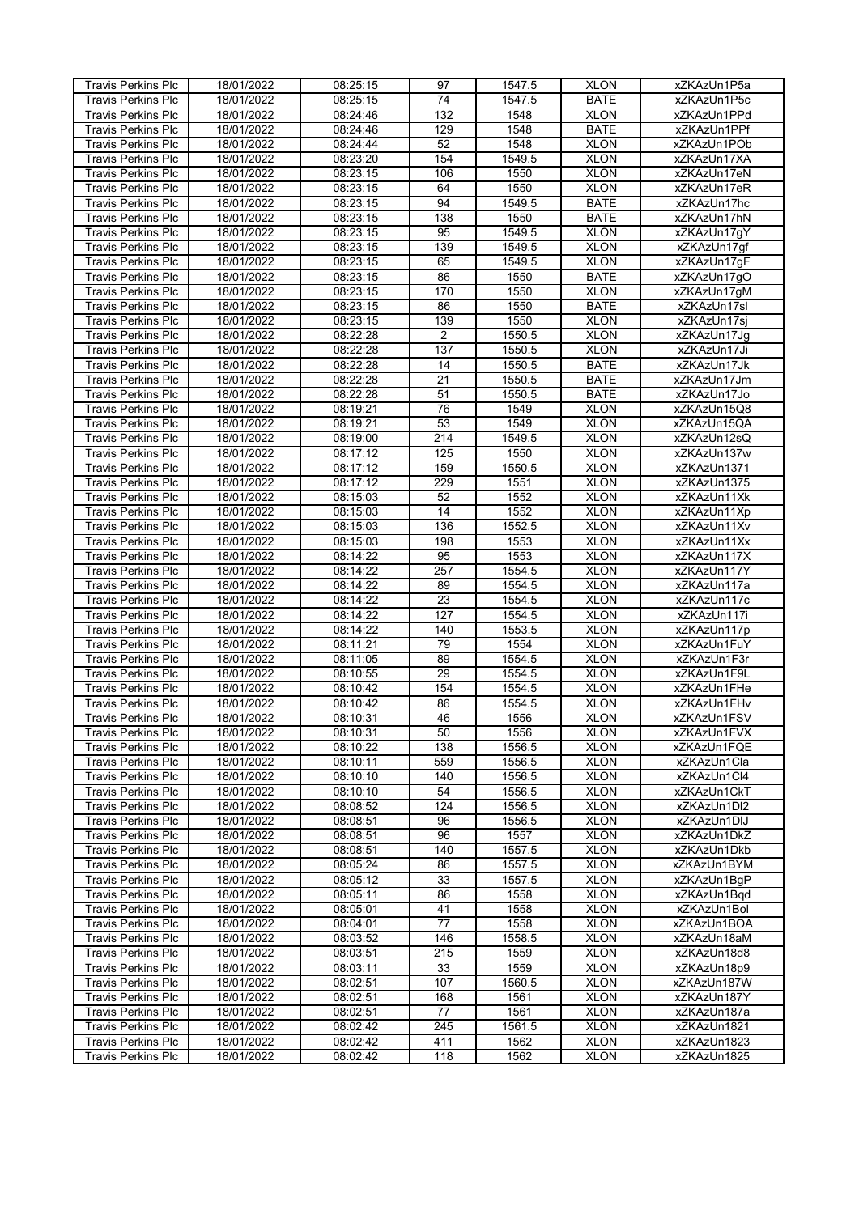| | | | | | | |
|---|---|---|---|---|---|---|
| Travis Perkins Plc | 18/01/2022 | 08:25:15 | 97 | 1547.5 | XLON | xZKAzUn1P5a |
| Travis Perkins Plc | 18/01/2022 | 08:25:15 | 74 | 1547.5 | BATE | xZKAzUn1P5c |
| Travis Perkins Plc | 18/01/2022 | 08:24:46 | 132 | 1548 | XLON | xZKAzUn1PPd |
| Travis Perkins Plc | 18/01/2022 | 08:24:46 | 129 | 1548 | BATE | xZKAzUn1PPf |
| Travis Perkins Plc | 18/01/2022 | 08:24:44 | 52 | 1548 | XLON | xZKAzUn1POb |
| Travis Perkins Plc | 18/01/2022 | 08:23:20 | 154 | 1549.5 | XLON | xZKAzUn17XA |
| Travis Perkins Plc | 18/01/2022 | 08:23:15 | 106 | 1550 | XLON | xZKAzUn17eN |
| Travis Perkins Plc | 18/01/2022 | 08:23:15 | 64 | 1550 | XLON | xZKAzUn17eR |
| Travis Perkins Plc | 18/01/2022 | 08:23:15 | 94 | 1549.5 | BATE | xZKAzUn17hc |
| Travis Perkins Plc | 18/01/2022 | 08:23:15 | 138 | 1550 | BATE | xZKAzUn17hN |
| Travis Perkins Plc | 18/01/2022 | 08:23:15 | 95 | 1549.5 | XLON | xZKAzUn17gY |
| Travis Perkins Plc | 18/01/2022 | 08:23:15 | 139 | 1549.5 | XLON | xZKAzUn17gf |
| Travis Perkins Plc | 18/01/2022 | 08:23:15 | 65 | 1549.5 | XLON | xZKAzUn17gF |
| Travis Perkins Plc | 18/01/2022 | 08:23:15 | 86 | 1550 | BATE | xZKAzUn17gO |
| Travis Perkins Plc | 18/01/2022 | 08:23:15 | 170 | 1550 | XLON | xZKAzUn17gM |
| Travis Perkins Plc | 18/01/2022 | 08:23:15 | 86 | 1550 | BATE | xZKAzUn17sl |
| Travis Perkins Plc | 18/01/2022 | 08:23:15 | 139 | 1550 | XLON | xZKAzUn17sj |
| Travis Perkins Plc | 18/01/2022 | 08:22:28 | 2 | 1550.5 | XLON | xZKAzUn17Jg |
| Travis Perkins Plc | 18/01/2022 | 08:22:28 | 137 | 1550.5 | XLON | xZKAzUn17Ji |
| Travis Perkins Plc | 18/01/2022 | 08:22:28 | 14 | 1550.5 | BATE | xZKAzUn17Jk |
| Travis Perkins Plc | 18/01/2022 | 08:22:28 | 21 | 1550.5 | BATE | xZKAzUn17Jm |
| Travis Perkins Plc | 18/01/2022 | 08:22:28 | 51 | 1550.5 | BATE | xZKAzUn17Jo |
| Travis Perkins Plc | 18/01/2022 | 08:19:21 | 76 | 1549 | XLON | xZKAzUn15Q8 |
| Travis Perkins Plc | 18/01/2022 | 08:19:21 | 53 | 1549 | XLON | xZKAzUn15QA |
| Travis Perkins Plc | 18/01/2022 | 08:19:00 | 214 | 1549.5 | XLON | xZKAzUn12sQ |
| Travis Perkins Plc | 18/01/2022 | 08:17:12 | 125 | 1550 | XLON | xZKAzUn137w |
| Travis Perkins Plc | 18/01/2022 | 08:17:12 | 159 | 1550.5 | XLON | xZKAzUn1371 |
| Travis Perkins Plc | 18/01/2022 | 08:17:12 | 229 | 1551 | XLON | xZKAzUn1375 |
| Travis Perkins Plc | 18/01/2022 | 08:15:03 | 52 | 1552 | XLON | xZKAzUn11Xk |
| Travis Perkins Plc | 18/01/2022 | 08:15:03 | 14 | 1552 | XLON | xZKAzUn11Xp |
| Travis Perkins Plc | 18/01/2022 | 08:15:03 | 136 | 1552.5 | XLON | xZKAzUn11Xv |
| Travis Perkins Plc | 18/01/2022 | 08:15:03 | 198 | 1553 | XLON | xZKAzUn11Xx |
| Travis Perkins Plc | 18/01/2022 | 08:14:22 | 95 | 1553 | XLON | xZKAzUn117X |
| Travis Perkins Plc | 18/01/2022 | 08:14:22 | 257 | 1554.5 | XLON | xZKAzUn117Y |
| Travis Perkins Plc | 18/01/2022 | 08:14:22 | 89 | 1554.5 | XLON | xZKAzUn117a |
| Travis Perkins Plc | 18/01/2022 | 08:14:22 | 23 | 1554.5 | XLON | xZKAzUn117c |
| Travis Perkins Plc | 18/01/2022 | 08:14:22 | 127 | 1554.5 | XLON | xZKAzUn117i |
| Travis Perkins Plc | 18/01/2022 | 08:14:22 | 140 | 1553.5 | XLON | xZKAzUn117p |
| Travis Perkins Plc | 18/01/2022 | 08:11:21 | 79 | 1554 | XLON | xZKAzUn1FuY |
| Travis Perkins Plc | 18/01/2022 | 08:11:05 | 89 | 1554.5 | XLON | xZKAzUn1F3r |
| Travis Perkins Plc | 18/01/2022 | 08:10:55 | 29 | 1554.5 | XLON | xZKAzUn1F9L |
| Travis Perkins Plc | 18/01/2022 | 08:10:42 | 154 | 1554.5 | XLON | xZKAzUn1FHe |
| Travis Perkins Plc | 18/01/2022 | 08:10:42 | 86 | 1554.5 | XLON | xZKAzUn1FHv |
| Travis Perkins Plc | 18/01/2022 | 08:10:31 | 46 | 1556 | XLON | xZKAzUn1FSV |
| Travis Perkins Plc | 18/01/2022 | 08:10:31 | 50 | 1556 | XLON | xZKAzUn1FVX |
| Travis Perkins Plc | 18/01/2022 | 08:10:22 | 138 | 1556.5 | XLON | xZKAzUn1FQE |
| Travis Perkins Plc | 18/01/2022 | 08:10:11 | 559 | 1556.5 | XLON | xZKAzUn1Cla |
| Travis Perkins Plc | 18/01/2022 | 08:10:10 | 140 | 1556.5 | XLON | xZKAzUn1Cl4 |
| Travis Perkins Plc | 18/01/2022 | 08:10:10 | 54 | 1556.5 | XLON | xZKAzUn1CkT |
| Travis Perkins Plc | 18/01/2022 | 08:08:52 | 124 | 1556.5 | XLON | xZKAzUn1Dl2 |
| Travis Perkins Plc | 18/01/2022 | 08:08:51 | 96 | 1556.5 | XLON | xZKAzUn1DlJ |
| Travis Perkins Plc | 18/01/2022 | 08:08:51 | 96 | 1557 | XLON | xZKAzUn1DkZ |
| Travis Perkins Plc | 18/01/2022 | 08:08:51 | 140 | 1557.5 | XLON | xZKAzUn1Dkb |
| Travis Perkins Plc | 18/01/2022 | 08:05:24 | 86 | 1557.5 | XLON | xZKAzUn1BYM |
| Travis Perkins Plc | 18/01/2022 | 08:05:12 | 33 | 1557.5 | XLON | xZKAzUn1BgP |
| Travis Perkins Plc | 18/01/2022 | 08:05:11 | 86 | 1558 | XLON | xZKAzUn1Bqd |
| Travis Perkins Plc | 18/01/2022 | 08:05:01 | 41 | 1558 | XLON | xZKAzUn1Bol |
| Travis Perkins Plc | 18/01/2022 | 08:04:01 | 77 | 1558 | XLON | xZKAzUn1BOA |
| Travis Perkins Plc | 18/01/2022 | 08:03:52 | 146 | 1558.5 | XLON | xZKAzUn18aM |
| Travis Perkins Plc | 18/01/2022 | 08:03:51 | 215 | 1559 | XLON | xZKAzUn18d8 |
| Travis Perkins Plc | 18/01/2022 | 08:03:11 | 33 | 1559 | XLON | xZKAzUn18p9 |
| Travis Perkins Plc | 18/01/2022 | 08:02:51 | 107 | 1560.5 | XLON | xZKAzUn187W |
| Travis Perkins Plc | 18/01/2022 | 08:02:51 | 168 | 1561 | XLON | xZKAzUn187Y |
| Travis Perkins Plc | 18/01/2022 | 08:02:51 | 77 | 1561 | XLON | xZKAzUn187a |
| Travis Perkins Plc | 18/01/2022 | 08:02:42 | 245 | 1561.5 | XLON | xZKAzUn1821 |
| Travis Perkins Plc | 18/01/2022 | 08:02:42 | 411 | 1562 | XLON | xZKAzUn1823 |
| Travis Perkins Plc | 18/01/2022 | 08:02:42 | 118 | 1562 | XLON | xZKAzUn1825 |